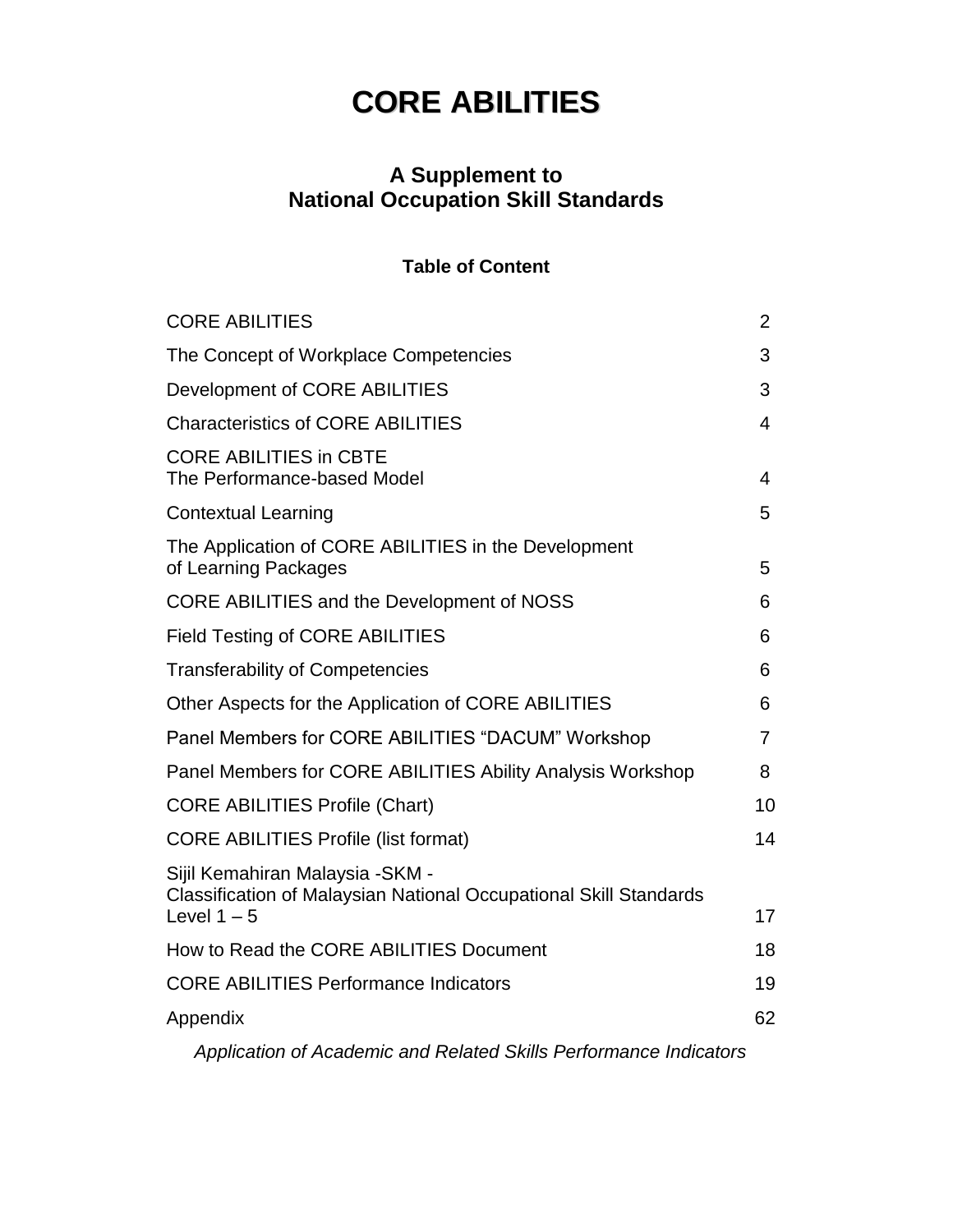# CORE ABILITIES

## A Supplement to National Occupation Skill Standards

### Table of Content

| | |
|---|---|
| CORE ABILITIES | 2 |
| The Concept of Workplace Competencies | 3 |
| Development of CORE ABILITIES | 3 |
| Characteristics of CORE ABILITIES | 4 |
| CORE ABILITIES in CBTE The Performance-based Model | 4 |
| Contextual Learning | 5 |
| The Application of CORE ABILITIES in the Development of Learning Packages | 5 |
| CORE ABILITIES and the Development of NOSS | 6 |
| Field Testing of CORE ABILITIES | 6 |
| Transferability of Competencies | 6 |
| Other Aspects for the Application of CORE ABILITIES | 6 |
| Panel Members for CORE ABILITIES "DACUM" Workshop | 7 |
| Panel Members for CORE ABILITIES Ability Analysis Workshop | 8 |
| CORE ABILITIES Profile (Chart) | 10 |
| CORE ABILITIES Profile (list format) | 14 |
| Sijil Kemahiran Malaysia -SKM - Classification of Malaysian National Occupational Skill Standards Level 1 – 5 | 17 |
| How to Read the CORE ABILITIES Document | 18 |
| CORE ABILITIES Performance Indicators | 19 |
| Appendix | 62 |

*Application of Academic and Related Skills Performance Indicators*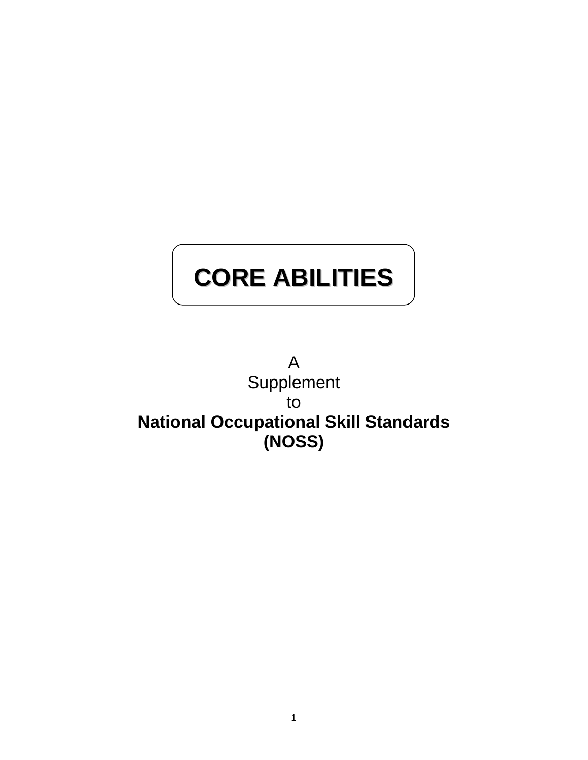# CORE ABILITIES

A
Supplement
to
**National Occupational Skill Standards**
**(NOSS)**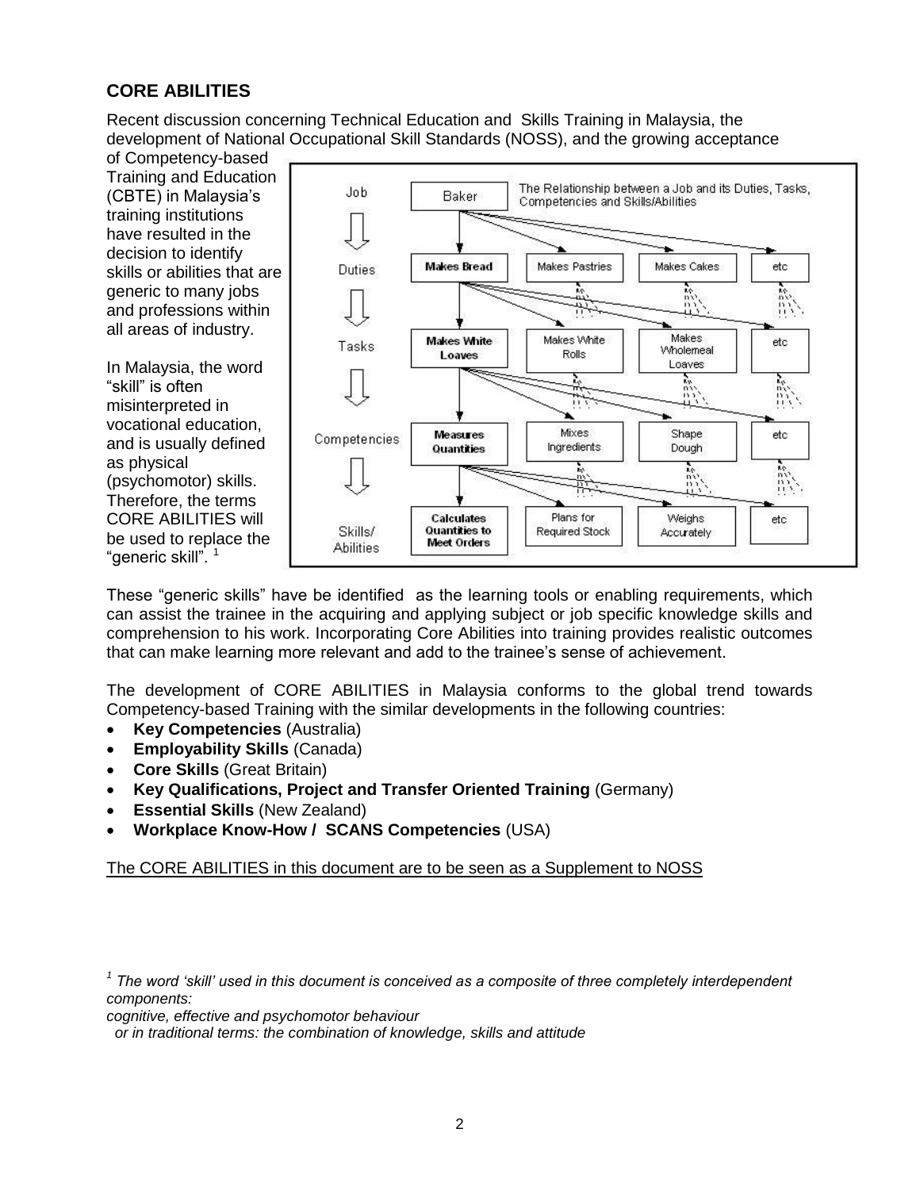## CORE ABILITIES

Recent discussion concerning Technical Education and Skills Training in Malaysia, the development of National Occupational Skill Standards (NOSS), and the growing acceptance of Competency-based Training and Education (CBTE) in Malaysia's training institutions have resulted in the decision to identify skills or abilities that are generic to many jobs and professions within all areas of industry.

In Malaysia, the word "skill" is often misinterpreted in vocational education, and is usually defined as physical (psychomotor) skills. Therefore, the terms CORE ABILITIES will be used to replace the "generic skill".[1]

The Relationship between a Job and its Duties, Tasks, Competencies and Skills/Abilities

| Level | | | | |
|---|---|---|---|---|
| Job | **Baker** | | | |
| Duties | **Makes Bread** | Makes Pastries | Makes Cakes | etc |
| Tasks | **Makes White Loaves** | Makes White Rolls | Makes Wholemeal Loaves | etc |
| Competencies | **Measures Quantities** | Mixes Ingredients | Shape Dough | etc |
| Skills/ Abilities | **Calculates Quantities to Meet Orders** | Plans for Required Stock | Weighs Accurately | etc |

These "generic skills" have be identified as the learning tools or enabling requirements, which can assist the trainee in the acquiring and applying subject or job specific knowledge skills and comprehension to his work. Incorporating Core Abilities into training provides realistic outcomes that can make learning more relevant and add to the trainee's sense of achievement.

The development of CORE ABILITIES in Malaysia conforms to the global trend towards Competency-based Training with the similar developments in the following countries:

- **Key Competencies** (Australia)
- **Employability Skills** (Canada)
- **Core Skills** (Great Britain)
- **Key Qualifications, Project and Transfer Oriented Training** (Germany)
- **Essential Skills** (New Zealand)
- **Workplace Know-How / SCANS Competencies** (USA)

<u>The CORE ABILITIES in this document are to be seen as a Supplement to NOSS</u>

---

[1] *The word 'skill' used in this document is conceived as a composite of three completely interdependent components:*
*cognitive, effective and psychomotor behaviour*
*or in traditional terms: the combination of knowledge, skills and attitude*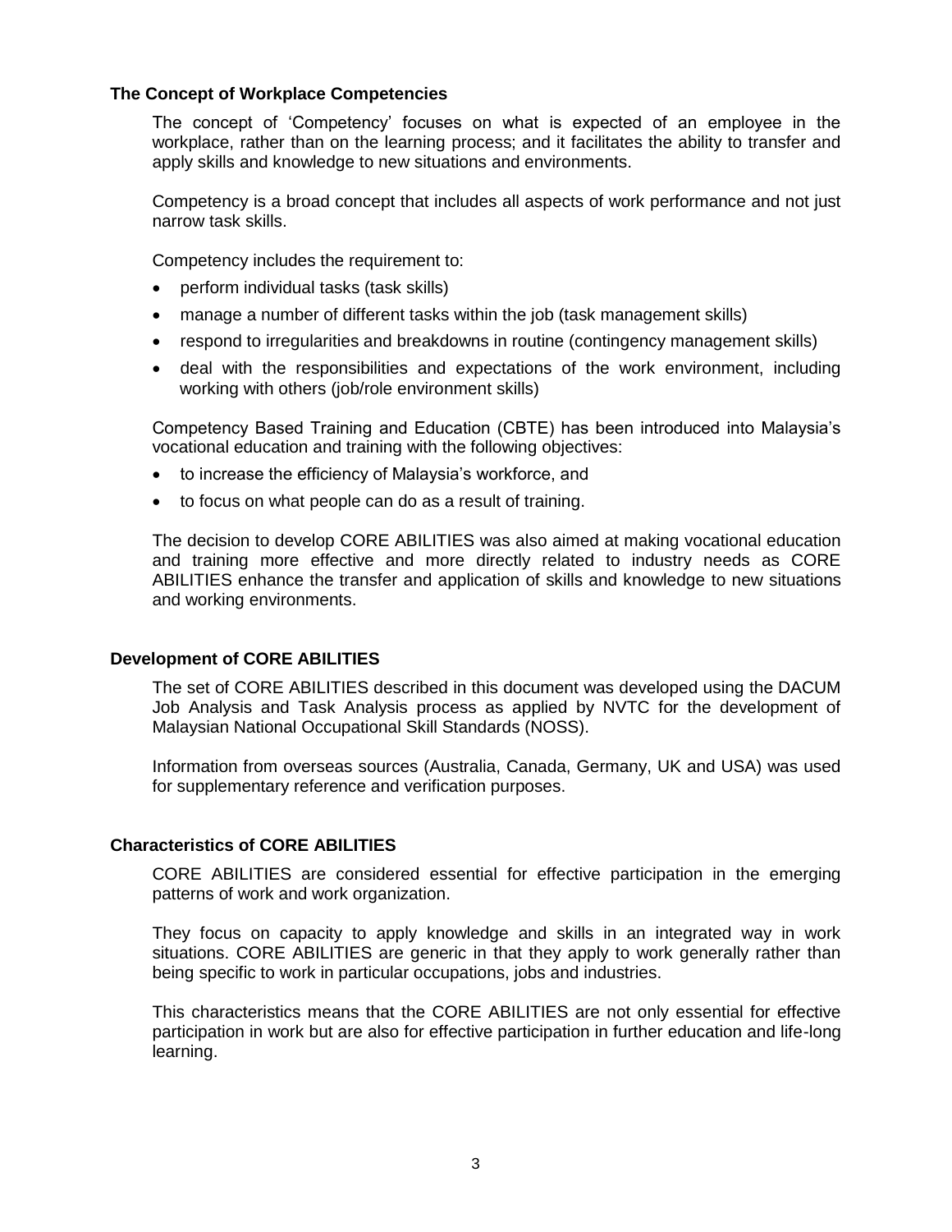## The Concept of Workplace Competencies

The concept of 'Competency' focuses on what is expected of an employee in the workplace, rather than on the learning process; and it facilitates the ability to transfer and apply skills and knowledge to new situations and environments.

Competency is a broad concept that includes all aspects of work performance and not just narrow task skills.

Competency includes the requirement to:

- perform individual tasks (task skills)
- manage a number of different tasks within the job (task management skills)
- respond to irregularities and breakdowns in routine (contingency management skills)
- deal with the responsibilities and expectations of the work environment, including working with others (job/role environment skills)

Competency Based Training and Education (CBTE) has been introduced into Malaysia's vocational education and training with the following objectives:

- to increase the efficiency of Malaysia's workforce, and
- to focus on what people can do as a result of training.

The decision to develop CORE ABILITIES was also aimed at making vocational education and training more effective and more directly related to industry needs as CORE ABILITIES enhance the transfer and application of skills and knowledge to new situations and working environments.

## Development of CORE ABILITIES

The set of CORE ABILITIES described in this document was developed using the DACUM Job Analysis and Task Analysis process as applied by NVTC for the development of Malaysian National Occupational Skill Standards (NOSS).

Information from overseas sources (Australia, Canada, Germany, UK and USA) was used for supplementary reference and verification purposes.

## Characteristics of CORE ABILITIES

CORE ABILITIES are considered essential for effective participation in the emerging patterns of work and work organization.

They focus on capacity to apply knowledge and skills in an integrated way in work situations. CORE ABILITIES are generic in that they apply to work generally rather than being specific to work in particular occupations, jobs and industries.

This characteristics means that the CORE ABILITIES are not only essential for effective participation in work but are also for effective participation in further education and life-long learning.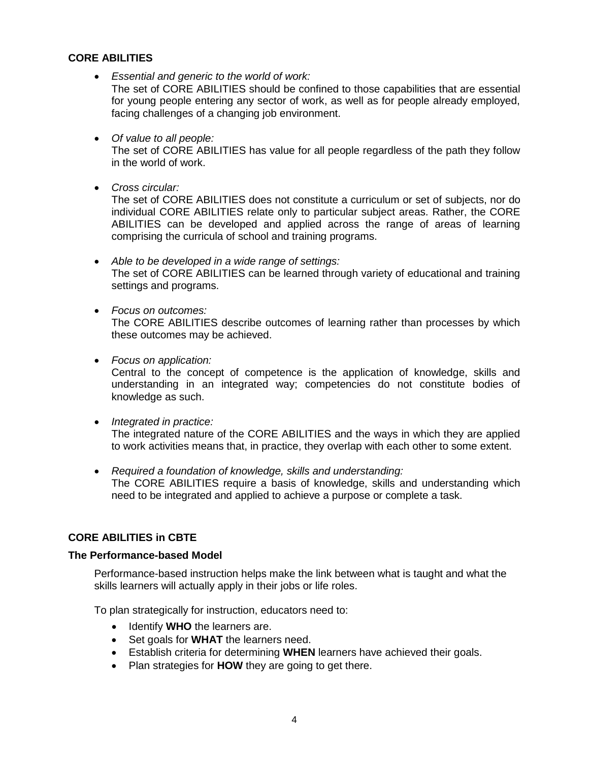## CORE ABILITIES

- *Essential and generic to the world of work:*
  The set of CORE ABILITIES should be confined to those capabilities that are essential for young people entering any sector of work, as well as for people already employed, facing challenges of a changing job environment.

- *Of value to all people:*
  The set of CORE ABILITIES has value for all people regardless of the path they follow in the world of work.

- *Cross circular:*
  The set of CORE ABILITIES does not constitute a curriculum or set of subjects, nor do individual CORE ABILITIES relate only to particular subject areas. Rather, the CORE ABILITIES can be developed and applied across the range of areas of learning comprising the curricula of school and training programs.

- *Able to be developed in a wide range of settings:*
  The set of CORE ABILITIES can be learned through variety of educational and training settings and programs.

- *Focus on outcomes:*
  The CORE ABILITIES describe outcomes of learning rather than processes by which these outcomes may be achieved.

- *Focus on application:*
  Central to the concept of competence is the application of knowledge, skills and understanding in an integrated way; competencies do not constitute bodies of knowledge as such.

- *Integrated in practice:*
  The integrated nature of the CORE ABILITIES and the ways in which they are applied to work activities means that, in practice, they overlap with each other to some extent.

- *Required a foundation of knowledge, skills and understanding:*
  The CORE ABILITIES require a basis of knowledge, skills and understanding which need to be integrated and applied to achieve a purpose or complete a task.

## CORE ABILITIES in CBTE

### The Performance-based Model

Performance-based instruction helps make the link between what is taught and what the skills learners will actually apply in their jobs or life roles.

To plan strategically for instruction, educators need to:

- Identify **WHO** the learners are.
- Set goals for **WHAT** the learners need.
- Establish criteria for determining **WHEN** learners have achieved their goals.
- Plan strategies for **HOW** they are going to get there.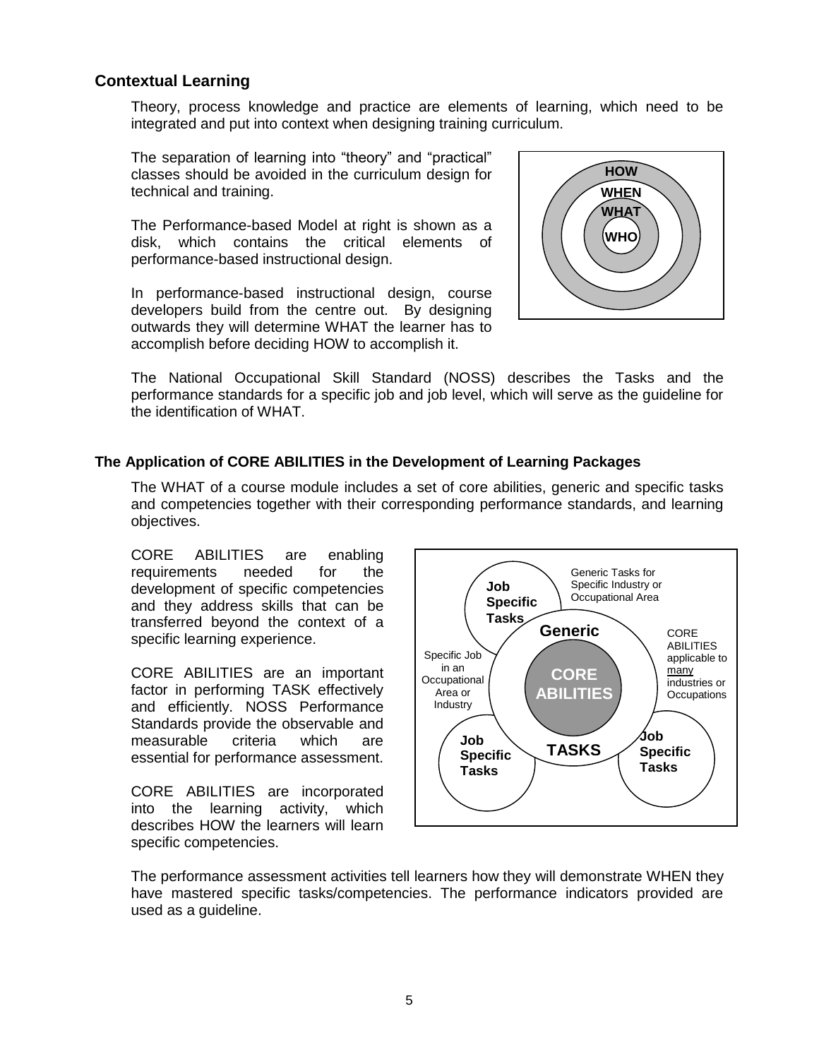## Contextual Learning

Theory, process knowledge and practice are elements of learning, which need to be integrated and put into context when designing training curriculum.

The separation of learning into "theory" and "practical" classes should be avoided in the curriculum design for technical and training.

The Performance-based Model at right is shown as a disk, which contains the critical elements of performance-based instructional design.

In performance-based instructional design, course developers build from the centre out. By designing outwards they will determine WHAT the learner has to accomplish before deciding HOW to accomplish it.

The National Occupational Skill Standard (NOSS) describes the Tasks and the performance standards for a specific job and job level, which will serve as the guideline for the identification of WHAT.

### The Application of CORE ABILITIES in the Development of Learning Packages

The WHAT of a course module includes a set of core abilities, generic and specific tasks and competencies together with their corresponding performance standards, and learning objectives.

CORE ABILITIES are enabling requirements needed for the development of specific competencies and they address skills that can be transferred beyond the context of a specific learning experience.

CORE ABILITIES are an important factor in performing TASK effectively and efficiently. NOSS Performance Standards provide the observable and measurable criteria which are essential for performance assessment.

CORE ABILITIES are incorporated into the learning activity, which describes HOW the learners will learn specific competencies.

The performance assessment activities tell learners how they will demonstrate WHEN they have mastered specific tasks/competencies. The performance indicators provided are used as a guideline.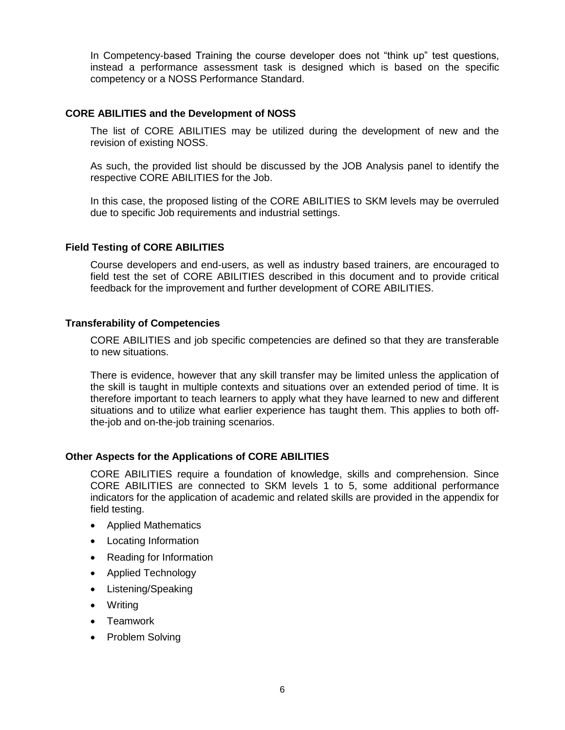In Competency-based Training the course developer does not “think up” test questions, instead a performance assessment task is designed which is based on the specific competency or a NOSS Performance Standard.

### CORE ABILITIES and the Development of NOSS

The list of CORE ABILITIES may be utilized during the development of new and the revision of existing NOSS.

As such, the provided list should be discussed by the JOB Analysis panel to identify the respective CORE ABILITIES for the Job.

In this case, the proposed listing of the CORE ABILITIES to SKM levels may be overruled due to specific Job requirements and industrial settings.

### Field Testing of CORE ABILITIES

Course developers and end-users, as well as industry based trainers, are encouraged to field test the set of CORE ABILITIES described in this document and to provide critical feedback for the improvement and further development of CORE ABILITIES.

### Transferability of Competencies

CORE ABILITIES and job specific competencies are defined so that they are transferable to new situations.

There is evidence, however that any skill transfer may be limited unless the application of the skill is taught in multiple contexts and situations over an extended period of time. It is therefore important to teach learners to apply what they have learned to new and different situations and to utilize what earlier experience has taught them. This applies to both off-the-job and on-the-job training scenarios.

### Other Aspects for the Applications of CORE ABILITIES

CORE ABILITIES require a foundation of knowledge, skills and comprehension. Since CORE ABILITIES are connected to SKM levels 1 to 5, some additional performance indicators for the application of academic and related skills are provided in the appendix for field testing.

- Applied Mathematics
- Locating Information
- Reading for Information
- Applied Technology
- Listening/Speaking
- Writing
- Teamwork
- Problem Solving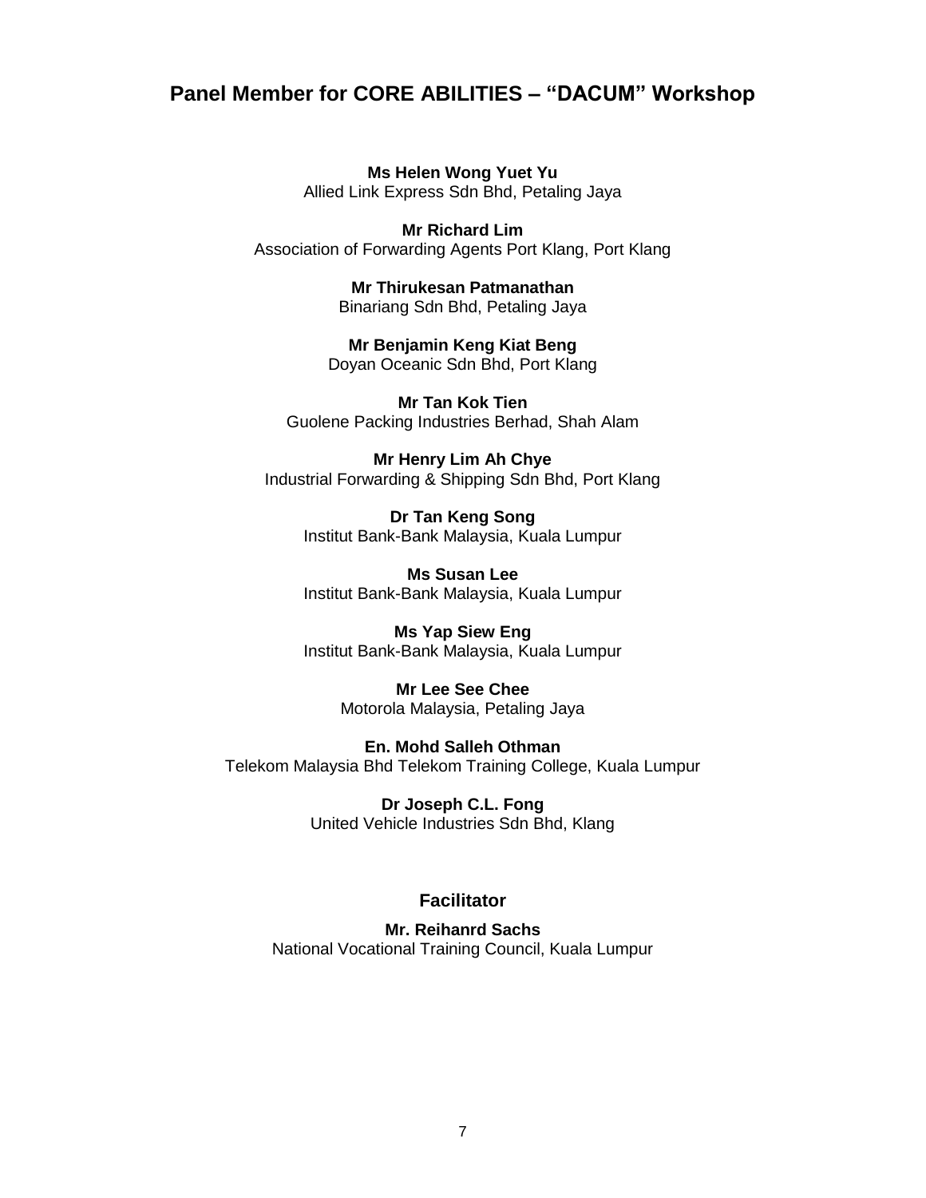## Panel Member for CORE ABILITIES – "DACUM" Workshop

**Ms Helen Wong Yuet Yu**
Allied Link Express Sdn Bhd, Petaling Jaya

**Mr Richard Lim**
Association of Forwarding Agents Port Klang, Port Klang

**Mr Thirukesan Patmanathan**
Binariang Sdn Bhd, Petaling Jaya

**Mr Benjamin Keng Kiat Beng**
Doyan Oceanic Sdn Bhd, Port Klang

**Mr Tan Kok Tien**
Guolene Packing Industries Berhad, Shah Alam

**Mr Henry Lim Ah Chye**
Industrial Forwarding & Shipping Sdn Bhd, Port Klang

**Dr Tan Keng Song**
Institut Bank-Bank Malaysia, Kuala Lumpur

**Ms Susan Lee**
Institut Bank-Bank Malaysia, Kuala Lumpur

**Ms Yap Siew Eng**
Institut Bank-Bank Malaysia, Kuala Lumpur

**Mr Lee See Chee**
Motorola Malaysia, Petaling Jaya

**En. Mohd Salleh Othman**
Telekom Malaysia Bhd Telekom Training College, Kuala Lumpur

**Dr Joseph C.L. Fong**
United Vehicle Industries Sdn Bhd, Klang

### Facilitator

**Mr. Reihanrd Sachs**
National Vocational Training Council, Kuala Lumpur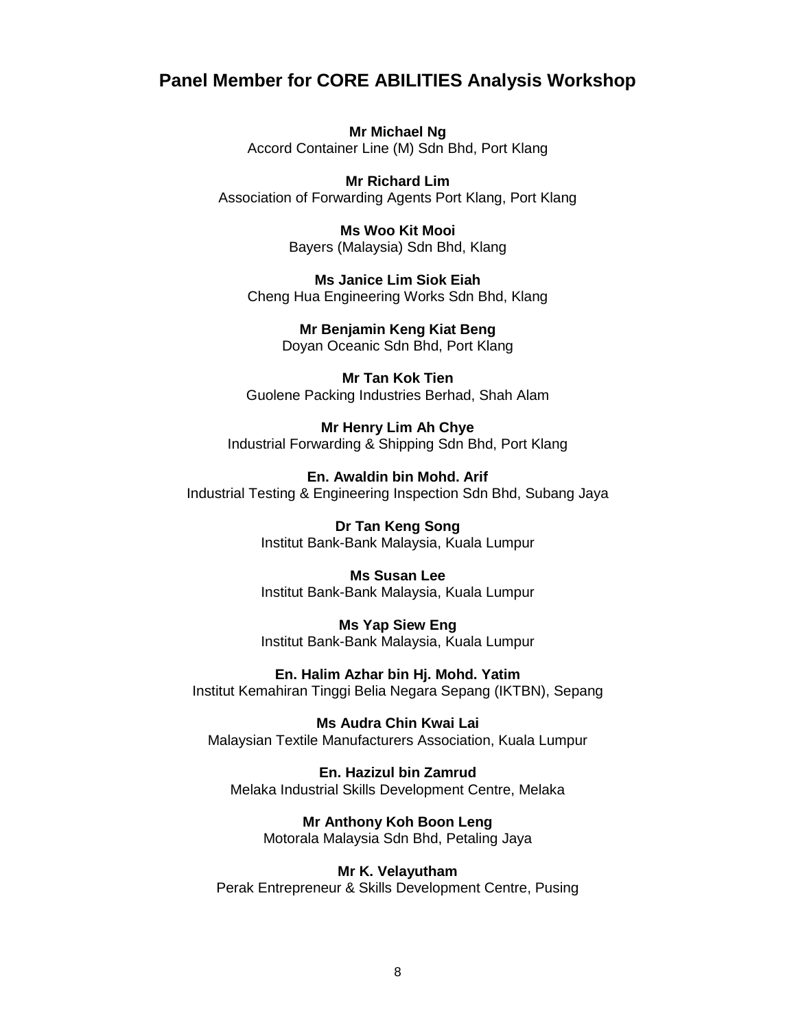## Panel Member for CORE ABILITIES Analysis Workshop

**Mr Michael Ng**
Accord Container Line (M) Sdn Bhd, Port Klang

**Mr Richard Lim**
Association of Forwarding Agents Port Klang, Port Klang

**Ms Woo Kit Mooi**
Bayers (Malaysia) Sdn Bhd, Klang

**Ms Janice Lim Siok Eiah**
Cheng Hua Engineering Works Sdn Bhd, Klang

**Mr Benjamin Keng Kiat Beng**
Doyan Oceanic Sdn Bhd, Port Klang

**Mr Tan Kok Tien**
Guolene Packing Industries Berhad, Shah Alam

**Mr Henry Lim Ah Chye**
Industrial Forwarding & Shipping Sdn Bhd, Port Klang

**En. Awaldin bin Mohd. Arif**
Industrial Testing & Engineering Inspection Sdn Bhd, Subang Jaya

**Dr Tan Keng Song**
Institut Bank-Bank Malaysia, Kuala Lumpur

**Ms Susan Lee**
Institut Bank-Bank Malaysia, Kuala Lumpur

**Ms Yap Siew Eng**
Institut Bank-Bank Malaysia, Kuala Lumpur

**En. Halim Azhar bin Hj. Mohd. Yatim**
Institut Kemahiran Tinggi Belia Negara Sepang (IKTBN), Sepang

**Ms Audra Chin Kwai Lai**
Malaysian Textile Manufacturers Association, Kuala Lumpur

**En. Hazizul bin Zamrud**
Melaka Industrial Skills Development Centre, Melaka

**Mr Anthony Koh Boon Leng**
Motorala Malaysia Sdn Bhd, Petaling Jaya

**Mr K. Velayutham**
Perak Entrepreneur & Skills Development Centre, Pusing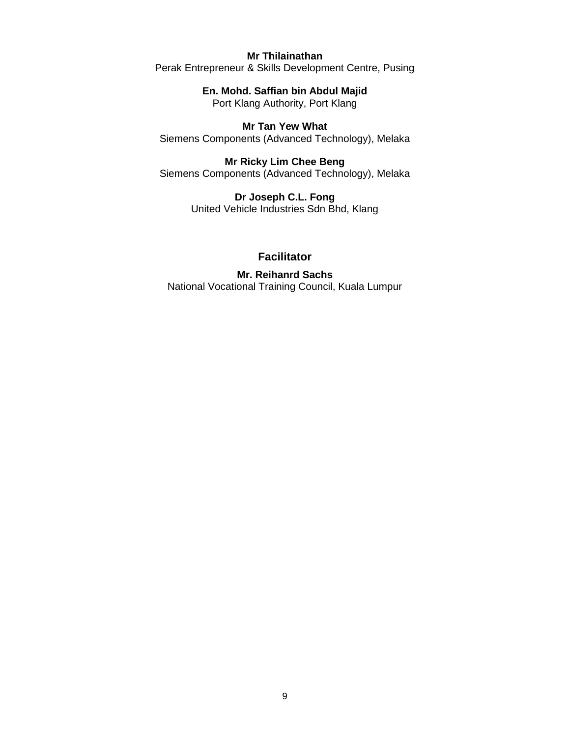**Mr Thilainathan**
Perak Entrepreneur & Skills Development Centre, Pusing

**En. Mohd. Saffian bin Abdul Majid**
Port Klang Authority, Port Klang

**Mr Tan Yew What**
Siemens Components (Advanced Technology), Melaka

**Mr Ricky Lim Chee Beng**
Siemens Components (Advanced Technology), Melaka

**Dr Joseph C.L. Fong**
United Vehicle Industries Sdn Bhd, Klang

## Facilitator

**Mr. Reihanrd Sachs**
National Vocational Training Council, Kuala Lumpur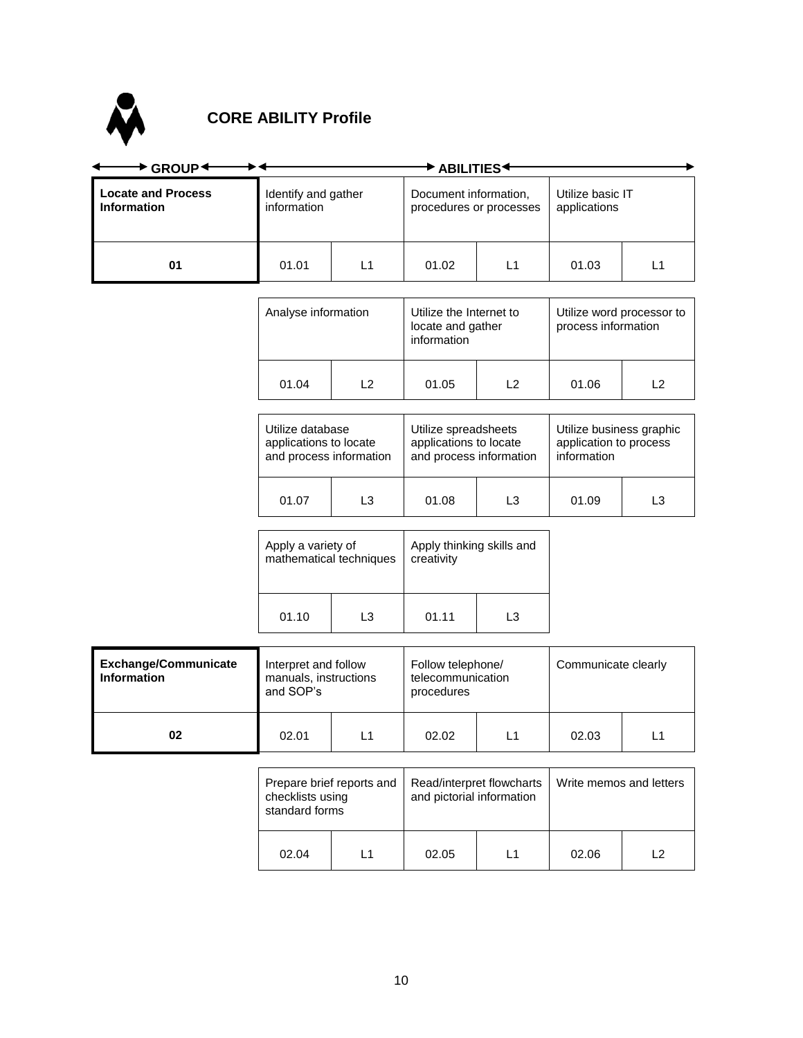## CORE ABILITY Profile

| GROUP | ABILITIES | | | | | |
|---|---|---|---|---|---|---|
| **Locate and Process Information** | Identify and gather information | | Document information, procedures or processes | | Utilize basic IT applications | |
| **01** | 01.01 | L1 | 01.02 | L1 | 01.03 | L1 |
| | Analyse information | | Utilize the Internet to locate and gather information | | Utilize word processor to process information | |
| | 01.04 | L2 | 01.05 | L2 | 01.06 | L2 |
| | Utilize database applications to locate and process information | | Utilize spreadsheets applications to locate and process information | | Utilize business graphic application to process information | |
| | 01.07 | L3 | 01.08 | L3 | 01.09 | L3 |
| | Apply a variety of mathematical techniques | | Apply thinking skills and creativity | | | |
| | 01.10 | L3 | 01.11 | L3 | | |
| **Exchange/Communicate Information** | Interpret and follow manuals, instructions and SOP's | | Follow telephone/ telecommunication procedures | | Communicate clearly | |
| **02** | 02.01 | L1 | 02.02 | L1 | 02.03 | L1 |
| | Prepare brief reports and checklists using standard forms | | Read/interpret flowcharts and pictorial information | | Write memos and letters | |
| | 02.04 | L1 | 02.05 | L1 | 02.06 | L2 |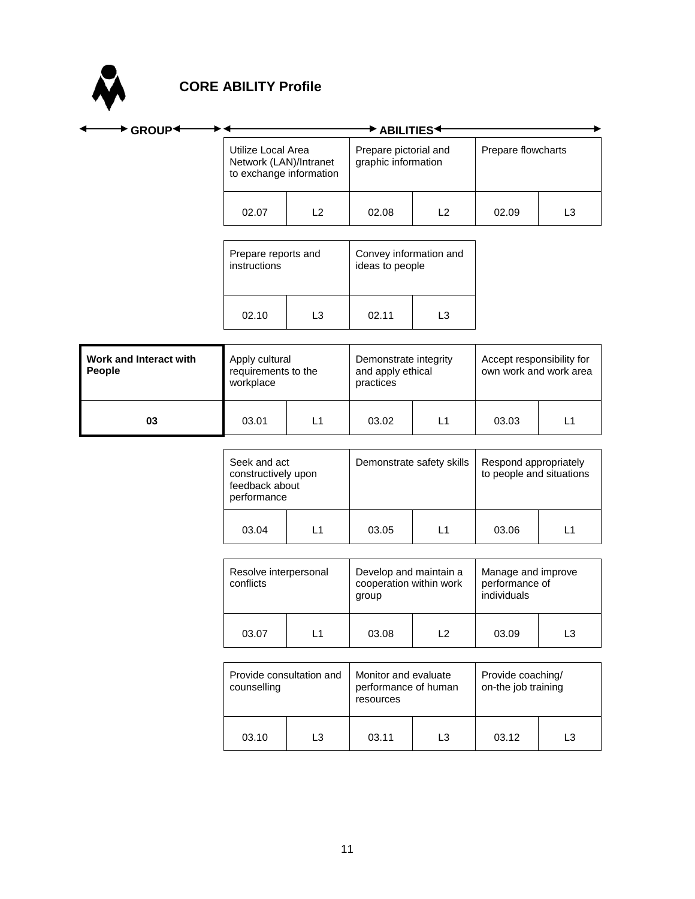## CORE ABILITY Profile

| GROUP | ABILITIES | | | | | |
|---|---|---|---|---|---|---|
| | Utilize Local Area Network (LAN)/Intranet to exchange information | | Prepare pictorial and graphic information | | Prepare flowcharts | |
| | 02.07 | L2 | 02.08 | L2 | 02.09 | L3 |
| | Prepare reports and instructions | | Convey information and ideas to people | | | |
| | 02.10 | L3 | 02.11 | L3 | | |
| **Work and Interact with People** | Apply cultural requirements to the workplace | | Demonstrate integrity and apply ethical practices | | Accept responsibility for own work and work area | |
| **03** | 03.01 | L1 | 03.02 | L1 | 03.03 | L1 |
| | Seek and act constructively upon feedback about performance | | Demonstrate safety skills | | Respond appropriately to people and situations | |
| | 03.04 | L1 | 03.05 | L1 | 03.06 | L1 |
| | Resolve interpersonal conflicts | | Develop and maintain a cooperation within work group | | Manage and improve performance of individuals | |
| | 03.07 | L1 | 03.08 | L2 | 03.09 | L3 |
| | Provide consultation and counselling | | Monitor and evaluate performance of human resources | | Provide coaching/ on-the job training | |
| | 03.10 | L3 | 03.11 | L3 | 03.12 | L3 |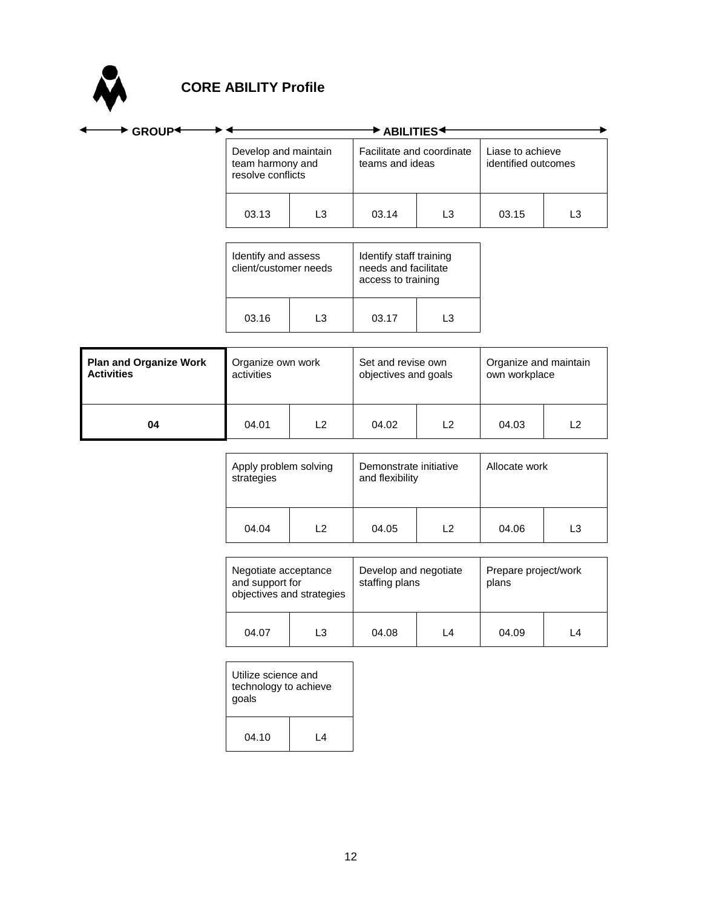# CORE ABILITY Profile

| GROUP | ABILITIES | | | | | |
|---|---|---|---|---|---|---|
| | Develop and maintain team harmony and resolve conflicts | | Facilitate and coordinate teams and ideas | | Liase to achieve identified outcomes | |
| | 03.13 | L3 | 03.14 | L3 | 03.15 | L3 |
| | Identify and assess client/customer needs | | Identify staff training needs and facilitate access to training | | | |
| | 03.16 | L3 | 03.17 | L3 | | |
| **Plan and Organize Work Activities** | Organize own work activities | | Set and revise own objectives and goals | | Organize and maintain own workplace | |
| **04** | 04.01 | L2 | 04.02 | L2 | 04.03 | L2 |
| | Apply problem solving strategies | | Demonstrate initiative and flexibility | | Allocate work | |
| | 04.04 | L2 | 04.05 | L2 | 04.06 | L3 |
| | Negotiate acceptance and support for objectives and strategies | | Develop and negotiate staffing plans | | Prepare project/work plans | |
| | 04.07 | L3 | 04.08 | L4 | 04.09 | L4 |
| | Utilize science and technology to achieve goals | | | | | |
| | 04.10 | L4 | | | | |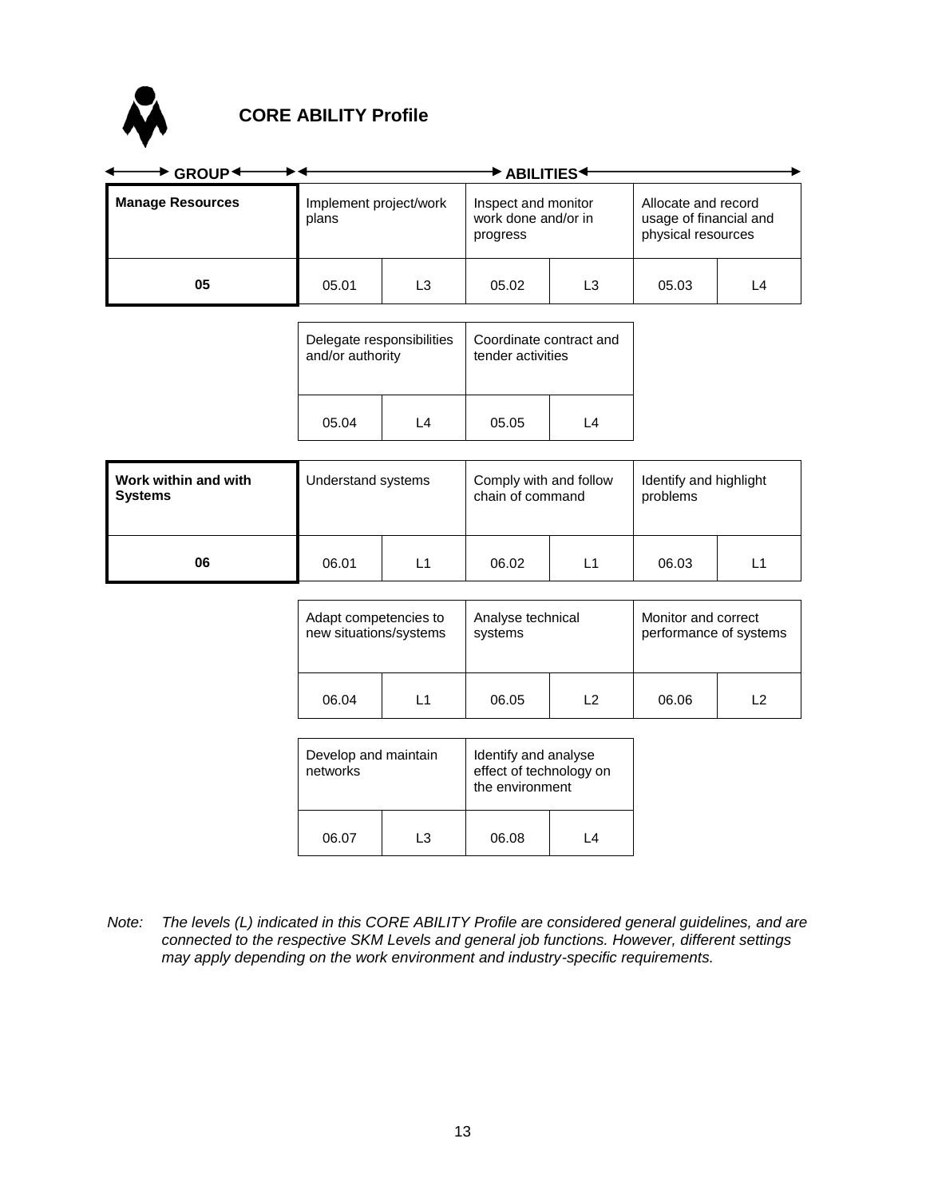# CORE ABILITY Profile

| GROUP | ABILITIES | | | | | |
|---|---|---|---|---|---|---|
| **Manage Resources** | Implement project/work plans | | Inspect and monitor work done and/or in progress | | Allocate and record usage of financial and physical resources | |
| **05** | 05.01 | L3 | 05.02 | L3 | 05.03 | L4 |
| | Delegate responsibilities and/or authority | | Coordinate contract and tender activities | | | |
| | 05.04 | L4 | 05.05 | L4 | | |
| **Work within and with Systems** | Understand systems | | Comply with and follow chain of command | | Identify and highlight problems | |
| **06** | 06.01 | L1 | 06.02 | L1 | 06.03 | L1 |
| | Adapt competencies to new situations/systems | | Analyse technical systems | | Monitor and correct performance of systems | |
| | 06.04 | L1 | 06.05 | L2 | 06.06 | L2 |
| | Develop and maintain networks | | Identify and analyse effect of technology on the environment | | | |
| | 06.07 | L3 | 06.08 | L4 | | |

*Note: The levels (L) indicated in this CORE ABILITY Profile are considered general guidelines, and are connected to the respective SKM Levels and general job functions. However, different settings may apply depending on the work environment and industry-specific requirements.*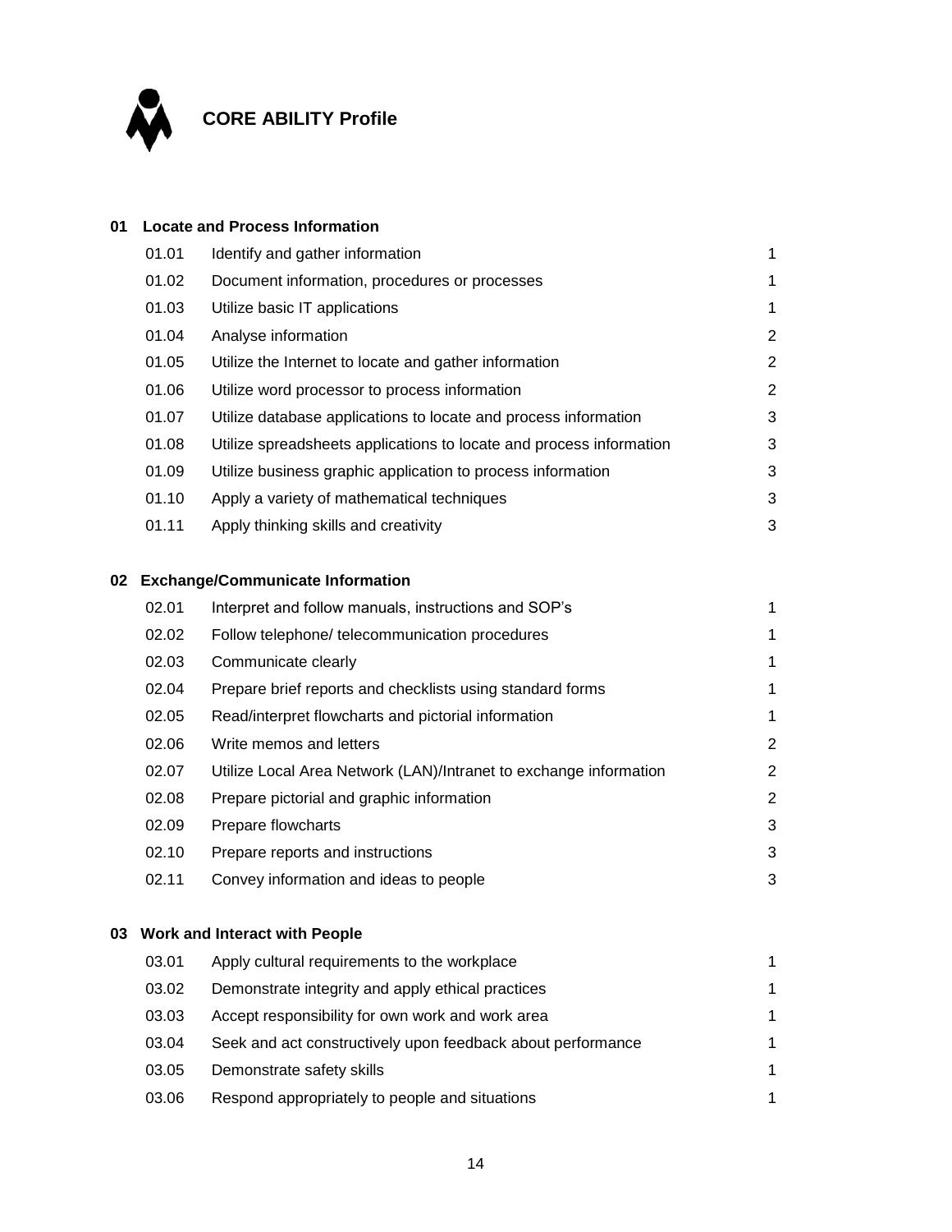# CORE ABILITY Profile

## 01 Locate and Process Information

| | | |
|---|---|---|
| 01.01 | Identify and gather information | 1 |
| 01.02 | Document information, procedures or processes | 1 |
| 01.03 | Utilize basic IT applications | 1 |
| 01.04 | Analyse information | 2 |
| 01.05 | Utilize the Internet to locate and gather information | 2 |
| 01.06 | Utilize word processor to process information | 2 |
| 01.07 | Utilize database applications to locate and process information | 3 |
| 01.08 | Utilize spreadsheets applications to locate and process information | 3 |
| 01.09 | Utilize business graphic application to process information | 3 |
| 01.10 | Apply a variety of mathematical techniques | 3 |
| 01.11 | Apply thinking skills and creativity | 3 |

## 02 Exchange/Communicate Information

| | | |
|---|---|---|
| 02.01 | Interpret and follow manuals, instructions and SOP's | 1 |
| 02.02 | Follow telephone/ telecommunication procedures | 1 |
| 02.03 | Communicate clearly | 1 |
| 02.04 | Prepare brief reports and checklists using standard forms | 1 |
| 02.05 | Read/interpret flowcharts and pictorial information | 1 |
| 02.06 | Write memos and letters | 2 |
| 02.07 | Utilize Local Area Network (LAN)/Intranet to exchange information | 2 |
| 02.08 | Prepare pictorial and graphic information | 2 |
| 02.09 | Prepare flowcharts | 3 |
| 02.10 | Prepare reports and instructions | 3 |
| 02.11 | Convey information and ideas to people | 3 |

## 03 Work and Interact with People

| | | |
|---|---|---|
| 03.01 | Apply cultural requirements to the workplace | 1 |
| 03.02 | Demonstrate integrity and apply ethical practices | 1 |
| 03.03 | Accept responsibility for own work and work area | 1 |
| 03.04 | Seek and act constructively upon feedback about performance | 1 |
| 03.05 | Demonstrate safety skills | 1 |
| 03.06 | Respond appropriately to people and situations | 1 |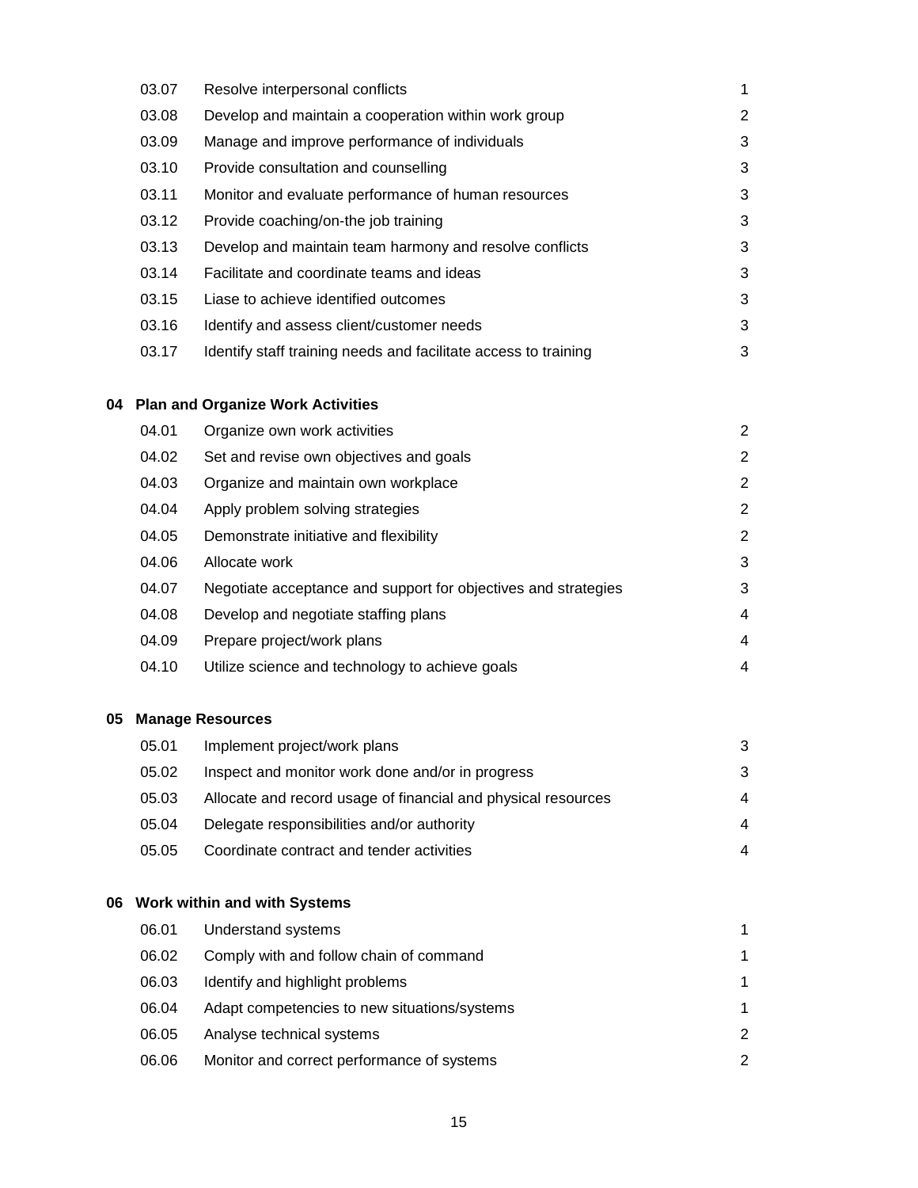| | | |
|---|---|---|
| 03.07 | Resolve interpersonal conflicts | 1 |
| 03.08 | Develop and maintain a cooperation within work group | 2 |
| 03.09 | Manage and improve performance of individuals | 3 |
| 03.10 | Provide consultation and counselling | 3 |
| 03.11 | Monitor and evaluate performance of human resources | 3 |
| 03.12 | Provide coaching/on-the job training | 3 |
| 03.13 | Develop and maintain team harmony and resolve conflicts | 3 |
| 03.14 | Facilitate and coordinate teams and ideas | 3 |
| 03.15 | Liase to achieve identified outcomes | 3 |
| 03.16 | Identify and assess client/customer needs | 3 |
| 03.17 | Identify staff training needs and facilitate access to training | 3 |

**04 Plan and Organize Work Activities**

| | | |
|---|---|---|
| 04.01 | Organize own work activities | 2 |
| 04.02 | Set and revise own objectives and goals | 2 |
| 04.03 | Organize and maintain own workplace | 2 |
| 04.04 | Apply problem solving strategies | 2 |
| 04.05 | Demonstrate initiative and flexibility | 2 |
| 04.06 | Allocate work | 3 |
| 04.07 | Negotiate acceptance and support for objectives and strategies | 3 |
| 04.08 | Develop and negotiate staffing plans | 4 |
| 04.09 | Prepare project/work plans | 4 |
| 04.10 | Utilize science and technology to achieve goals | 4 |

**05 Manage Resources**

| | | |
|---|---|---|
| 05.01 | Implement project/work plans | 3 |
| 05.02 | Inspect and monitor work done and/or in progress | 3 |
| 05.03 | Allocate and record usage of financial and physical resources | 4 |
| 05.04 | Delegate responsibilities and/or authority | 4 |
| 05.05 | Coordinate contract and tender activities | 4 |

**06 Work within and with Systems**

| | | |
|---|---|---|
| 06.01 | Understand systems | 1 |
| 06.02 | Comply with and follow chain of command | 1 |
| 06.03 | Identify and highlight problems | 1 |
| 06.04 | Adapt competencies to new situations/systems | 1 |
| 06.05 | Analyse technical systems | 2 |
| 06.06 | Monitor and correct performance of systems | 2 |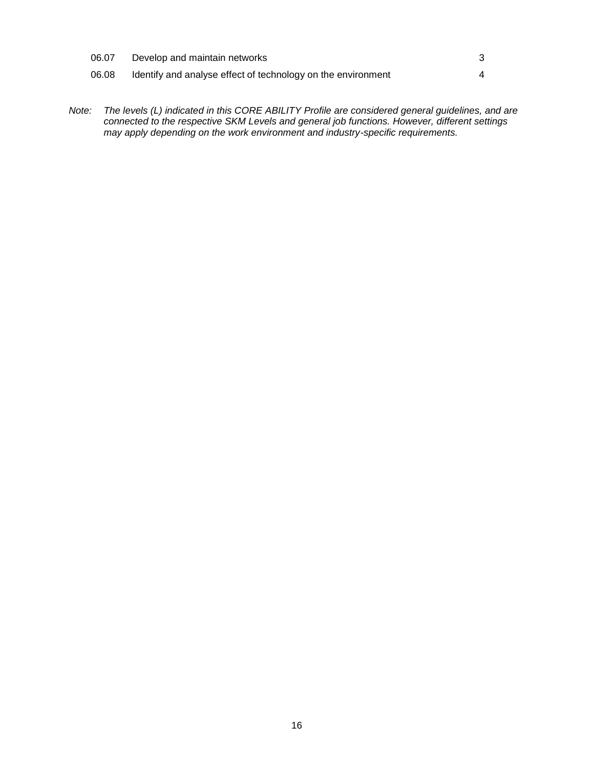| | | |
|---|---|---|
| 06.07 | Develop and maintain networks | 3 |
| 06.08 | Identify and analyse effect of technology on the environment | 4 |

*Note: The levels (L) indicated in this CORE ABILITY Profile are considered general guidelines, and are connected to the respective SKM Levels and general job functions. However, different settings may apply depending on the work environment and industry-specific requirements.*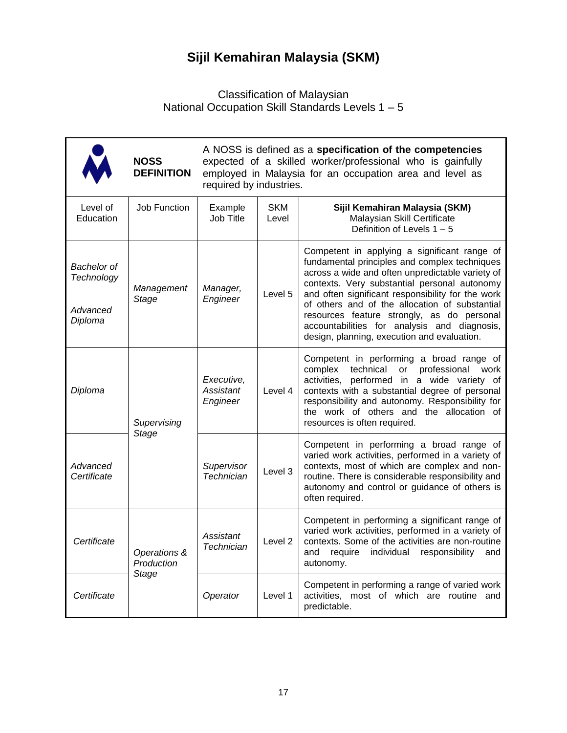# Sijil Kemahiran Malaysia (SKM)

Classification of Malaysian
National Occupation Skill Standards Levels 1 – 5

**NOSS DEFINITION**

A NOSS is defined as a **specification of the competencies** expected of a skilled worker/professional who is gainfully employed in Malaysia for an occupation area and level as required by industries.

| Level of Education | Job Function | Example Job Title | SKM Level | **Sijil Kemahiran Malaysia (SKM)** Malaysian Skill Certificate Definition of Levels 1 – 5 |
|---|---|---|---|---|
| *Bachelor of Technology* *Advanced Diploma* | *Management Stage* | *Manager, Engineer* | Level 5 | Competent in applying a significant range of fundamental principles and complex techniques across a wide and often unpredictable variety of contexts. Very substantial personal autonomy and often significant responsibility for the work of others and of the allocation of substantial resources feature strongly, as do personal accountabilities for analysis and diagnosis, design, planning, execution and evaluation. |
| *Diploma* | *Supervising Stage* | *Executive, Assistant Engineer* | Level 4 | Competent in performing a broad range of complex technical or professional work activities, performed in a wide variety of contexts with a substantial degree of personal responsibility and autonomy. Responsibility for the work of others and the allocation of resources is often required. |
| *Advanced Certificate* | | *Supervisor Technician* | Level 3 | Competent in performing a broad range of varied work activities, performed in a variety of contexts, most of which are complex and non-routine. There is considerable responsibility and autonomy and control or guidance of others is often required. |
| *Certificate* | *Operations & Production Stage* | *Assistant Technician* | Level 2 | Competent in performing a significant range of varied work activities, performed in a variety of contexts. Some of the activities are non-routine and require individual responsibility and autonomy. |
| *Certificate* | | *Operator* | Level 1 | Competent in performing a range of varied work activities, most of which are routine and predictable. |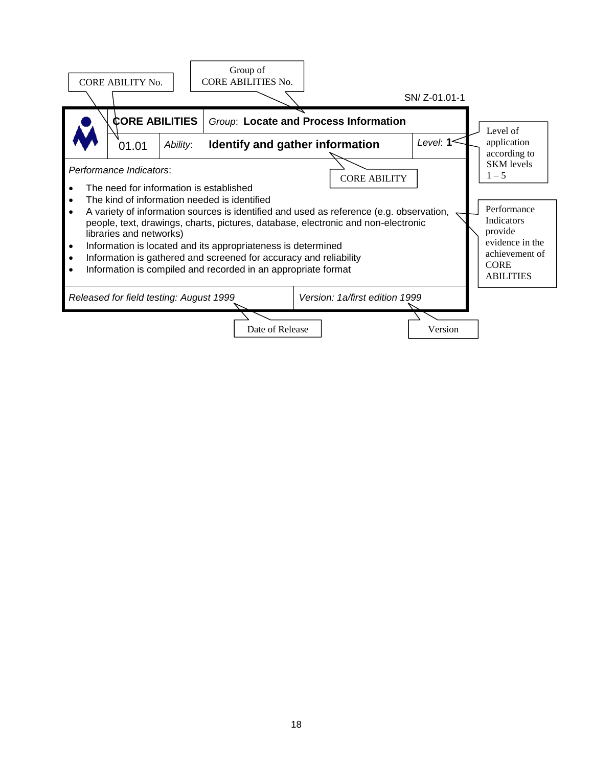CORE ABILITY No.

Group of CORE ABILITIES No.

SN/ Z-01.01-1

| **CORE ABILITIES** | | *Group*: **Locate and Process Information** | |
|---|---|---|---|
| 01.01 | *Ability*: | **Identify and gather information** | *Level*: **1** |

Level of application according to SKM levels 1 – 5

CORE ABILITY

*Performance Indicators*:

- The need for information is established
- The kind of information needed is identified
- A variety of information sources is identified and used as reference (e.g. observation, people, text, drawings, charts, pictures, database, electronic and non-electronic libraries and networks)
- Information is located and its appropriateness is determined
- Information is gathered and screened for accuracy and reliability
- Information is compiled and recorded in an appropriate format

Performance Indicators provide evidence in the achievement of CORE ABILITIES

| *Released for field testing: August 1999* | *Version: 1a/first edition 1999* |
|---|---|

Date of Release

Version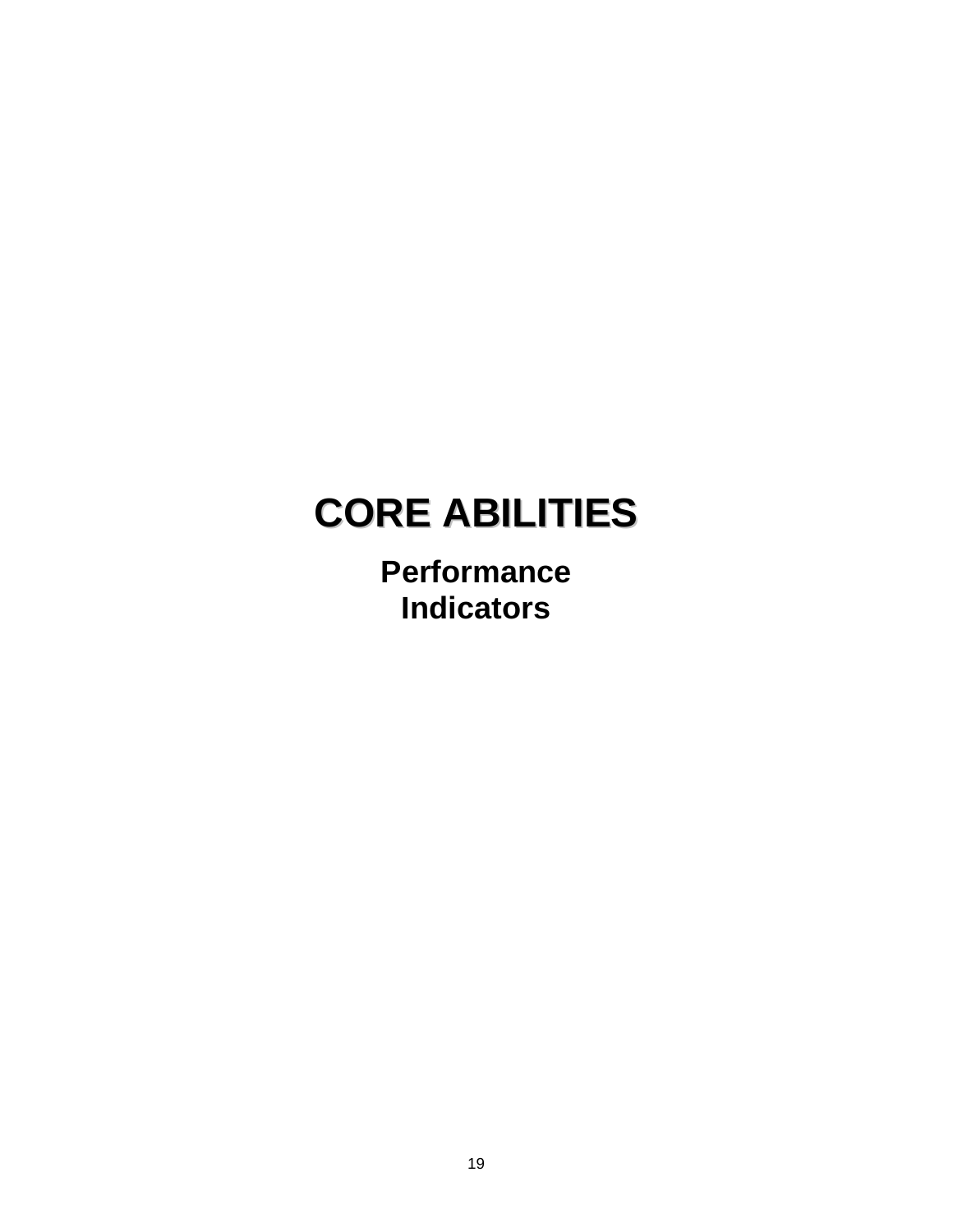# CORE ABILITIES

## Performance Indicators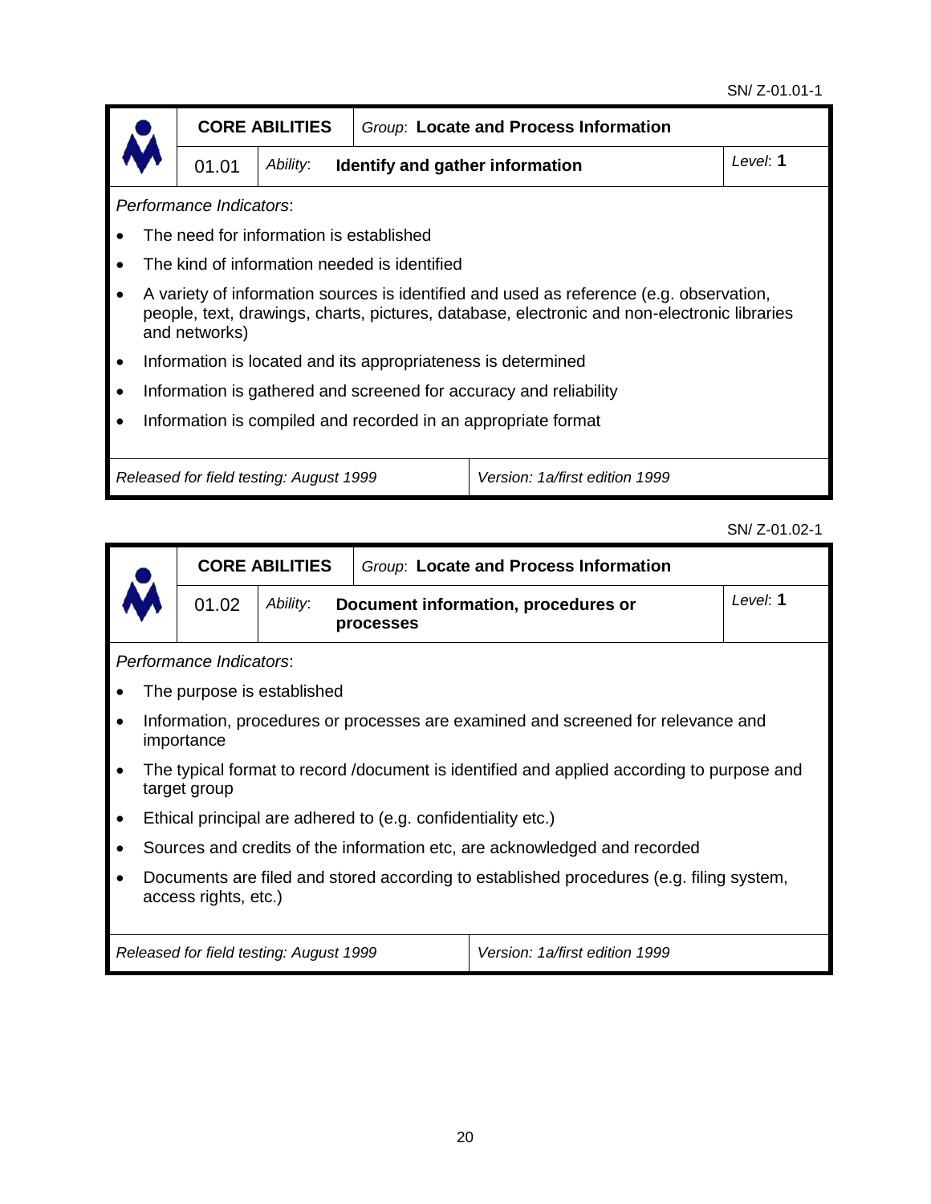SN/ Z-01.01-1

| **CORE ABILITIES** | | *Group*: **Locate and Process Information** | |
|---|---|---|---|
| 01.01 | *Ability*: | **Identify and gather information** | *Level*: **1** |

*Performance Indicators*:

- The need for information is established
- The kind of information needed is identified
- A variety of information sources is identified and used as reference (e.g. observation, people, text, drawings, charts, pictures, database, electronic and non-electronic libraries and networks)
- Information is located and its appropriateness is determined
- Information is gathered and screened for accuracy and reliability
- Information is compiled and recorded in an appropriate format

| *Released for field testing: August 1999* | *Version: 1a/first edition 1999* |
|---|---|

SN/ Z-01.02-1

| **CORE ABILITIES** | | *Group*: **Locate and Process Information** | |
|---|---|---|---|
| 01.02 | *Ability*: | **Document information, procedures or processes** | *Level*: **1** |

*Performance Indicators*:

- The purpose is established
- Information, procedures or processes are examined and screened for relevance and importance
- The typical format to record /document is identified and applied according to purpose and target group
- Ethical principal are adhered to (e.g. confidentiality etc.)
- Sources and credits of the information etc, are acknowledged and recorded
- Documents are filed and stored according to established procedures (e.g. filing system, access rights, etc.)

| *Released for field testing: August 1999* | *Version: 1a/first edition 1999* |
|---|---|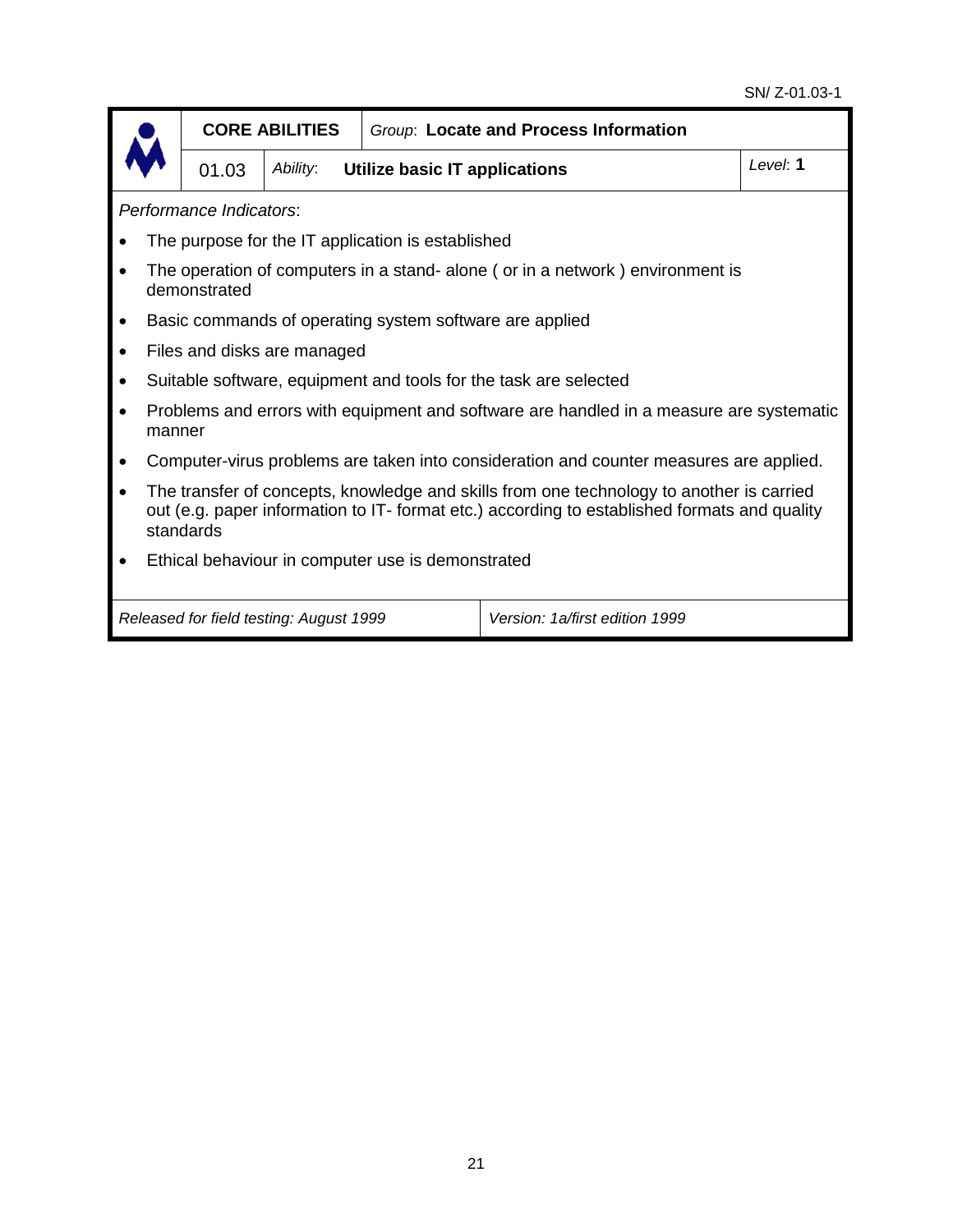SN/ Z-01.03-1

| | CORE ABILITIES | | *Group*: **Locate and Process Information** | |
|---|---|---|---|---|
| | 01.03 | *Ability*: | **Utilize basic IT applications** | *Level*: **1** |

*Performance Indicators*:

- The purpose for the IT application is established
- The operation of computers in a stand- alone ( or in a network ) environment is demonstrated
- Basic commands of operating system software are applied
- Files and disks are managed
- Suitable software, equipment and tools for the task are selected
- Problems and errors with equipment and software are handled in a measure are systematic manner
- Computer-virus problems are taken into consideration and counter measures are applied.
- The transfer of concepts, knowledge and skills from one technology to another is carried out (e.g. paper information to IT- format etc.) according to established formats and quality standards
- Ethical behaviour in computer use is demonstrated

| *Released for field testing: August 1999* | *Version: 1a/first edition 1999* |
|---|---|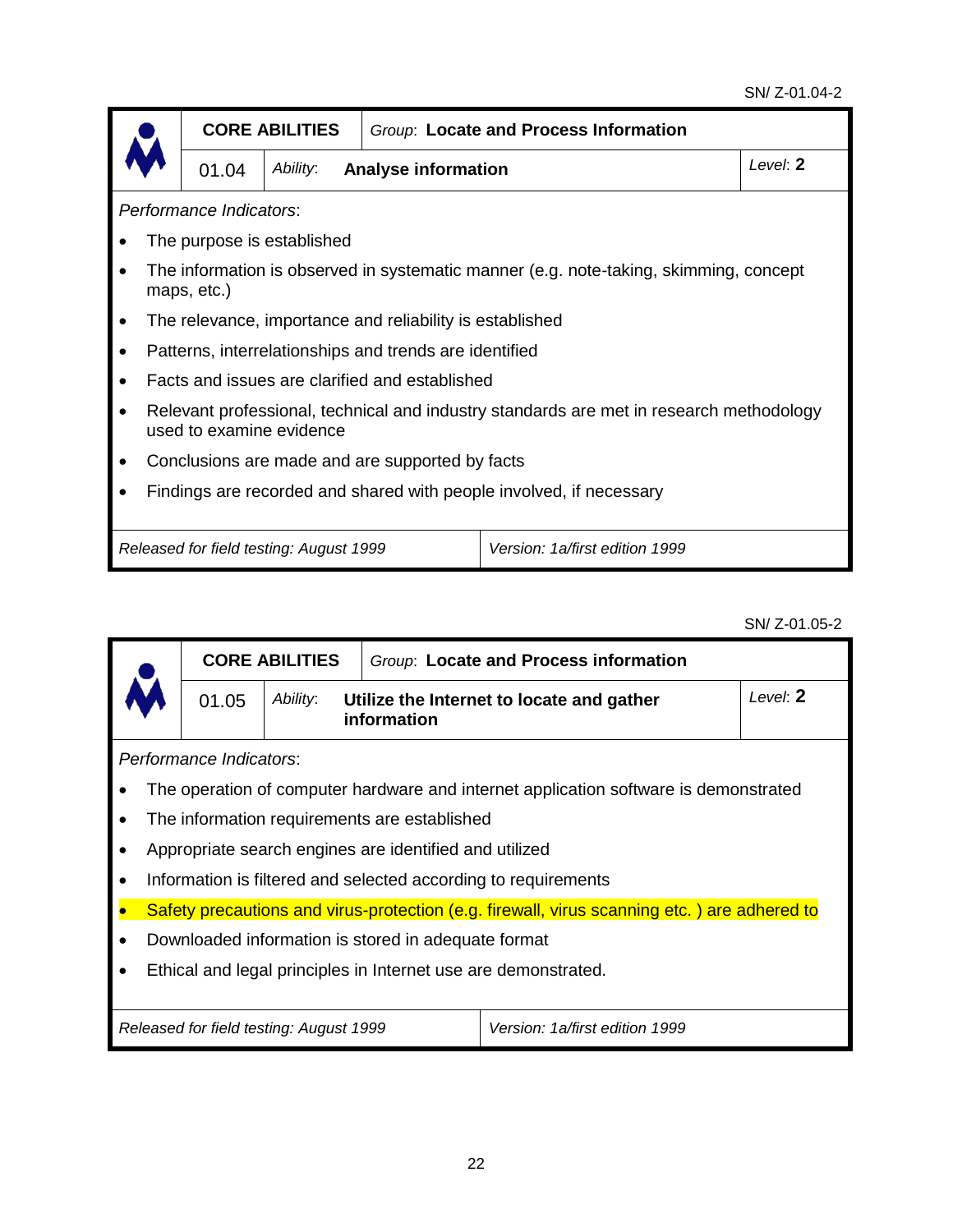SN/ Z-01.04-2

| | **CORE ABILITIES** | *Group*: **Locate and Process Information** | |
|---|---|---|---|
| | 01.04 | *Ability*: **Analyse information** | *Level*: **2** |

*Performance Indicators*:

- The purpose is established
- The information is observed in systematic manner (e.g. note-taking, skimming, concept maps, etc.)
- The relevance, importance and reliability is established
- Patterns, interrelationships and trends are identified
- Facts and issues are clarified and established
- Relevant professional, technical and industry standards are met in research methodology used to examine evidence
- Conclusions are made and are supported by facts
- Findings are recorded and shared with people involved, if necessary

| *Released for field testing: August 1999* | *Version: 1a/first edition 1999* |
|---|---|

SN/ Z-01.05-2

| | **CORE ABILITIES** | *Group*: **Locate and Process information** | |
|---|---|---|---|
| | 01.05 | *Ability*: **Utilize the Internet to locate and gather information** | *Level*: **2** |

*Performance Indicators*:

- The operation of computer hardware and internet application software is demonstrated
- The information requirements are established
- Appropriate search engines are identified and utilized
- Information is filtered and selected according to requirements
- Safety precautions and virus-protection (e.g. firewall, virus scanning etc. ) are adhered to
- Downloaded information is stored in adequate format
- Ethical and legal principles in Internet use are demonstrated.

| *Released for field testing: August 1999* | *Version: 1a/first edition 1999* |
|---|---|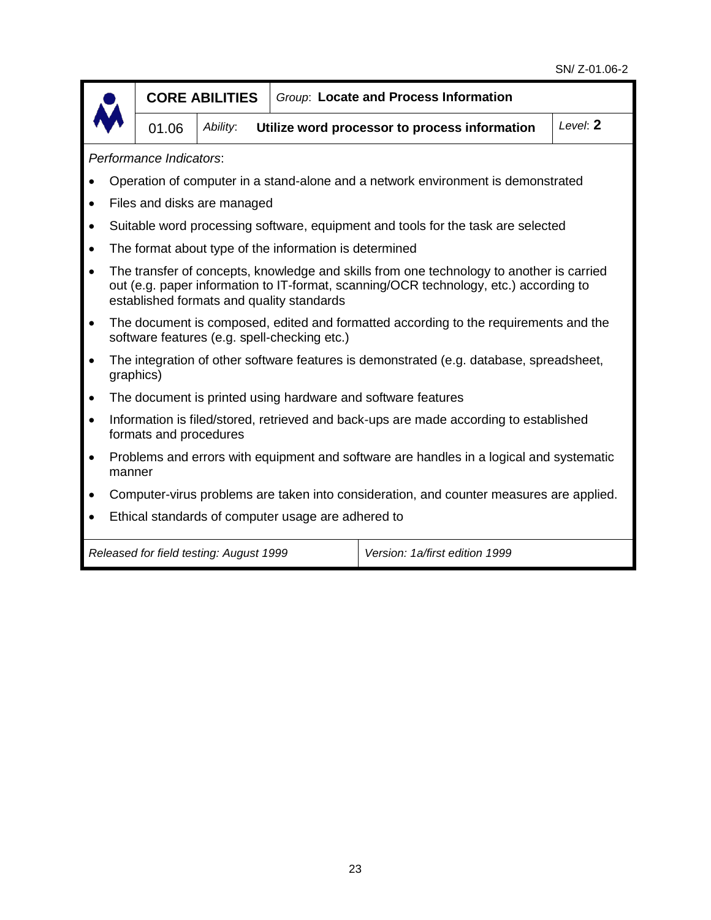SN/ Z-01.06-2

| CORE ABILITIES | | *Group*: **Locate and Process Information** | |
|---|---|---|---|
| 01.06 | *Ability*: | **Utilize word processor to process information** | *Level*: **2** |

*Performance Indicators*:

- Operation of computer in a stand-alone and a network environment is demonstrated
- Files and disks are managed
- Suitable word processing software, equipment and tools for the task are selected
- The format about type of the information is determined
- The transfer of concepts, knowledge and skills from one technology to another is carried out (e.g. paper information to IT-format, scanning/OCR technology, etc.) according to established formats and quality standards
- The document is composed, edited and formatted according to the requirements and the software features (e.g. spell-checking etc.)
- The integration of other software features is demonstrated (e.g. database, spreadsheet, graphics)
- The document is printed using hardware and software features
- Information is filed/stored, retrieved and back-ups are made according to established formats and procedures
- Problems and errors with equipment and software are handles in a logical and systematic manner
- Computer-virus problems are taken into consideration, and counter measures are applied.
- Ethical standards of computer usage are adhered to

| *Released for field testing: August 1999* | *Version: 1a/first edition 1999* |
|---|---|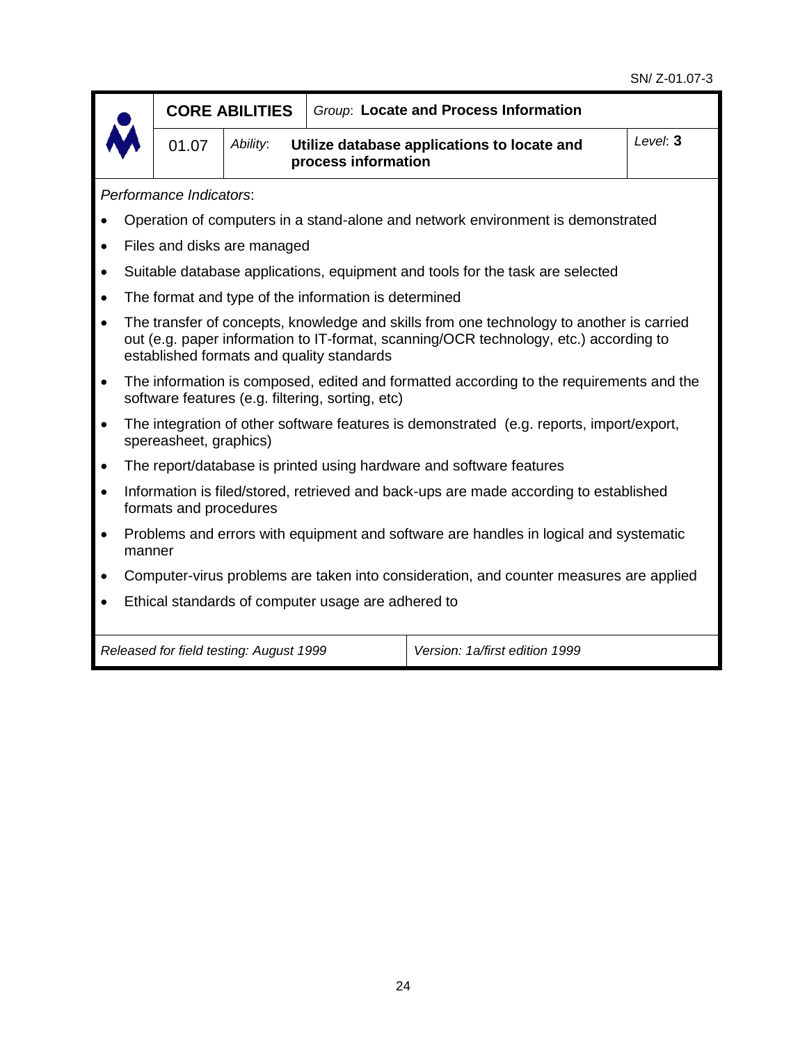SN/ Z-01.07-3

| | CORE ABILITIES | | *Group*: **Locate and Process Information** | |
|---|---|---|---|---|
| | 01.07 | *Ability*: | **Utilize database applications to locate and process information** | *Level*: **3** |

*Performance Indicators*:

- Operation of computers in a stand-alone and network environment is demonstrated
- Files and disks are managed
- Suitable database applications, equipment and tools for the task are selected
- The format and type of the information is determined
- The transfer of concepts, knowledge and skills from one technology to another is carried out (e.g. paper information to IT-format, scanning/OCR technology, etc.) according to established formats and quality standards
- The information is composed, edited and formatted according to the requirements and the software features (e.g. filtering, sorting, etc)
- The integration of other software features is demonstrated (e.g. reports, import/export, spereasheet, graphics)
- The report/database is printed using hardware and software features
- Information is filed/stored, retrieved and back-ups are made according to established formats and procedures
- Problems and errors with equipment and software are handles in logical and systematic manner
- Computer-virus problems are taken into consideration, and counter measures are applied
- Ethical standards of computer usage are adhered to

| *Released for field testing: August 1999* | *Version: 1a/first edition 1999* |
|---|---|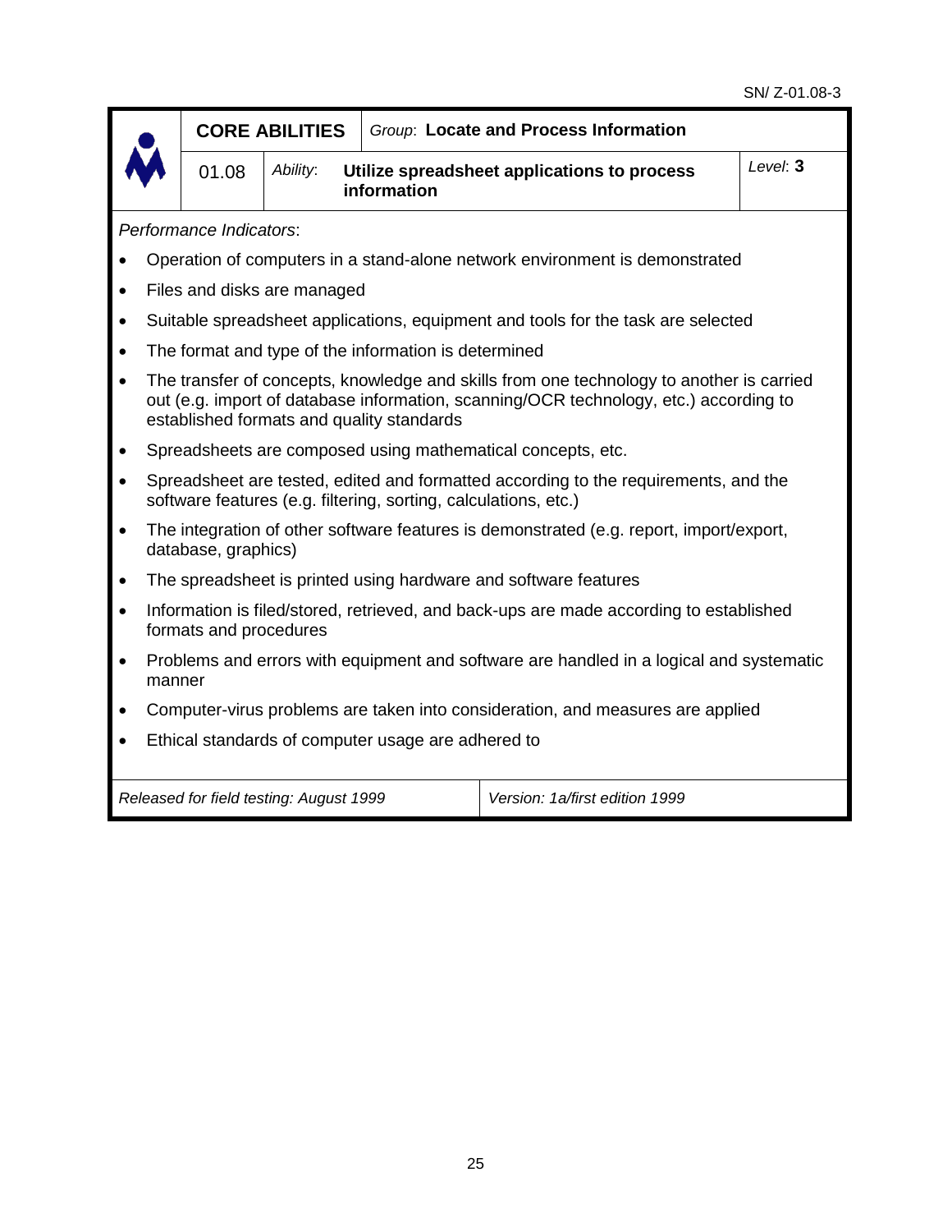SN/ Z-01.08-3

| | CORE ABILITIES | | Group: **Locate and Process Information** | |
|---|---|---|---|---|
| | 01.08 | *Ability*: | **Utilize spreadsheet applications to process information** | *Level*: **3** |

*Performance Indicators*:

- Operation of computers in a stand-alone network environment is demonstrated
- Files and disks are managed
- Suitable spreadsheet applications, equipment and tools for the task are selected
- The format and type of the information is determined
- The transfer of concepts, knowledge and skills from one technology to another is carried out (e.g. import of database information, scanning/OCR technology, etc.) according to established formats and quality standards
- Spreadsheets are composed using mathematical concepts, etc.
- Spreadsheet are tested, edited and formatted according to the requirements, and the software features (e.g. filtering, sorting, calculations, etc.)
- The integration of other software features is demonstrated (e.g. report, import/export, database, graphics)
- The spreadsheet is printed using hardware and software features
- Information is filed/stored, retrieved, and back-ups are made according to established formats and procedures
- Problems and errors with equipment and software are handled in a logical and systematic manner
- Computer-virus problems are taken into consideration, and measures are applied
- Ethical standards of computer usage are adhered to

| *Released for field testing: August 1999* | *Version: 1a/first edition 1999* |
|---|---|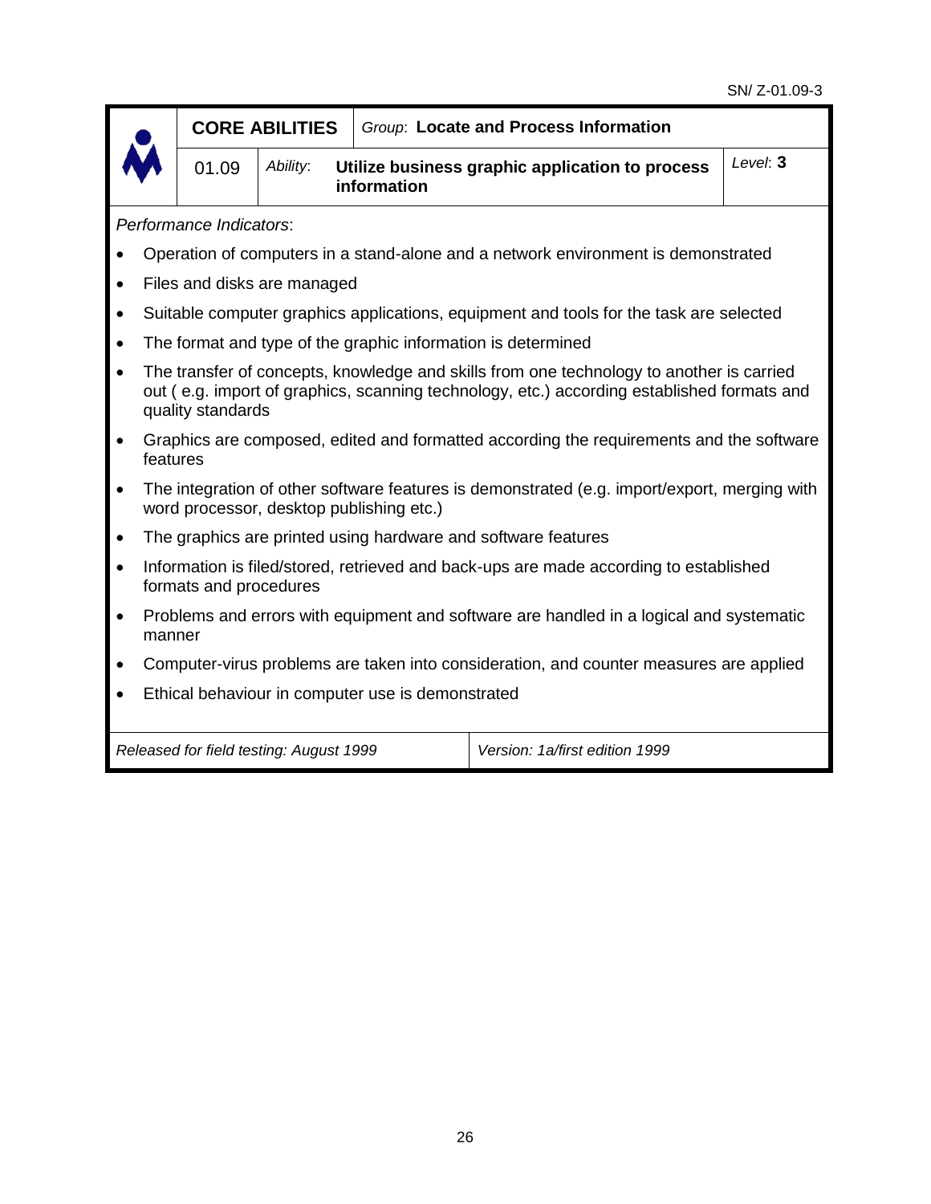SN/ Z-01.09-3

| | **CORE ABILITIES** | | *Group*: **Locate and Process Information** | |
|---|---|---|---|---|
| | 01.09 | *Ability*: | **Utilize business graphic application to process information** | *Level*: **3** |

*Performance Indicators*:

- Operation of computers in a stand-alone and a network environment is demonstrated
- Files and disks are managed
- Suitable computer graphics applications, equipment and tools for the task are selected
- The format and type of the graphic information is determined
- The transfer of concepts, knowledge and skills from one technology to another is carried out ( e.g. import of graphics, scanning technology, etc.) according established formats and quality standards
- Graphics are composed, edited and formatted according the requirements and the software features
- The integration of other software features is demonstrated (e.g. import/export, merging with word processor, desktop publishing etc.)
- The graphics are printed using hardware and software features
- Information is filed/stored, retrieved and back-ups are made according to established formats and procedures
- Problems and errors with equipment and software are handled in a logical and systematic manner
- Computer-virus problems are taken into consideration, and counter measures are applied
- Ethical behaviour in computer use is demonstrated

| *Released for field testing: August 1999* | *Version: 1a/first edition 1999* |
|---|---|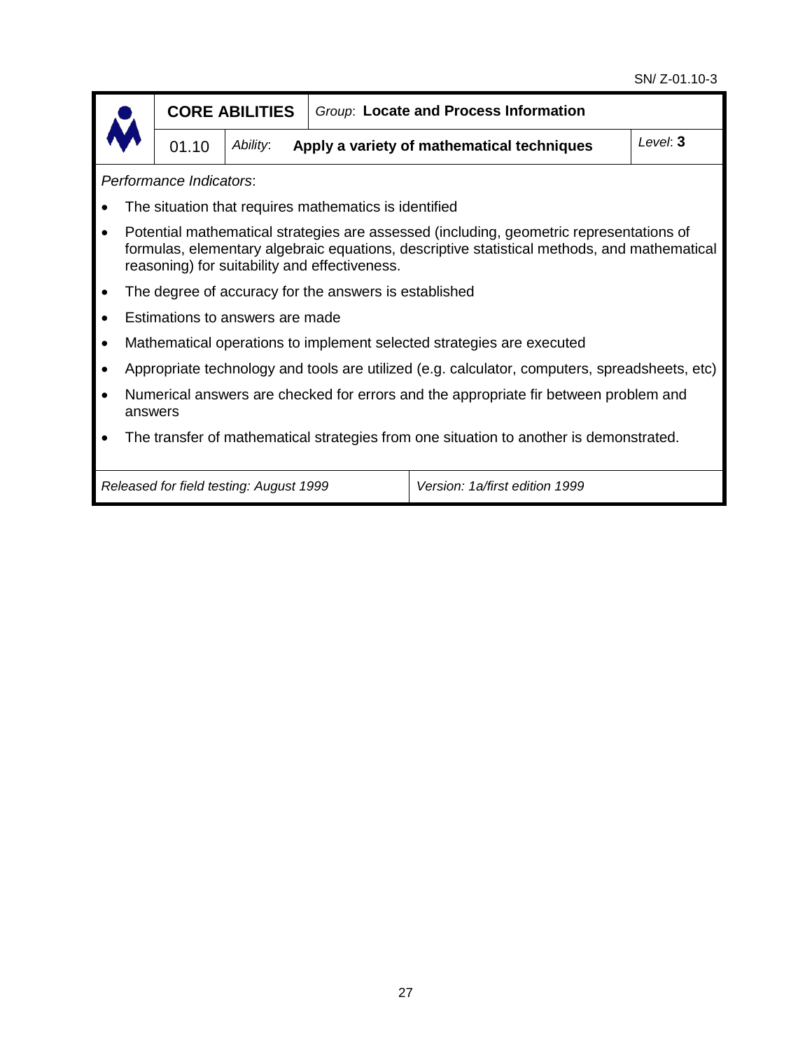SN/ Z-01.10-3

| CORE ABILITIES | | *Group*: **Locate and Process Information** | |
|---|---|---|---|
| 01.10 | *Ability*: | **Apply a variety of mathematical techniques** | *Level*: **3** |

*Performance Indicators*:

- The situation that requires mathematics is identified
- Potential mathematical strategies are assessed (including, geometric representations of formulas, elementary algebraic equations, descriptive statistical methods, and mathematical reasoning) for suitability and effectiveness.
- The degree of accuracy for the answers is established
- Estimations to answers are made
- Mathematical operations to implement selected strategies are executed
- Appropriate technology and tools are utilized (e.g. calculator, computers, spreadsheets, etc)
- Numerical answers are checked for errors and the appropriate fir between problem and answers
- The transfer of mathematical strategies from one situation to another is demonstrated.

| *Released for field testing: August 1999* | *Version: 1a/first edition 1999* |
|---|---|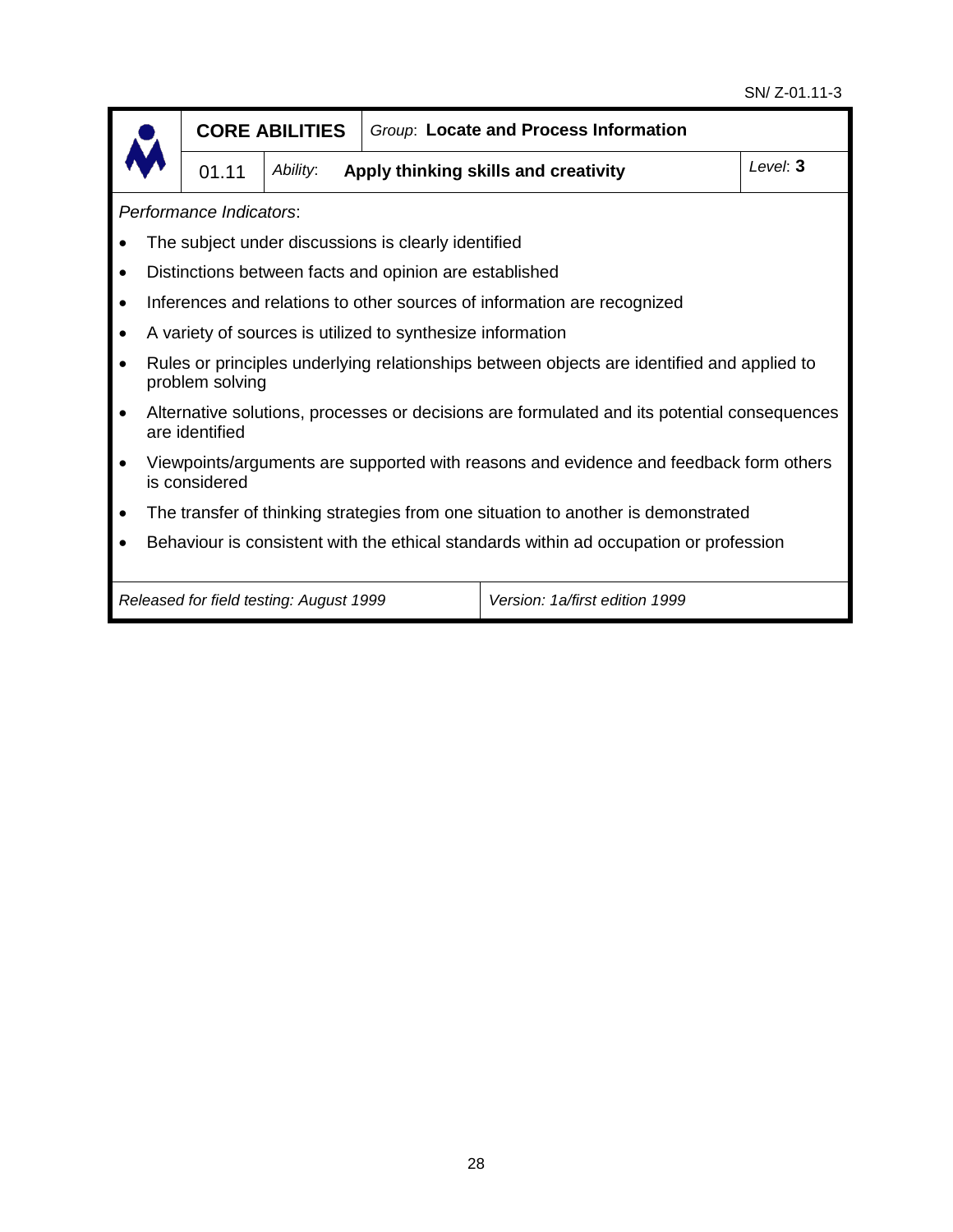SN/ Z-01.11-3

| CORE ABILITIES | | *Group*: **Locate and Process Information** | |
|---|---|---|---|
| 01.11 | *Ability*: | **Apply thinking skills and creativity** | *Level*: **3** |

*Performance Indicators*:

- The subject under discussions is clearly identified
- Distinctions between facts and opinion are established
- Inferences and relations to other sources of information are recognized
- A variety of sources is utilized to synthesize information
- Rules or principles underlying relationships between objects are identified and applied to problem solving
- Alternative solutions, processes or decisions are formulated and its potential consequences are identified
- Viewpoints/arguments are supported with reasons and evidence and feedback form others is considered
- The transfer of thinking strategies from one situation to another is demonstrated
- Behaviour is consistent with the ethical standards within ad occupation or profession

| *Released for field testing: August 1999* | *Version: 1a/first edition 1999* |
|---|---|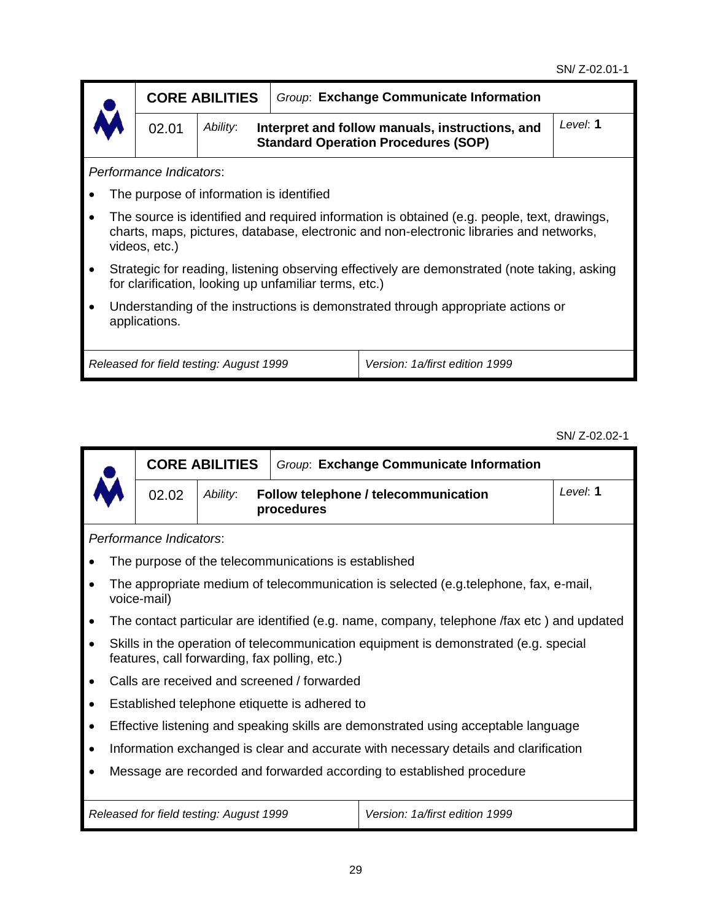SN/ Z-02.01-1

| CORE ABILITIES | | *Group*: **Exchange Communicate Information** | |
|---|---|---|---|
| 02.01 | *Ability*: | **Interpret and follow manuals, instructions, and Standard Operation Procedures (SOP)** | *Level*: **1** |

*Performance Indicators*:

- The purpose of information is identified
- The source is identified and required information is obtained (e.g. people, text, drawings, charts, maps, pictures, database, electronic and non-electronic libraries and networks, videos, etc.)
- Strategic for reading, listening observing effectively are demonstrated (note taking, asking for clarification, looking up unfamiliar terms, etc.)
- Understanding of the instructions is demonstrated through appropriate actions or applications.

| *Released for field testing: August 1999* | *Version: 1a/first edition 1999* |
|---|---|

SN/ Z-02.02-1

| CORE ABILITIES | | *Group*: **Exchange Communicate Information** | |
|---|---|---|---|
| 02.02 | *Ability*: | **Follow telephone / telecommunication procedures** | *Level*: **1** |

*Performance Indicators*:

- The purpose of the telecommunications is established
- The appropriate medium of telecommunication is selected (e.g.telephone, fax, e-mail, voice-mail)
- The contact particular are identified (e.g. name, company, telephone /fax etc ) and updated
- Skills in the operation of telecommunication equipment is demonstrated (e.g. special features, call forwarding, fax polling, etc.)
- Calls are received and screened / forwarded
- Established telephone etiquette is adhered to
- Effective listening and speaking skills are demonstrated using acceptable language
- Information exchanged is clear and accurate with necessary details and clarification
- Message are recorded and forwarded according to established procedure

| *Released for field testing: August 1999* | *Version: 1a/first edition 1999* |
|---|---|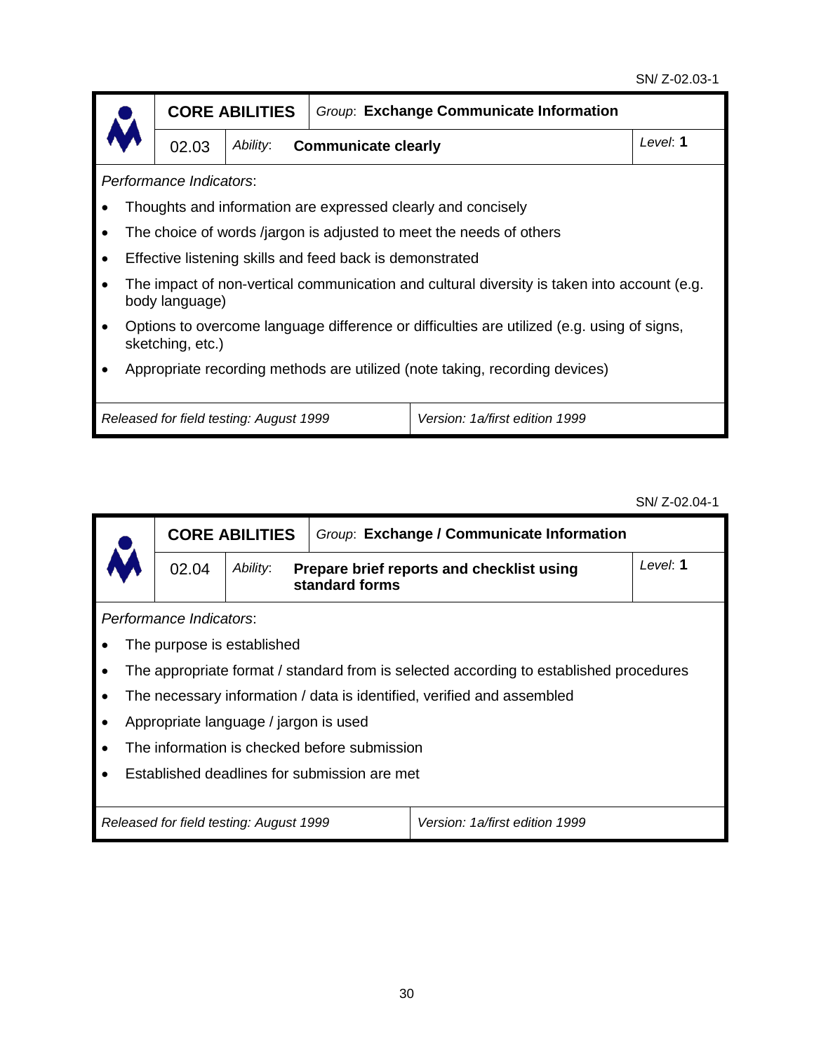SN/ Z-02.03-1

| CORE ABILITIES | | Group: **Exchange Communicate Information** | |
|---|---|---|---|
| 02.03 | *Ability*: | **Communicate clearly** | *Level*: **1** |

*Performance Indicators*:

- Thoughts and information are expressed clearly and concisely
- The choice of words /jargon is adjusted to meet the needs of others
- Effective listening skills and feed back is demonstrated
- The impact of non-vertical communication and cultural diversity is taken into account (e.g. body language)
- Options to overcome language difference or difficulties are utilized (e.g. using of signs, sketching, etc.)
- Appropriate recording methods are utilized (note taking, recording devices)

| *Released for field testing: August 1999* | *Version: 1a/first edition 1999* |
|---|---|

SN/ Z-02.04-1

| CORE ABILITIES | | Group: **Exchange / Communicate Information** | |
|---|---|---|---|
| 02.04 | *Ability*: | **Prepare brief reports and checklist using standard forms** | *Level*: **1** |

*Performance Indicators*:

- The purpose is established
- The appropriate format / standard from is selected according to established procedures
- The necessary information / data is identified, verified and assembled
- Appropriate language / jargon is used
- The information is checked before submission
- Established deadlines for submission are met

| *Released for field testing: August 1999* | *Version: 1a/first edition 1999* |
|---|---|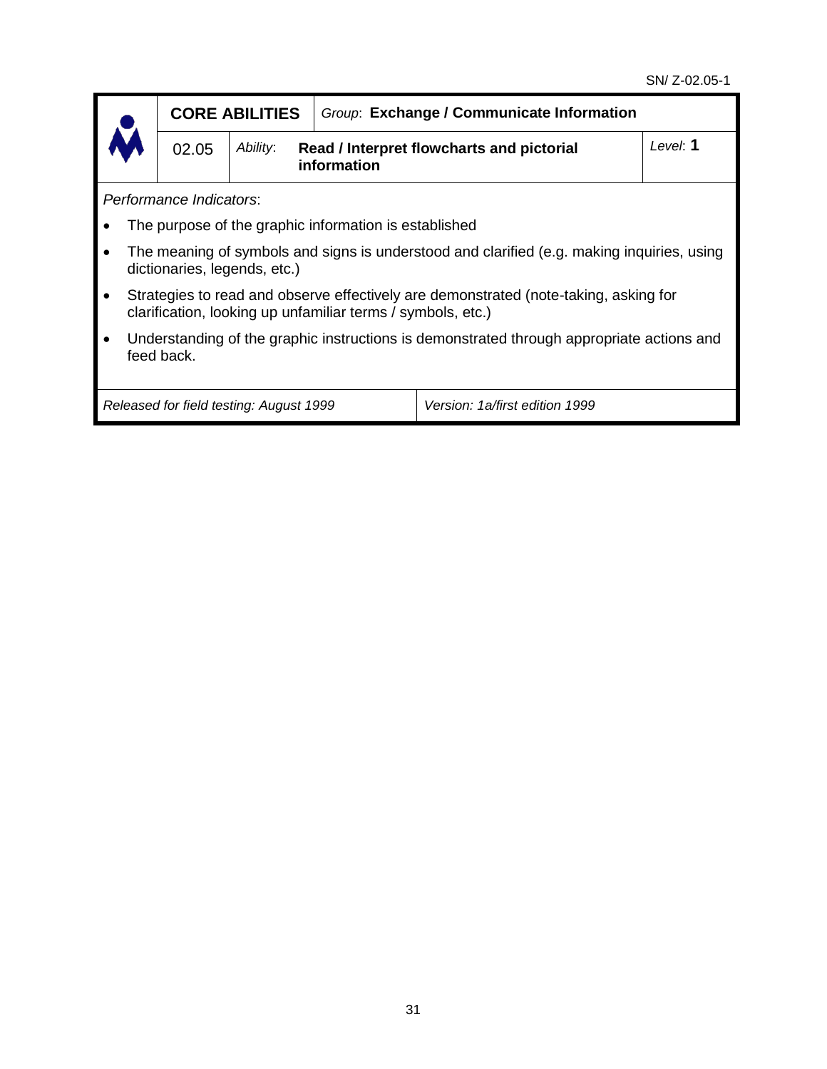SN/ Z-02.05-1

| | **CORE ABILITIES** | | *Group*: **Exchange / Communicate Information** | |
|---|---|---|---|---|
| | 02.05 | *Ability*: | **Read / Interpret flowcharts and pictorial information** | *Level*: **1** |

*Performance Indicators*:

- The purpose of the graphic information is established
- The meaning of symbols and signs is understood and clarified (e.g. making inquiries, using dictionaries, legends, etc.)
- Strategies to read and observe effectively are demonstrated (note-taking, asking for clarification, looking up unfamiliar terms / symbols, etc.)
- Understanding of the graphic instructions is demonstrated through appropriate actions and feed back.

| *Released for field testing: August 1999* | *Version: 1a/first edition 1999* |
|---|---|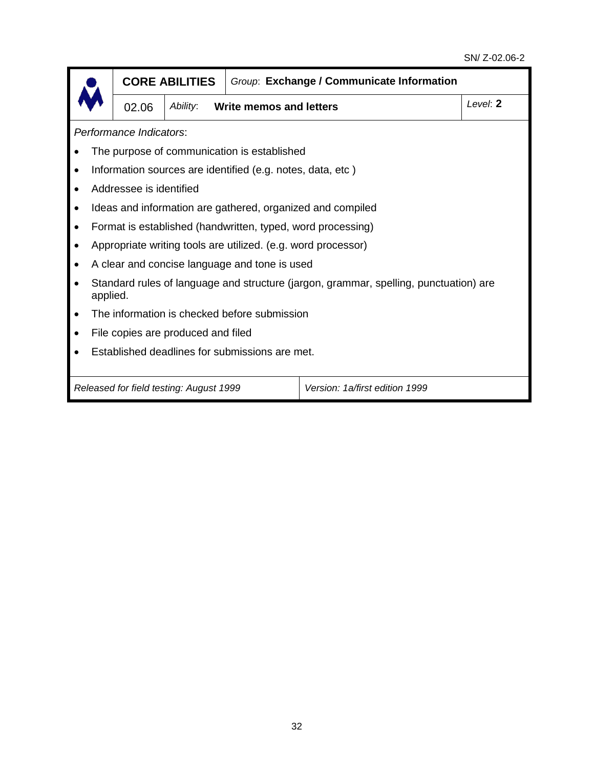SN/ Z-02.06-2

| | **CORE ABILITIES** | | *Group*: **Exchange / Communicate Information** | |
|---|---|---|---|---|
| | 02.06 | *Ability*: | **Write memos and letters** | *Level*: **2** |

*Performance Indicators*:

- The purpose of communication is established
- Information sources are identified (e.g. notes, data, etc )
- Addressee is identified
- Ideas and information are gathered, organized and compiled
- Format is established (handwritten, typed, word processing)
- Appropriate writing tools are utilized. (e.g. word processor)
- A clear and concise language and tone is used
- Standard rules of language and structure (jargon, grammar, spelling, punctuation) are applied.
- The information is checked before submission
- File copies are produced and filed
- Established deadlines for submissions are met.

| *Released for field testing: August 1999* | *Version: 1a/first edition 1999* |
|---|---|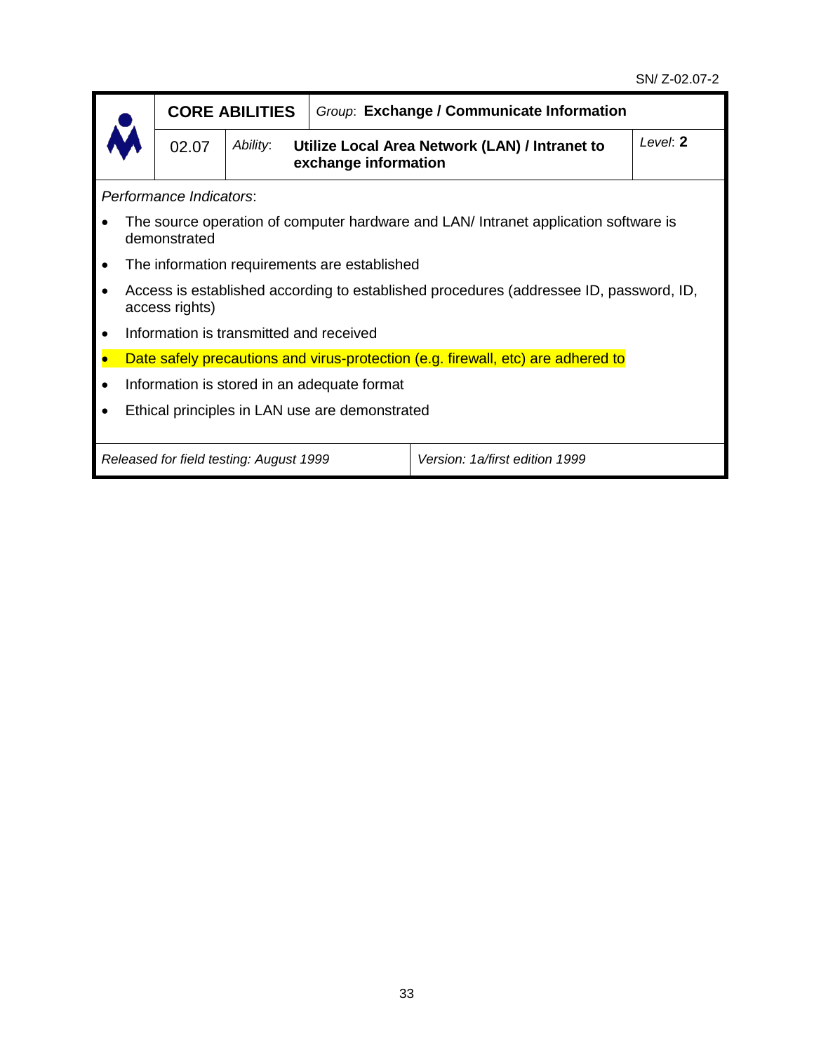SN/ Z-02.07-2

| | **CORE ABILITIES** | | *Group*: **Exchange / Communicate Information** |
|---|---|---|---|
| | 02.07 | *Ability*: **Utilize Local Area Network (LAN) / Intranet to exchange information** | *Level*: **2** |

*Performance Indicators*:

- The source operation of computer hardware and LAN/ Intranet application software is demonstrated
- The information requirements are established
- Access is established according to established procedures (addressee ID, password, ID, access rights)
- Information is transmitted and received
- Date safely precautions and virus-protection (e.g. firewall, etc) are adhered to
- Information is stored in an adequate format
- Ethical principles in LAN use are demonstrated

| *Released for field testing: August 1999* | *Version: 1a/first edition 1999* |
|---|---|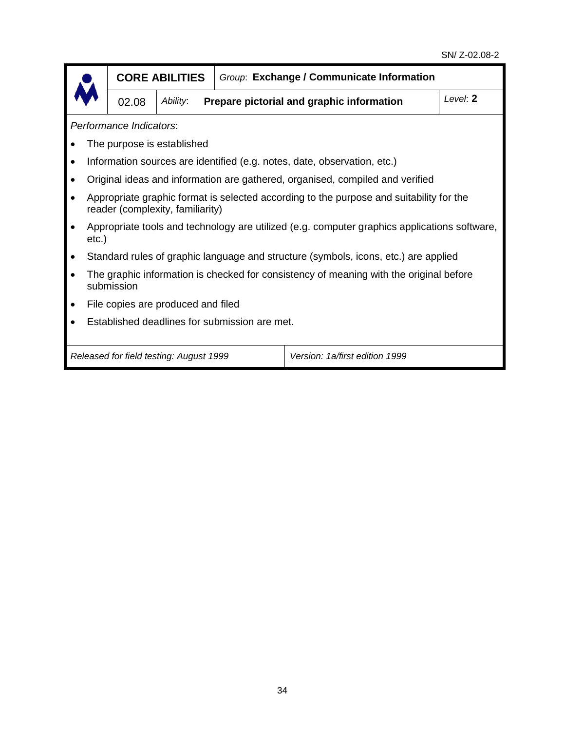SN/ Z-02.08-2

| | **CORE ABILITIES** | | *Group*: **Exchange / Communicate Information** | |
|---|---|---|---|---|
| | 02.08 | *Ability*: | **Prepare pictorial and graphic information** | *Level*: **2** |

*Performance Indicators*:

- The purpose is established
- Information sources are identified (e.g. notes, date, observation, etc.)
- Original ideas and information are gathered, organised, compiled and verified
- Appropriate graphic format is selected according to the purpose and suitability for the reader (complexity, familiarity)
- Appropriate tools and technology are utilized (e.g. computer graphics applications software, etc.)
- Standard rules of graphic language and structure (symbols, icons, etc.) are applied
- The graphic information is checked for consistency of meaning with the original before submission
- File copies are produced and filed
- Established deadlines for submission are met.

| *Released for field testing: August 1999* | *Version: 1a/first edition 1999* |
|---|---|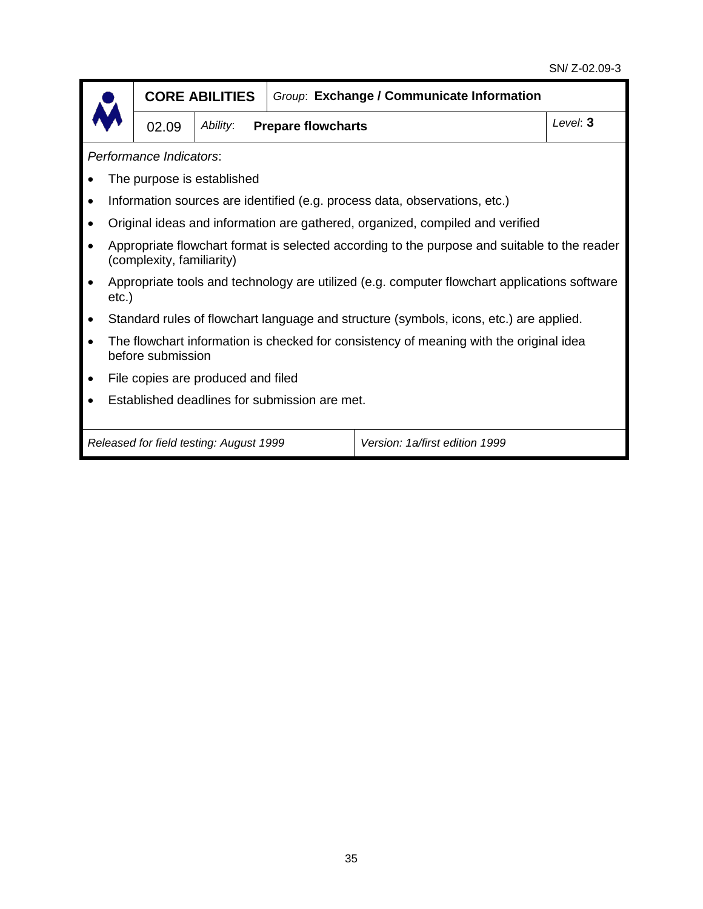SN/ Z-02.09-3

| | **CORE ABILITIES** | | *Group*: **Exchange / Communicate Information** | |
|---|---|---|---|---|
| | 02.09 | *Ability*: | **Prepare flowcharts** | *Level*: **3** |

*Performance Indicators*:

- The purpose is established
- Information sources are identified (e.g. process data, observations, etc.)
- Original ideas and information are gathered, organized, compiled and verified
- Appropriate flowchart format is selected according to the purpose and suitable to the reader (complexity, familiarity)
- Appropriate tools and technology are utilized (e.g. computer flowchart applications software etc.)
- Standard rules of flowchart language and structure (symbols, icons, etc.) are applied.
- The flowchart information is checked for consistency of meaning with the original idea before submission
- File copies are produced and filed
- Established deadlines for submission are met.

| *Released for field testing: August 1999* | *Version: 1a/first edition 1999* |
|---|---|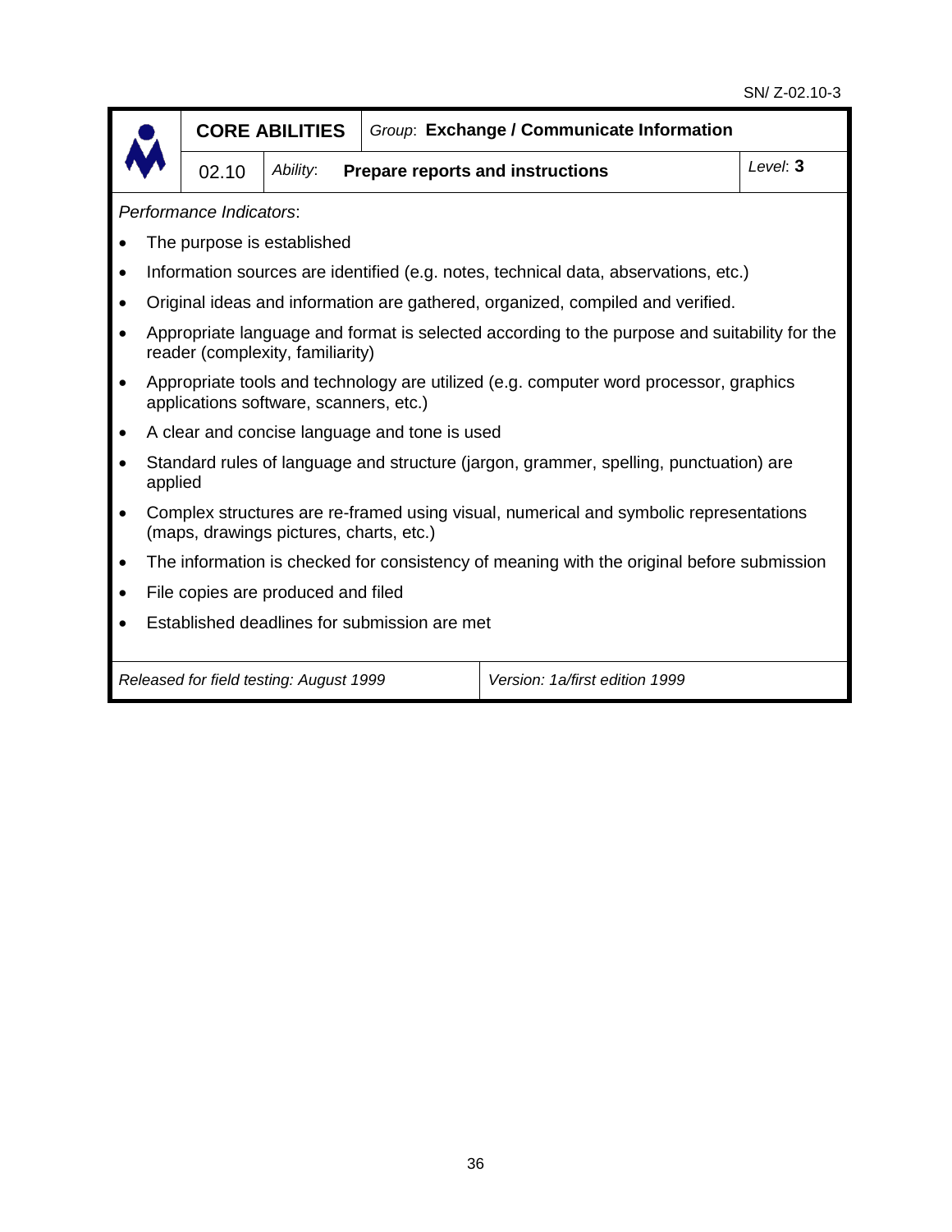SN/ Z-02.10-3

| | **CORE ABILITIES** | | *Group*: **Exchange / Communicate Information** | |
|---|---|---|---|---|
| | 02.10 | *Ability*: | **Prepare reports and instructions** | *Level*: **3** |

*Performance Indicators*:

- The purpose is established
- Information sources are identified (e.g. notes, technical data, observations, etc.)
- Original ideas and information are gathered, organized, compiled and verified.
- Appropriate language and format is selected according to the purpose and suitability for the reader (complexity, familiarity)
- Appropriate tools and technology are utilized (e.g. computer word processor, graphics applications software, scanners, etc.)
- A clear and concise language and tone is used
- Standard rules of language and structure (jargon, grammer, spelling, punctuation) are applied
- Complex structures are re-framed using visual, numerical and symbolic representations (maps, drawings pictures, charts, etc.)
- The information is checked for consistency of meaning with the original before submission
- File copies are produced and filed
- Established deadlines for submission are met

| *Released for field testing: August 1999* | *Version: 1a/first edition 1999* |
|---|---|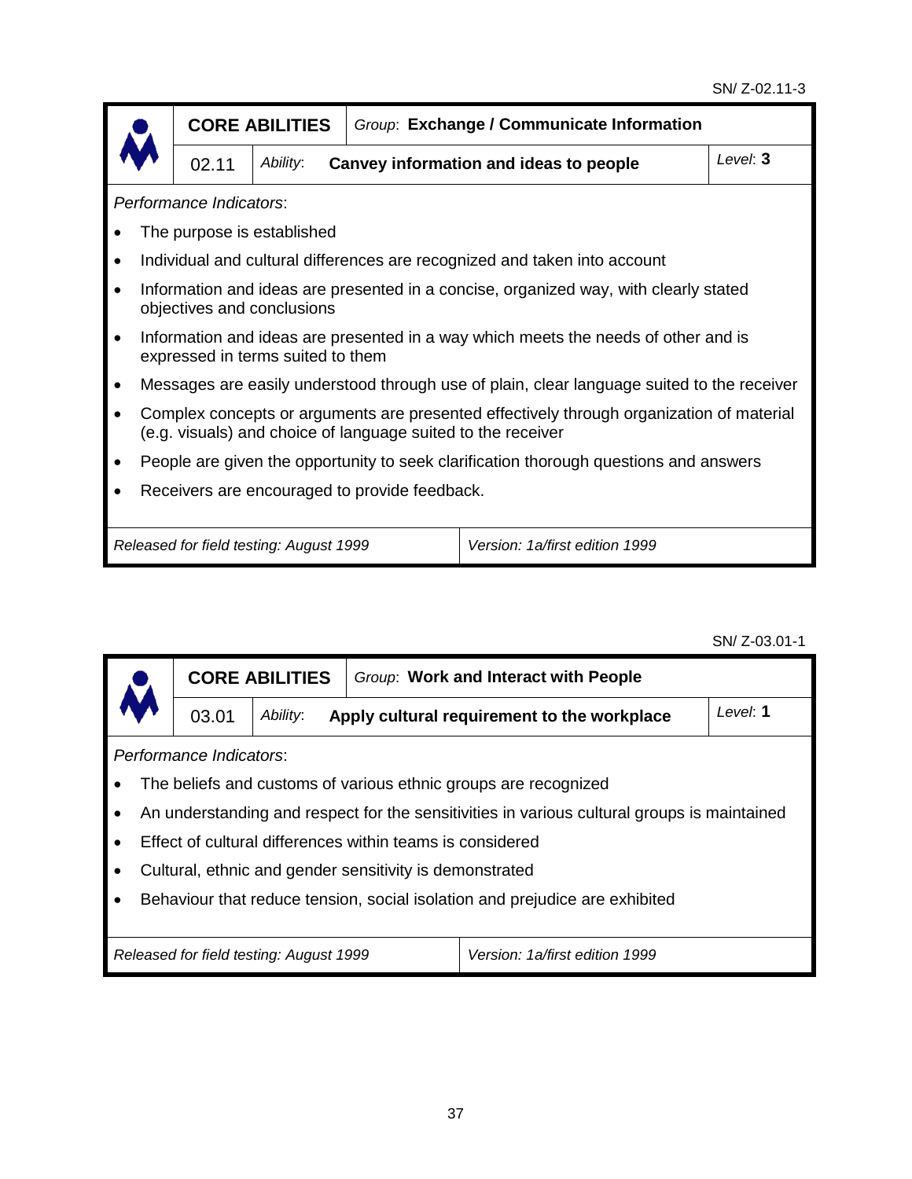SN/ Z-02.11-3

| | CORE ABILITIES | | *Group*: **Exchange / Communicate Information** | |
|---|---|---|---|---|
| | 02.11 | *Ability*: | **Canvey information and ideas to people** | *Level*: **3** |

*Performance Indicators*:

- The purpose is established
- Individual and cultural differences are recognized and taken into account
- Information and ideas are presented in a concise, organized way, with clearly stated objectives and conclusions
- Information and ideas are presented in a way which meets the needs of other and is expressed in terms suited to them
- Messages are easily understood through use of plain, clear language suited to the receiver
- Complex concepts or arguments are presented effectively through organization of material (e.g. visuals) and choice of language suited to the receiver
- People are given the opportunity to seek clarification thorough questions and answers
- Receivers are encouraged to provide feedback.

| *Released for field testing: August 1999* | *Version: 1a/first edition 1999* |
|---|---|

SN/ Z-03.01-1

| | CORE ABILITIES | | *Group*: **Work and Interact with People** | |
|---|---|---|---|---|
| | 03.01 | *Ability*: | **Apply cultural requirement to the workplace** | *Level*: **1** |

*Performance Indicators*:

- The beliefs and customs of various ethnic groups are recognized
- An understanding and respect for the sensitivities in various cultural groups is maintained
- Effect of cultural differences within teams is considered
- Cultural, ethnic and gender sensitivity is demonstrated
- Behaviour that reduce tension, social isolation and prejudice are exhibited

| *Released for field testing: August 1999* | *Version: 1a/first edition 1999* |
|---|---|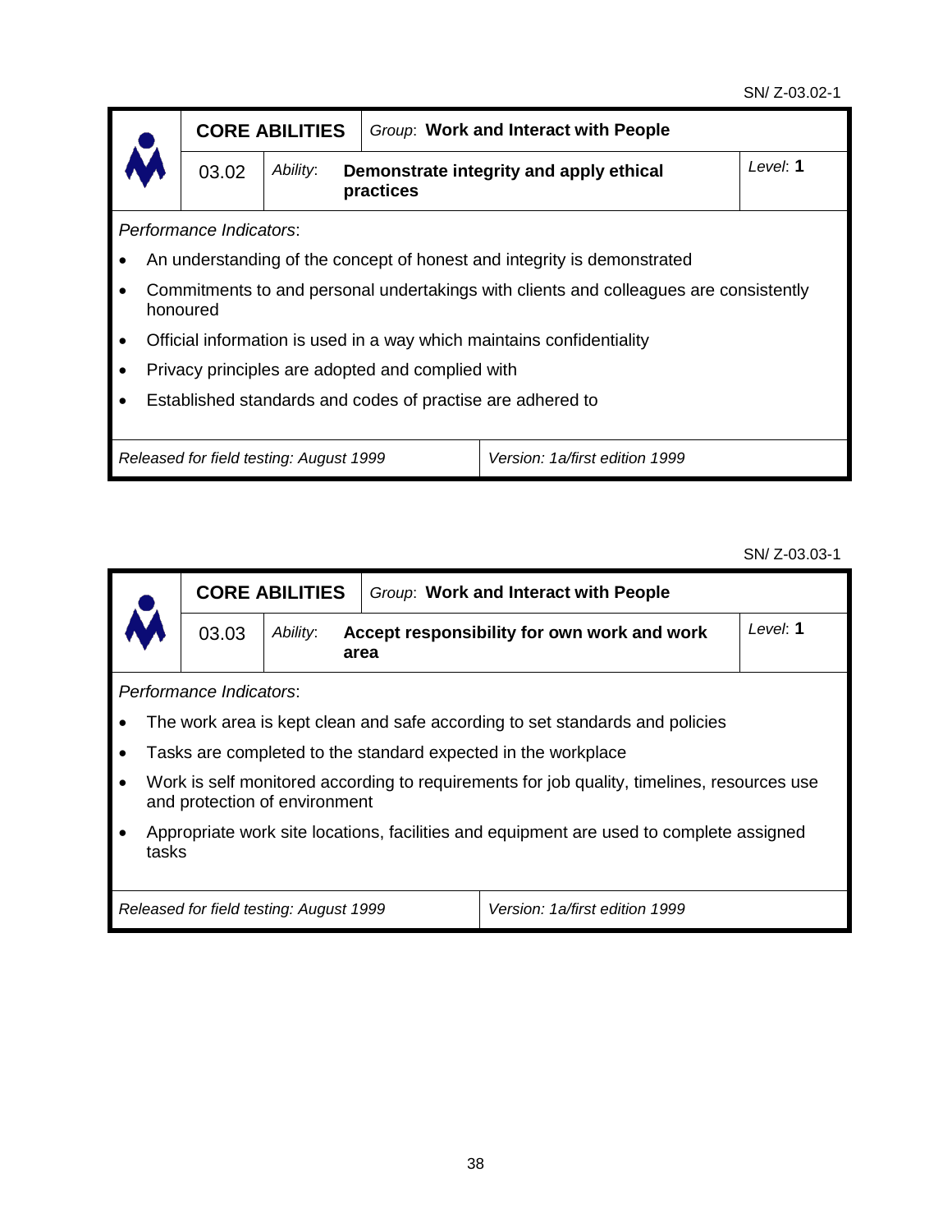SN/ Z-03.02-1

| **CORE ABILITIES** | | *Group*: **Work and Interact with People** | |
|---|---|---|---|
| 03.02 | *Ability*: | **Demonstrate integrity and apply ethical practices** | *Level*: **1** |

*Performance Indicators*:

- An understanding of the concept of honest and integrity is demonstrated
- Commitments to and personal undertakings with clients and colleagues are consistently honoured
- Official information is used in a way which maintains confidentiality
- Privacy principles are adopted and complied with
- Established standards and codes of practise are adhered to

| *Released for field testing: August 1999* | *Version: 1a/first edition 1999* |
|---|---|

SN/ Z-03.03-1

| **CORE ABILITIES** | | *Group*: **Work and Interact with People** | |
|---|---|---|---|
| 03.03 | *Ability*: | **Accept responsibility for own work and work area** | *Level*: **1** |

*Performance Indicators*:

- The work area is kept clean and safe according to set standards and policies
- Tasks are completed to the standard expected in the workplace
- Work is self monitored according to requirements for job quality, timelines, resources use and protection of environment
- Appropriate work site locations, facilities and equipment are used to complete assigned tasks

| *Released for field testing: August 1999* | *Version: 1a/first edition 1999* |
|---|---|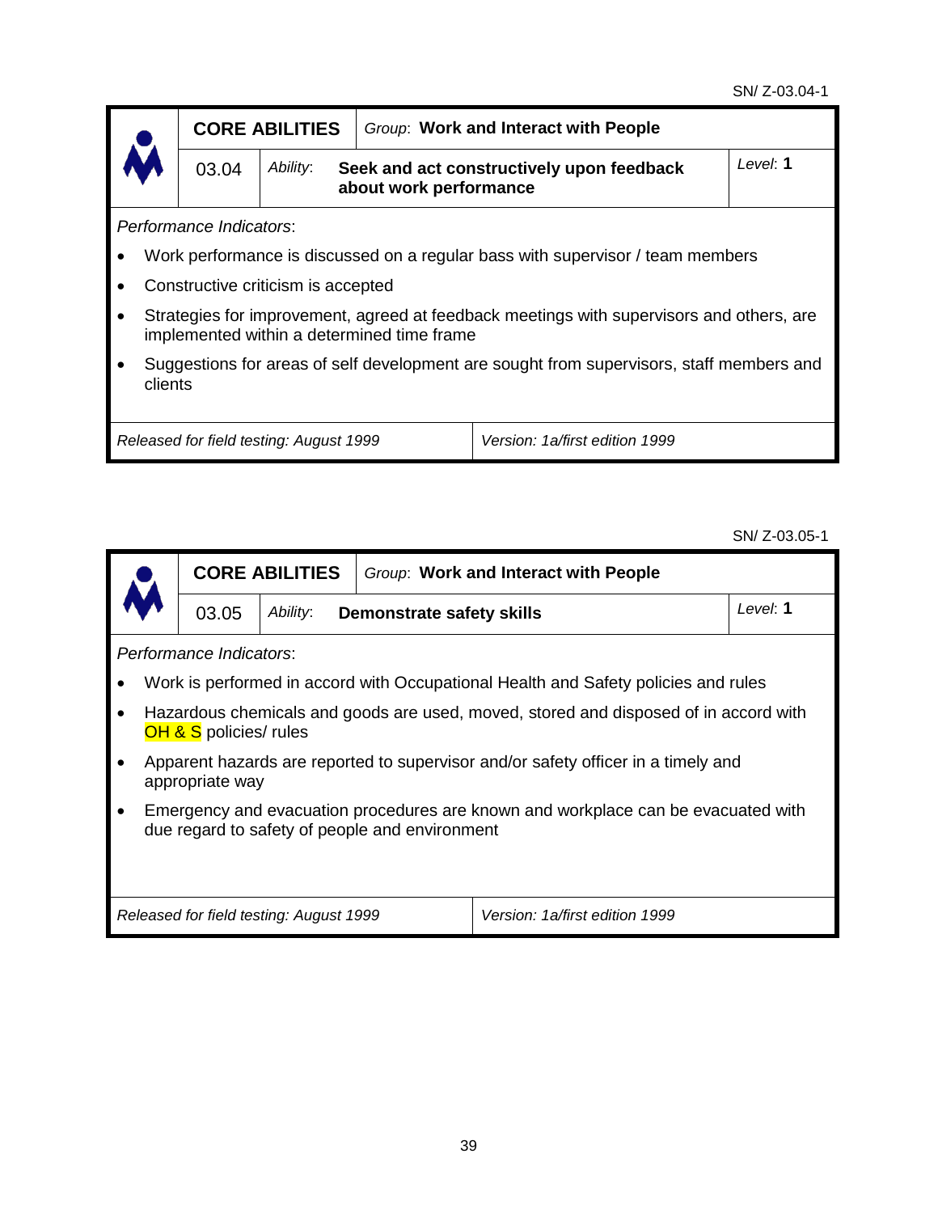SN/ Z-03.04-1

| | CORE ABILITIES | Group: **Work and Interact with People** | |
|---|---|---|---|
| | 03.04 | *Ability*: **Seek and act constructively upon feedback about work performance** | *Level*: **1** |

*Performance Indicators*:

- Work performance is discussed on a regular bass with supervisor / team members
- Constructive criticism is accepted
- Strategies for improvement, agreed at feedback meetings with supervisors and others, are implemented within a determined time frame
- Suggestions for areas of self development are sought from supervisors, staff members and clients

| *Released for field testing: August 1999* | *Version: 1a/first edition 1999* |
|---|---|

SN/ Z-03.05-1

| | CORE ABILITIES | Group: **Work and Interact with People** | |
|---|---|---|---|
| | 03.05 | *Ability*: **Demonstrate safety skills** | *Level*: **1** |

*Performance Indicators*:

- Work is performed in accord with Occupational Health and Safety policies and rules
- Hazardous chemicals and goods are used, moved, stored and disposed of in accord with OH & S policies/ rules
- Apparent hazards are reported to supervisor and/or safety officer in a timely and appropriate way
- Emergency and evacuation procedures are known and workplace can be evacuated with due regard to safety of people and environment

| *Released for field testing: August 1999* | *Version: 1a/first edition 1999* |
|---|---|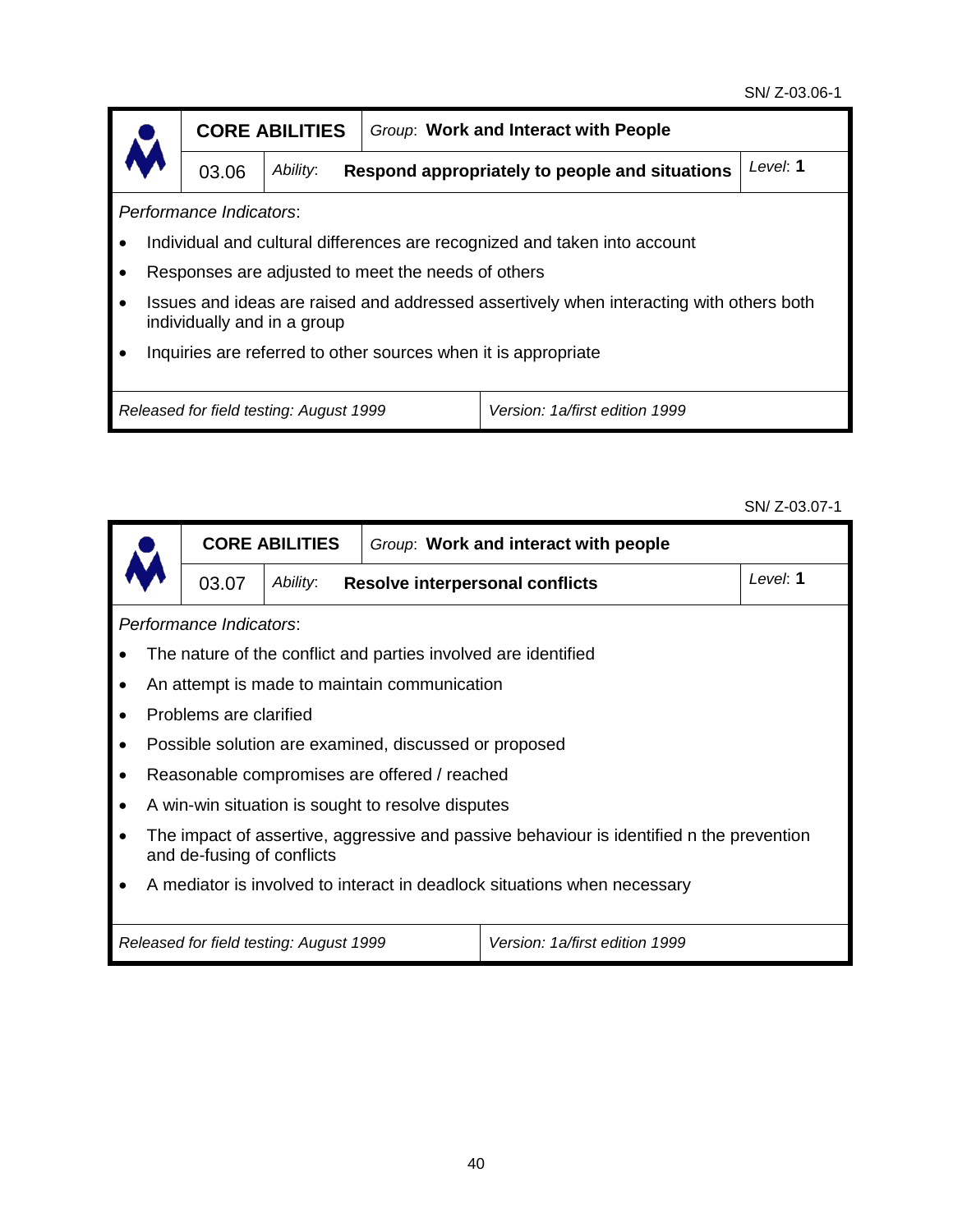SN/ Z-03.06-1

| | **CORE ABILITIES** | *Group*: **Work and Interact with People** | |
|---|---|---|---|
| | 03.06 | *Ability*: **Respond appropriately to people and situations** | *Level*: **1** |

*Performance Indicators*:

- Individual and cultural differences are recognized and taken into account
- Responses are adjusted to meet the needs of others
- Issues and ideas are raised and addressed assertively when interacting with others both individually and in a group
- Inquiries are referred to other sources when it is appropriate

| *Released for field testing: August 1999* | *Version: 1a/first edition 1999* |
|---|---|

SN/ Z-03.07-1

| | **CORE ABILITIES** | *Group*: **Work and interact with people** | |
|---|---|---|---|
| | 03.07 | *Ability*: **Resolve interpersonal conflicts** | *Level*: **1** |

*Performance Indicators*:

- The nature of the conflict and parties involved are identified
- An attempt is made to maintain communication
- Problems are clarified
- Possible solution are examined, discussed or proposed
- Reasonable compromises are offered / reached
- A win-win situation is sought to resolve disputes
- The impact of assertive, aggressive and passive behaviour is identified n the prevention and de-fusing of conflicts
- A mediator is involved to interact in deadlock situations when necessary

| *Released for field testing: August 1999* | *Version: 1a/first edition 1999* |
|---|---|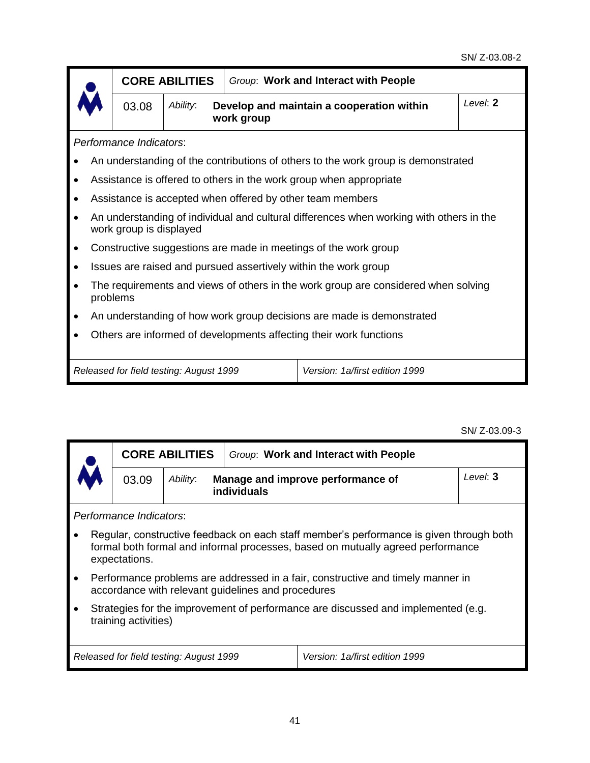SN/ Z-03.08-2

| | CORE ABILITIES | Group: **Work and Interact with People** | |
|---|---|---|---|
| | 03.08 | *Ability*: **Develop and maintain a cooperation within work group** | *Level*: **2** |

*Performance Indicators*:

- An understanding of the contributions of others to the work group is demonstrated
- Assistance is offered to others in the work group when appropriate
- Assistance is accepted when offered by other team members
- An understanding of individual and cultural differences when working with others in the work group is displayed
- Constructive suggestions are made in meetings of the work group
- Issues are raised and pursued assertively within the work group
- The requirements and views of others in the work group are considered when solving problems
- An understanding of how work group decisions are made is demonstrated
- Others are informed of developments affecting their work functions

| *Released for field testing: August 1999* | *Version: 1a/first edition 1999* |
|---|---|

SN/ Z-03.09-3

| | CORE ABILITIES | Group: **Work and Interact with People** | |
|---|---|---|---|
| | 03.09 | *Ability*: **Manage and improve performance of individuals** | *Level*: **3** |

*Performance Indicators*:

- Regular, constructive feedback on each staff member's performance is given through both formal both formal and informal processes, based on mutually agreed performance expectations.
- Performance problems are addressed in a fair, constructive and timely manner in accordance with relevant guidelines and procedures
- Strategies for the improvement of performance are discussed and implemented (e.g. training activities)

| *Released for field testing: August 1999* | *Version: 1a/first edition 1999* |
|---|---|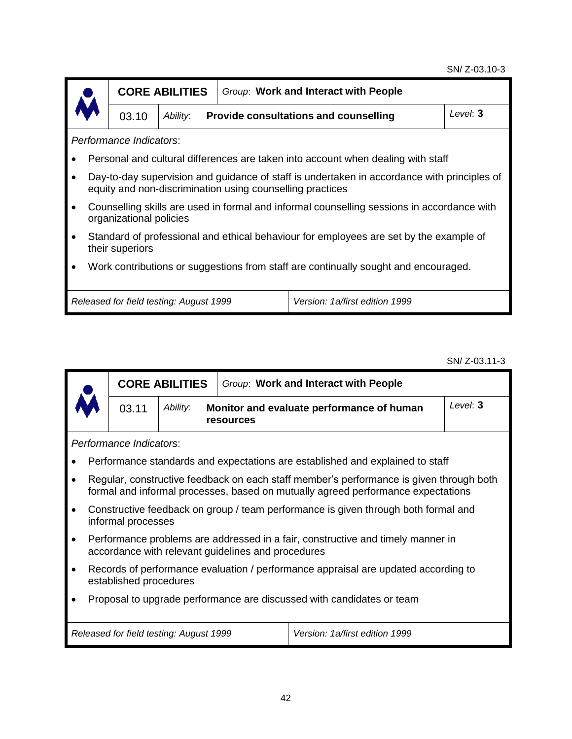SN/ Z-03.10-3

| CORE ABILITIES | | Group: **Work and Interact with People** | |
|---|---|---|---|
| 03.10 | *Ability*: | **Provide consultations and counselling** | *Level*: **3** |

*Performance Indicators*:

- Personal and cultural differences are taken into account when dealing with staff
- Day-to-day supervision and guidance of staff is undertaken in accordance with principles of equity and non-discrimination using counselling practices
- Counselling skills are used in formal and informal counselling sessions in accordance with organizational policies
- Standard of professional and ethical behaviour for employees are set by the example of their superiors
- Work contributions or suggestions from staff are continually sought and encouraged.

| *Released for field testing: August 1999* | *Version: 1a/first edition 1999* |
|---|---|

SN/ Z-03.11-3

| CORE ABILITIES | | Group: **Work and Interact with People** | |
|---|---|---|---|
| 03.11 | *Ability*: | **Monitor and evaluate performance of human resources** | *Level*: **3** |

*Performance Indicators*:

- Performance standards and expectations are established and explained to staff
- Regular, constructive feedback on each staff member's performance is given through both formal and informal processes, based on mutually agreed performance expectations
- Constructive feedback on group / team performance is given through both formal and informal processes
- Performance problems are addressed in a fair, constructive and timely manner in accordance with relevant guidelines and procedures
- Records of performance evaluation / performance appraisal are updated according to established procedures
- Proposal to upgrade performance are discussed with candidates or team

| *Released for field testing: August 1999* | *Version: 1a/first edition 1999* |
|---|---|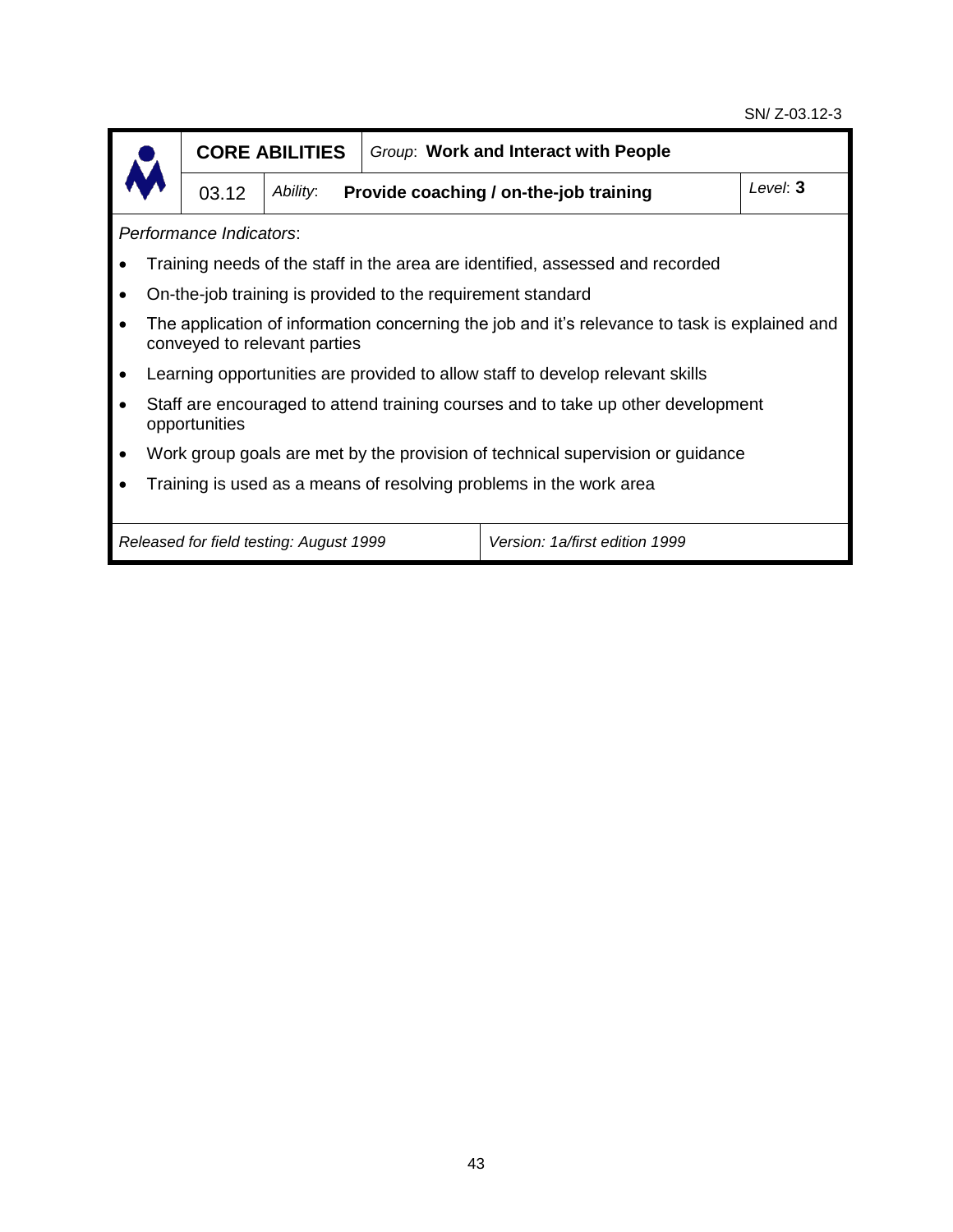SN/ Z-03.12-3

| CORE ABILITIES | | Group: **Work and Interact with People** | |
|---|---|---|---|
| 03.12 | *Ability*: | **Provide coaching / on-the-job training** | *Level*: **3** |

*Performance Indicators*:

- Training needs of the staff in the area are identified, assessed and recorded
- On-the-job training is provided to the requirement standard
- The application of information concerning the job and it's relevance to task is explained and conveyed to relevant parties
- Learning opportunities are provided to allow staff to develop relevant skills
- Staff are encouraged to attend training courses and to take up other development opportunities
- Work group goals are met by the provision of technical supervision or guidance
- Training is used as a means of resolving problems in the work area

| *Released for field testing: August 1999* | *Version: 1a/first edition 1999* |
|---|---|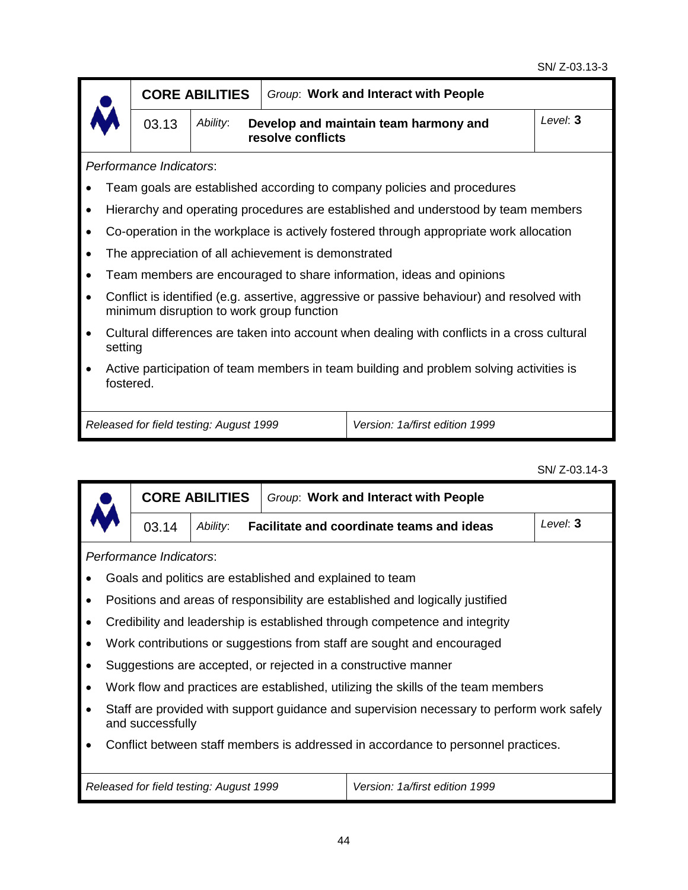SN/ Z-03.13-3

| CORE ABILITIES | | Group: **Work and Interact with People** | |
|---|---|---|---|
| 03.13 | *Ability*: | **Develop and maintain team harmony and resolve conflicts** | *Level*: **3** |

*Performance Indicators*:

- Team goals are established according to company policies and procedures
- Hierarchy and operating procedures are established and understood by team members
- Co-operation in the workplace is actively fostered through appropriate work allocation
- The appreciation of all achievement is demonstrated
- Team members are encouraged to share information, ideas and opinions
- Conflict is identified (e.g. assertive, aggressive or passive behaviour) and resolved with minimum disruption to work group function
- Cultural differences are taken into account when dealing with conflicts in a cross cultural setting
- Active participation of team members in team building and problem solving activities is fostered.

| *Released for field testing: August 1999* | *Version: 1a/first edition 1999* |
|---|---|

SN/ Z-03.14-3

| CORE ABILITIES | | Group: **Work and Interact with People** | |
|---|---|---|---|
| 03.14 | *Ability*: | **Facilitate and coordinate teams and ideas** | *Level*: **3** |

*Performance Indicators*:

- Goals and politics are established and explained to team
- Positions and areas of responsibility are established and logically justified
- Credibility and leadership is established through competence and integrity
- Work contributions or suggestions from staff are sought and encouraged
- Suggestions are accepted, or rejected in a constructive manner
- Work flow and practices are established, utilizing the skills of the team members
- Staff are provided with support guidance and supervision necessary to perform work safely and successfully
- Conflict between staff members is addressed in accordance to personnel practices.

| *Released for field testing: August 1999* | *Version: 1a/first edition 1999* |
|---|---|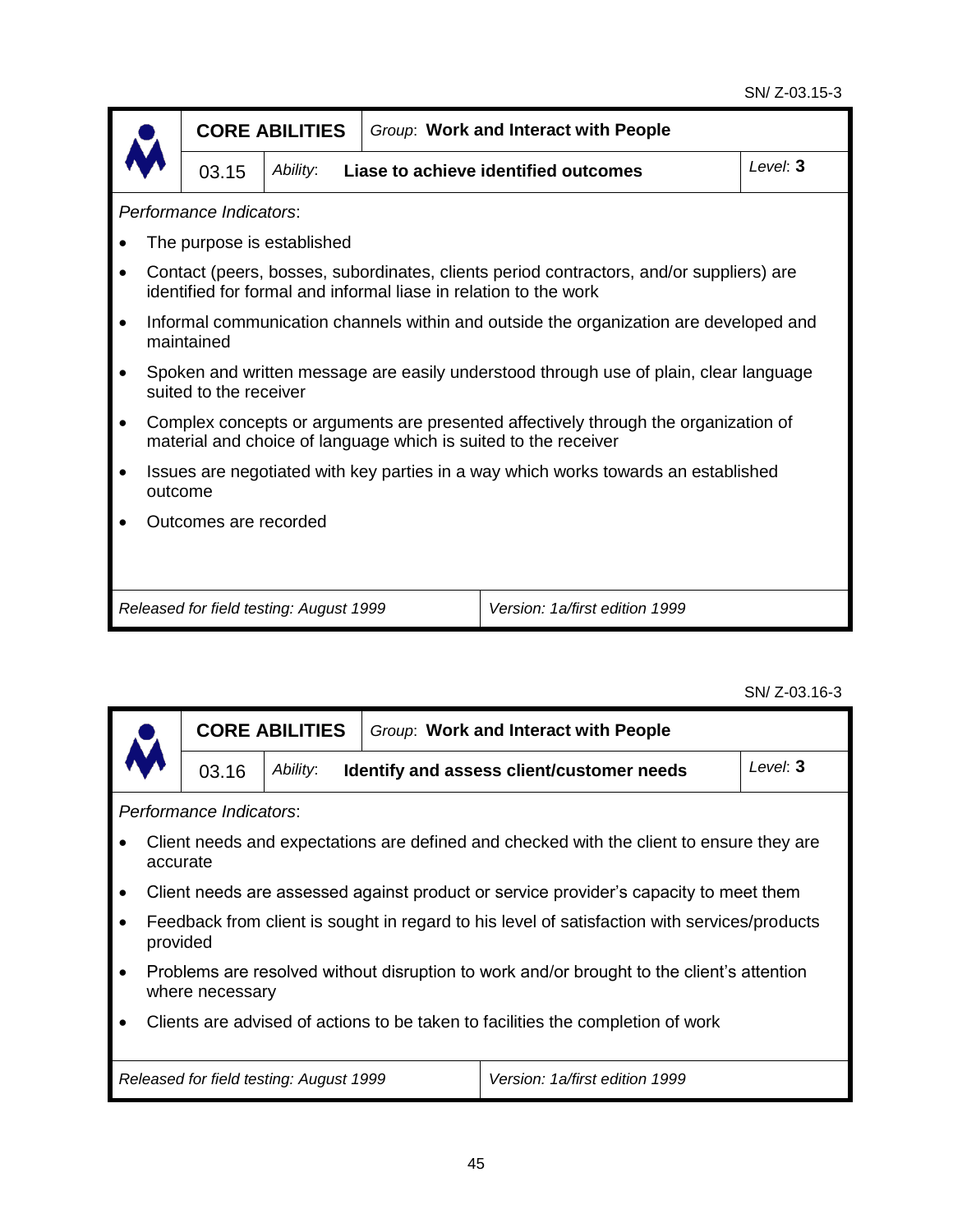SN/ Z-03.15-3

| | CORE ABILITIES | Group: **Work and Interact with People** | |
|---|---|---|---|
| | 03.15 | *Ability*: **Liase to achieve identified outcomes** | *Level*: **3** |

*Performance Indicators*:

- The purpose is established
- Contact (peers, bosses, subordinates, clients period contractors, and/or suppliers) are identified for formal and informal liase in relation to the work
- Informal communication channels within and outside the organization are developed and maintained
- Spoken and written message are easily understood through use of plain, clear language suited to the receiver
- Complex concepts or arguments are presented affectively through the organization of material and choice of language which is suited to the receiver
- Issues are negotiated with key parties in a way which works towards an established outcome
- Outcomes are recorded

| *Released for field testing: August 1999* | *Version: 1a/first edition 1999* |
|---|---|

SN/ Z-03.16-3

| | CORE ABILITIES | Group: **Work and Interact with People** | |
|---|---|---|---|
| | 03.16 | *Ability*: **Identify and assess client/customer needs** | *Level*: **3** |

*Performance Indicators*:

- Client needs and expectations are defined and checked with the client to ensure they are accurate
- Client needs are assessed against product or service provider's capacity to meet them
- Feedback from client is sought in regard to his level of satisfaction with services/products provided
- Problems are resolved without disruption to work and/or brought to the client's attention where necessary
- Clients are advised of actions to be taken to facilities the completion of work

| *Released for field testing: August 1999* | *Version: 1a/first edition 1999* |
|---|---|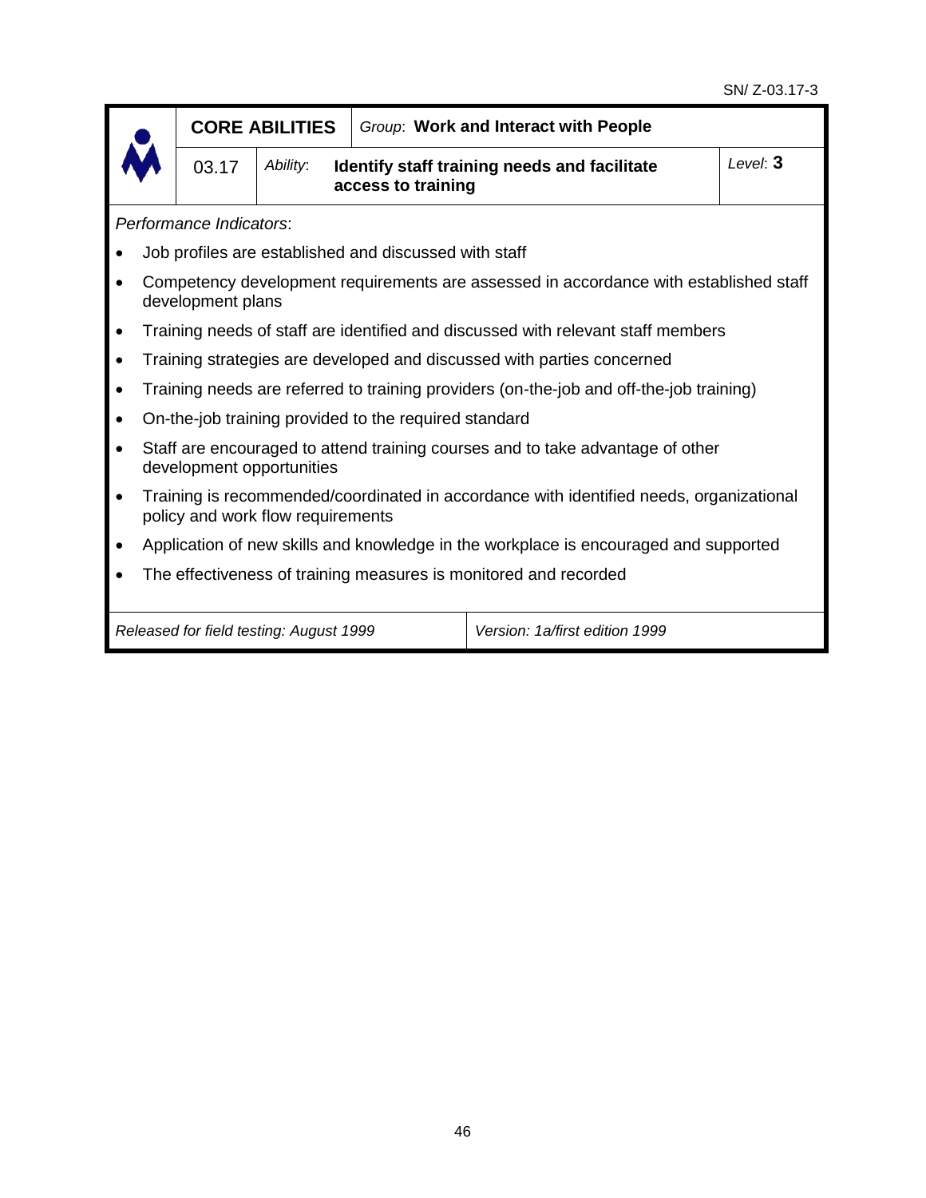SN/ Z-03.17-3

| | **CORE ABILITIES** | | *Group*: **Work and Interact with People** | |
|---|---|---|---|---|
| | 03.17 | *Ability*: | **Identify staff training needs and facilitate access to training** | *Level*: **3** |

*Performance Indicators*:

- Job profiles are established and discussed with staff
- Competency development requirements are assessed in accordance with established staff development plans
- Training needs of staff are identified and discussed with relevant staff members
- Training strategies are developed and discussed with parties concerned
- Training needs are referred to training providers (on-the-job and off-the-job training)
- On-the-job training provided to the required standard
- Staff are encouraged to attend training courses and to take advantage of other development opportunities
- Training is recommended/coordinated in accordance with identified needs, organizational policy and work flow requirements
- Application of new skills and knowledge in the workplace is encouraged and supported
- The effectiveness of training measures is monitored and recorded

| *Released for field testing: August 1999* | *Version: 1a/first edition 1999* |
|---|---|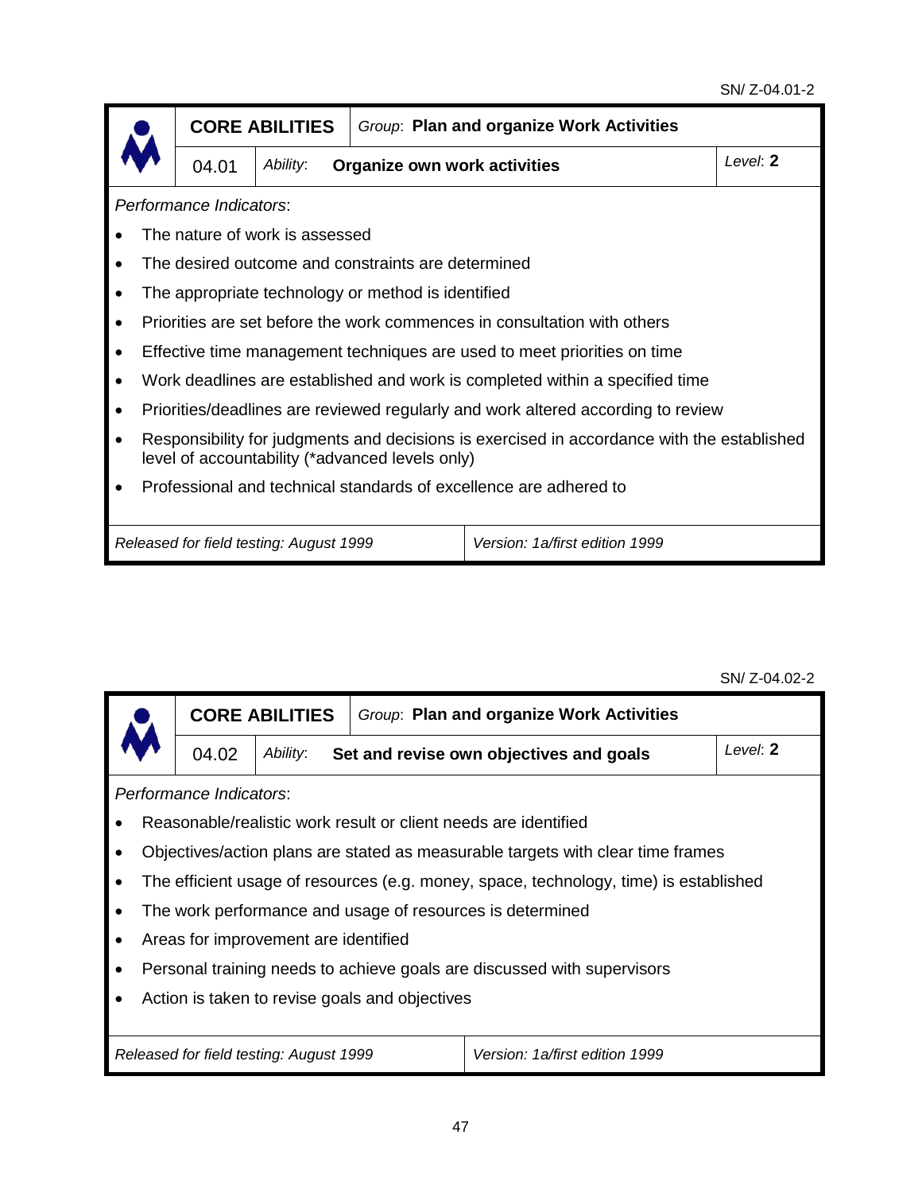SN/ Z-04.01-2

| CORE ABILITIES | | *Group*: **Plan and organize Work Activities** | |
|---|---|---|---|
| 04.01 | *Ability*: | **Organize own work activities** | *Level*: **2** |

*Performance Indicators*:

- The nature of work is assessed
- The desired outcome and constraints are determined
- The appropriate technology or method is identified
- Priorities are set before the work commences in consultation with others
- Effective time management techniques are used to meet priorities on time
- Work deadlines are established and work is completed within a specified time
- Priorities/deadlines are reviewed regularly and work altered according to review
- Responsibility for judgments and decisions is exercised in accordance with the established level of accountability (*advanced levels only)
- Professional and technical standards of excellence are adhered to

| *Released for field testing: August 1999* | *Version: 1a/first edition 1999* |
|---|---|

SN/ Z-04.02-2

| CORE ABILITIES | | *Group*: **Plan and organize Work Activities** | |
|---|---|---|---|
| 04.02 | *Ability*: | **Set and revise own objectives and goals** | *Level*: **2** |

*Performance Indicators*:

- Reasonable/realistic work result or client needs are identified
- Objectives/action plans are stated as measurable targets with clear time frames
- The efficient usage of resources (e.g. money, space, technology, time) is established
- The work performance and usage of resources is determined
- Areas for improvement are identified
- Personal training needs to achieve goals are discussed with supervisors
- Action is taken to revise goals and objectives

| *Released for field testing: August 1999* | *Version: 1a/first edition 1999* |
|---|---|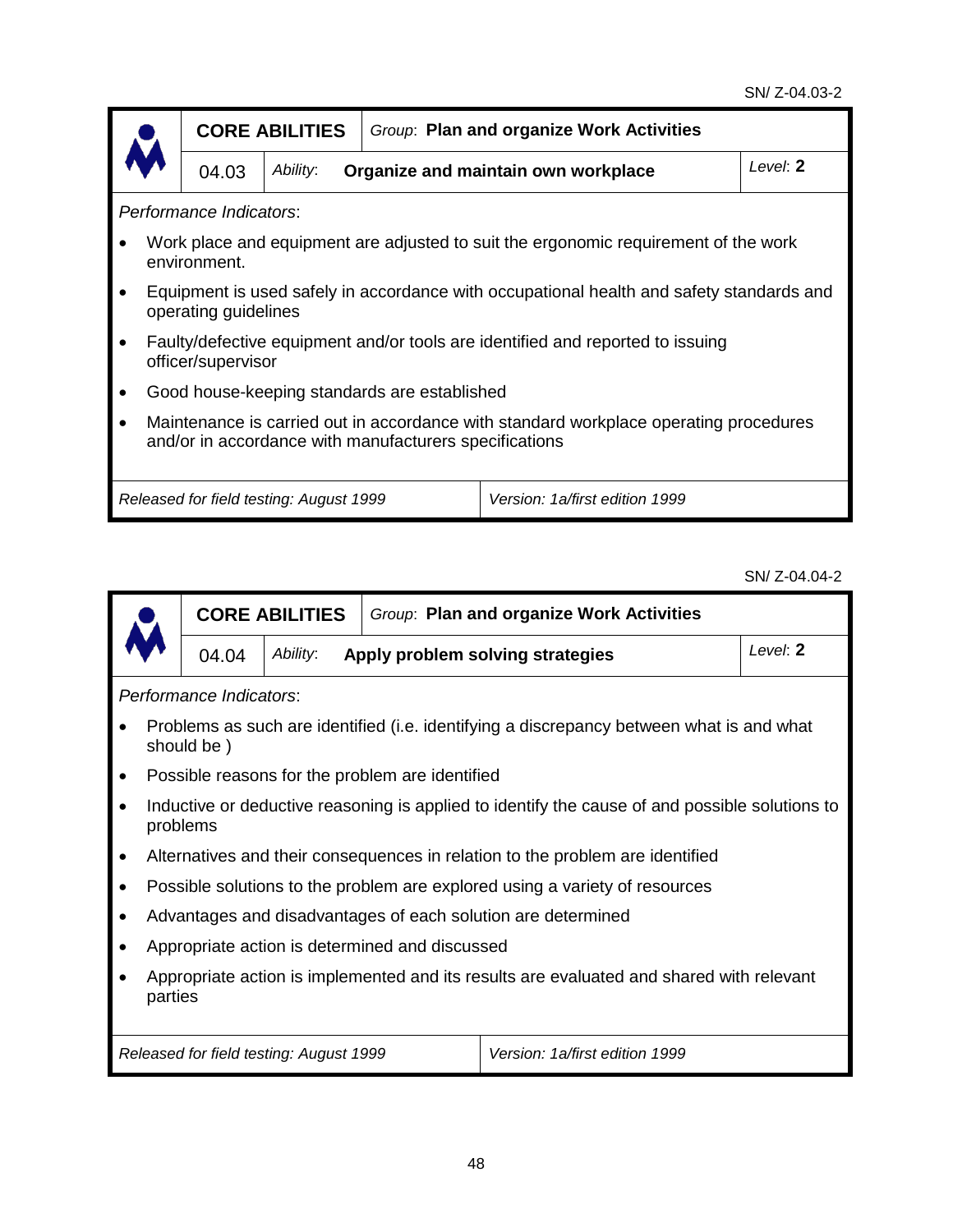SN/ Z-04.03-2

| | | | |
|---|---|---|---|
| **CORE ABILITIES** | *Group*: **Plan and organize Work Activities** | | |
| 04.03 | *Ability*: | **Organize and maintain own workplace** | *Level*: **2** |

*Performance Indicators*:

- Work place and equipment are adjusted to suit the ergonomic requirement of the work environment.
- Equipment is used safely in accordance with occupational health and safety standards and operating guidelines
- Faulty/defective equipment and/or tools are identified and reported to issuing officer/supervisor
- Good house-keeping standards are established
- Maintenance is carried out in accordance with standard workplace operating procedures and/or in accordance with manufacturers specifications

| | |
|---|---|
| *Released for field testing: August 1999* | *Version: 1a/first edition 1999* |

SN/ Z-04.04-2

| | | | |
|---|---|---|---|
| **CORE ABILITIES** | *Group*: **Plan and organize Work Activities** | | |
| 04.04 | *Ability*: | **Apply problem solving strategies** | *Level*: **2** |

*Performance Indicators*:

- Problems as such are identified (i.e. identifying a discrepancy between what is and what should be )
- Possible reasons for the problem are identified
- Inductive or deductive reasoning is applied to identify the cause of and possible solutions to problems
- Alternatives and their consequences in relation to the problem are identified
- Possible solutions to the problem are explored using a variety of resources
- Advantages and disadvantages of each solution are determined
- Appropriate action is determined and discussed
- Appropriate action is implemented and its results are evaluated and shared with relevant parties

| | |
|---|---|
| *Released for field testing: August 1999* | *Version: 1a/first edition 1999* |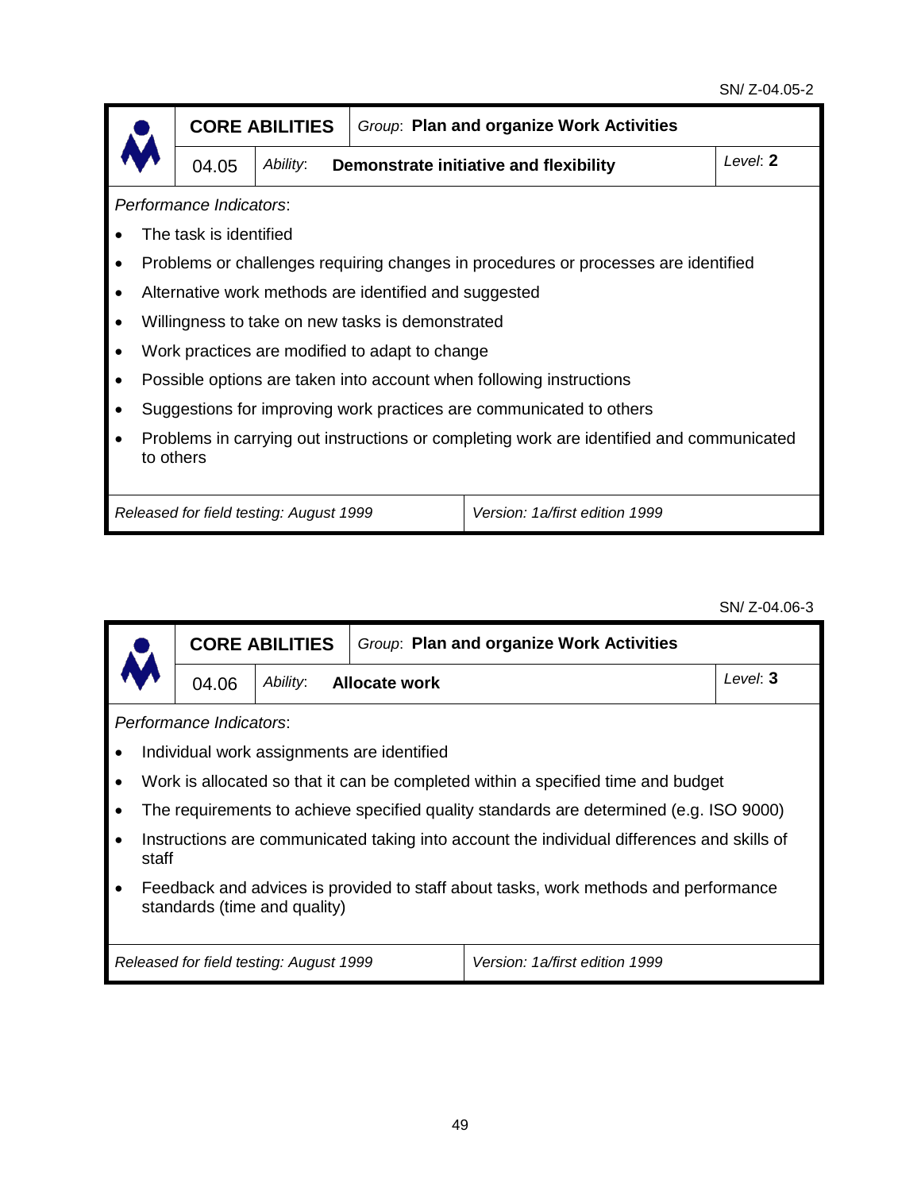SN/ Z-04.05-2

| | **CORE ABILITIES** | *Group*: **Plan and organize Work Activities** | |
|---|---|---|---|
| | 04.05 | *Ability*: **Demonstrate initiative and flexibility** | *Level*: **2** |

*Performance Indicators*:

- The task is identified
- Problems or challenges requiring changes in procedures or processes are identified
- Alternative work methods are identified and suggested
- Willingness to take on new tasks is demonstrated
- Work practices are modified to adapt to change
- Possible options are taken into account when following instructions
- Suggestions for improving work practices are communicated to others
- Problems in carrying out instructions or completing work are identified and communicated to others

| *Released for field testing: August 1999* | *Version: 1a/first edition 1999* |
|---|---|

SN/ Z-04.06-3

| | **CORE ABILITIES** | *Group*: **Plan and organize Work Activities** | |
|---|---|---|---|
| | 04.06 | *Ability*: **Allocate work** | *Level*: **3** |

*Performance Indicators*:

- Individual work assignments are identified
- Work is allocated so that it can be completed within a specified time and budget
- The requirements to achieve specified quality standards are determined (e.g. ISO 9000)
- Instructions are communicated taking into account the individual differences and skills of staff
- Feedback and advices is provided to staff about tasks, work methods and performance standards (time and quality)

| *Released for field testing: August 1999* | *Version: 1a/first edition 1999* |
|---|---|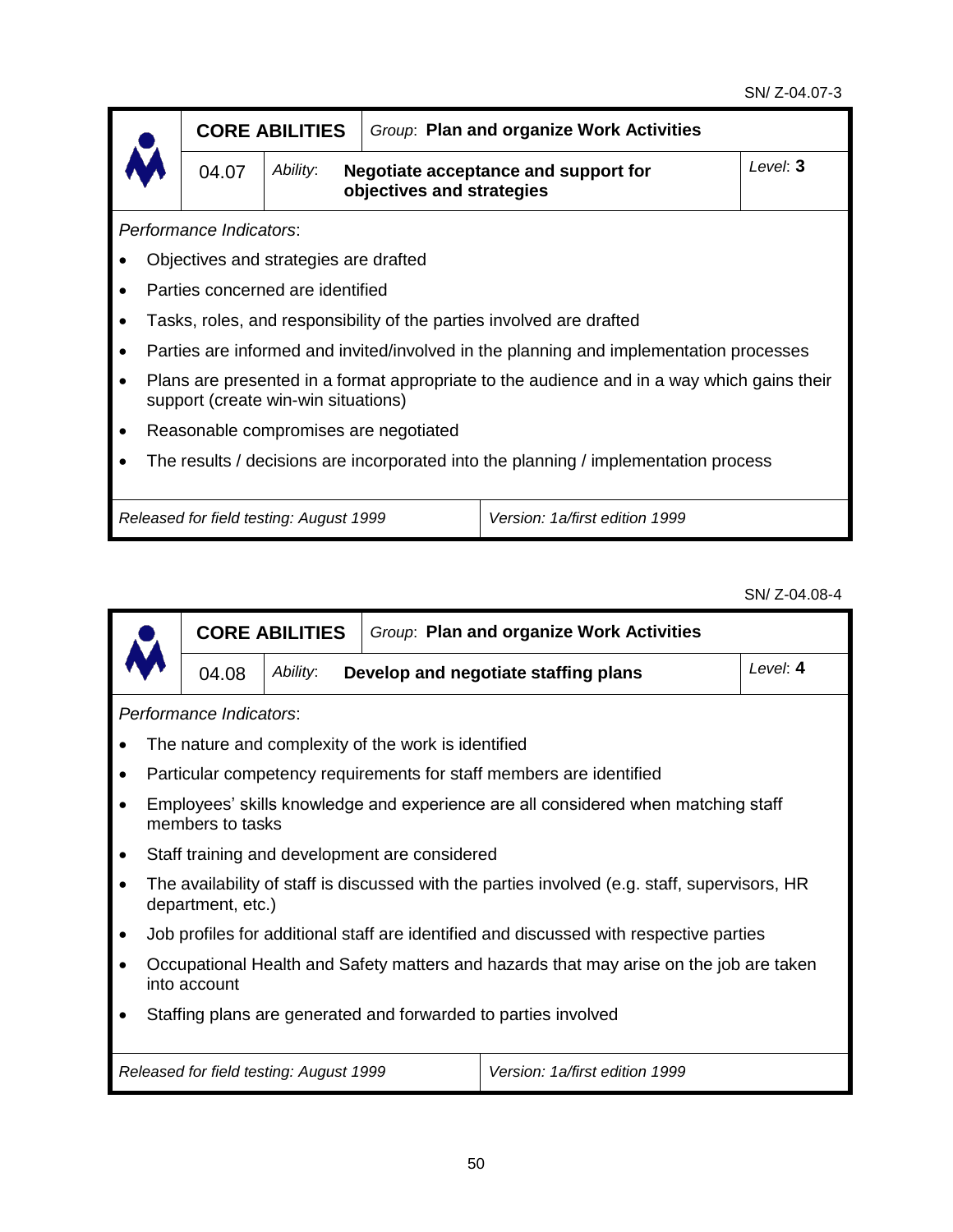SN/ Z-04.07-3

| CORE ABILITIES | | Group: **Plan and organize Work Activities** | |
|---|---|---|---|
| 04.07 | Ability: | **Negotiate acceptance and support for objectives and strategies** | Level: **3** |

*Performance Indicators*:

- Objectives and strategies are drafted
- Parties concerned are identified
- Tasks, roles, and responsibility of the parties involved are drafted
- Parties are informed and invited/involved in the planning and implementation processes
- Plans are presented in a format appropriate to the audience and in a way which gains their support (create win-win situations)
- Reasonable compromises are negotiated
- The results / decisions are incorporated into the planning / implementation process

| *Released for field testing: August 1999* | *Version: 1a/first edition 1999* |
|---|---|

SN/ Z-04.08-4

| CORE ABILITIES | | Group: **Plan and organize Work Activities** | |
|---|---|---|---|
| 04.08 | Ability: | **Develop and negotiate staffing plans** | Level: **4** |

*Performance Indicators*:

- The nature and complexity of the work is identified
- Particular competency requirements for staff members are identified
- Employees' skills knowledge and experience are all considered when matching staff members to tasks
- Staff training and development are considered
- The availability of staff is discussed with the parties involved (e.g. staff, supervisors, HR department, etc.)
- Job profiles for additional staff are identified and discussed with respective parties
- Occupational Health and Safety matters and hazards that may arise on the job are taken into account
- Staffing plans are generated and forwarded to parties involved

| *Released for field testing: August 1999* | *Version: 1a/first edition 1999* |
|---|---|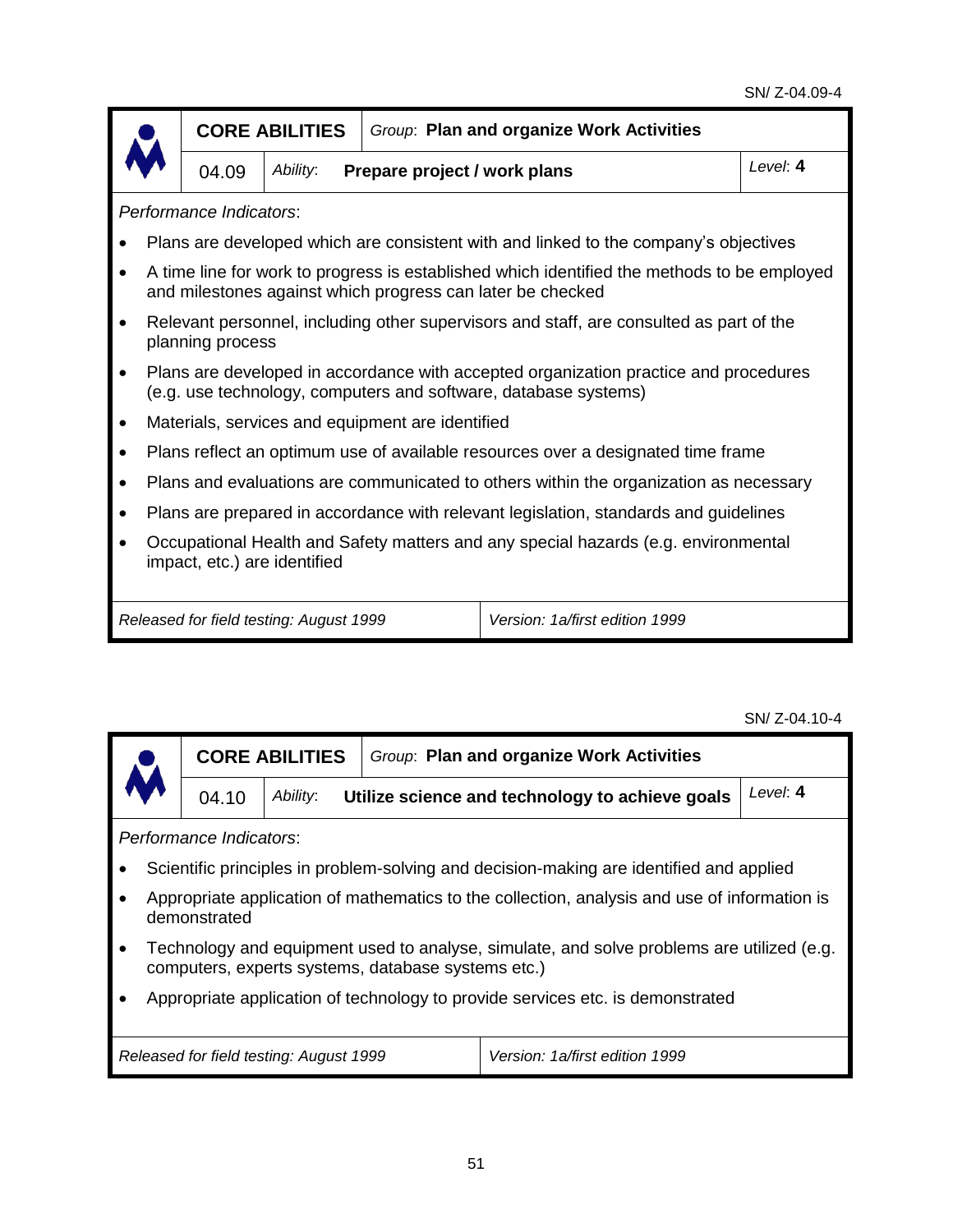SN/ Z-04.09-4

| | **CORE ABILITIES** | *Group*: **Plan and organize Work Activities** | |
|---|---|---|---|
| | 04.09 | *Ability*: **Prepare project / work plans** | *Level*: **4** |

*Performance Indicators*:

- Plans are developed which are consistent with and linked to the company's objectives
- A time line for work to progress is established which identified the methods to be employed and milestones against which progress can later be checked
- Relevant personnel, including other supervisors and staff, are consulted as part of the planning process
- Plans are developed in accordance with accepted organization practice and procedures (e.g. use technology, computers and software, database systems)
- Materials, services and equipment are identified
- Plans reflect an optimum use of available resources over a designated time frame
- Plans and evaluations are communicated to others within the organization as necessary
- Plans are prepared in accordance with relevant legislation, standards and guidelines
- Occupational Health and Safety matters and any special hazards (e.g. environmental impact, etc.) are identified

| *Released for field testing: August 1999* | *Version: 1a/first edition 1999* |
|---|---|

SN/ Z-04.10-4

| | **CORE ABILITIES** | *Group*: **Plan and organize Work Activities** | |
|---|---|---|---|
| | 04.10 | *Ability*: **Utilize science and technology to achieve goals** | *Level*: **4** |

*Performance Indicators*:

- Scientific principles in problem-solving and decision-making are identified and applied
- Appropriate application of mathematics to the collection, analysis and use of information is demonstrated
- Technology and equipment used to analyse, simulate, and solve problems are utilized (e.g. computers, experts systems, database systems etc.)
- Appropriate application of technology to provide services etc. is demonstrated

| *Released for field testing: August 1999* | *Version: 1a/first edition 1999* |
|---|---|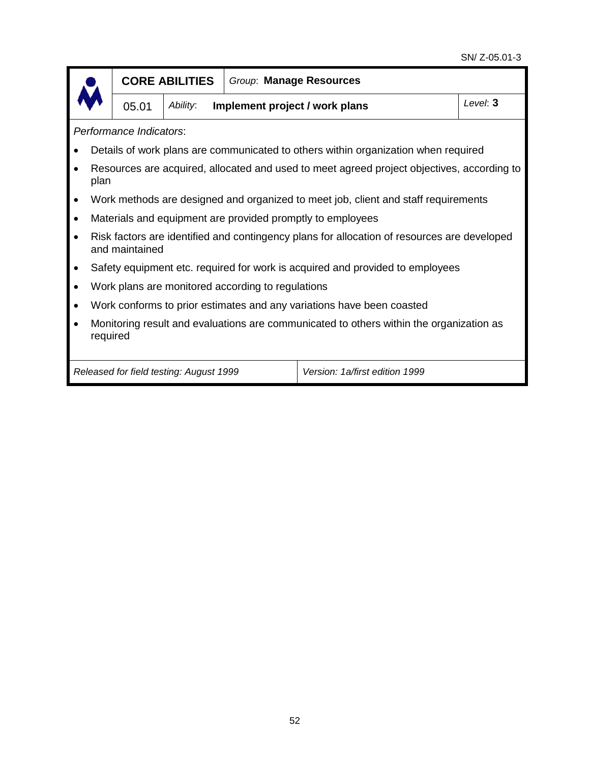SN/ Z-05.01-3

| CORE ABILITIES | | *Group*: **Manage Resources** | |
|---|---|---|---|
| 05.01 | *Ability*: | **Implement project / work plans** | *Level*: **3** |

*Performance Indicators*:

- Details of work plans are communicated to others within organization when required
- Resources are acquired, allocated and used to meet agreed project objectives, according to plan
- Work methods are designed and organized to meet job, client and staff requirements
- Materials and equipment are provided promptly to employees
- Risk factors are identified and contingency plans for allocation of resources are developed and maintained
- Safety equipment etc. required for work is acquired and provided to employees
- Work plans are monitored according to regulations
- Work conforms to prior estimates and any variations have been coasted
- Monitoring result and evaluations are communicated to others within the organization as required

| *Released for field testing: August 1999* | *Version: 1a/first edition 1999* |
|---|---|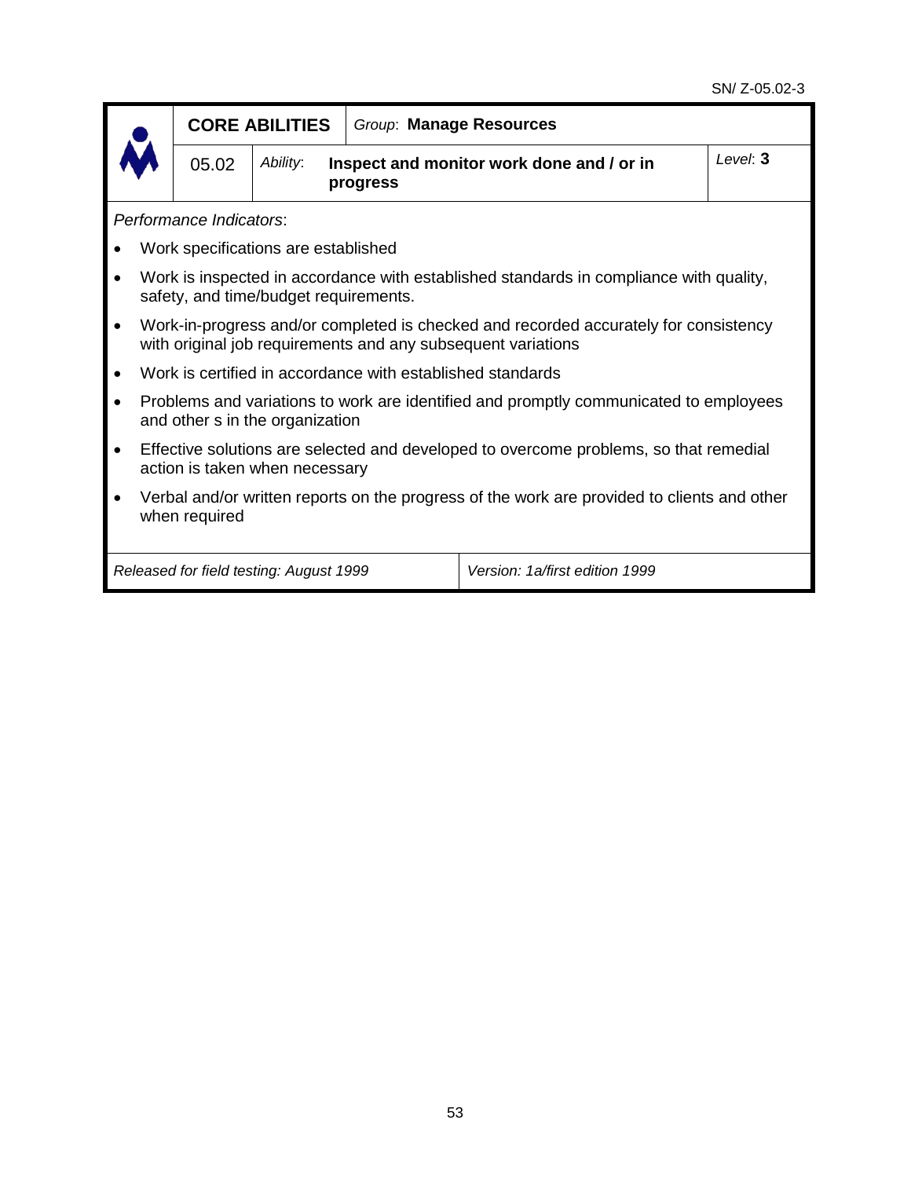SN/ Z-05.02-3

| | CORE ABILITIES | Group: **Manage Resources** | |
|---|---|---|---|
| | 05.02 | *Ability*: **Inspect and monitor work done and / or in progress** | *Level*: **3** |

*Performance Indicators*:

- Work specifications are established
- Work is inspected in accordance with established standards in compliance with quality, safety, and time/budget requirements.
- Work-in-progress and/or completed is checked and recorded accurately for consistency with original job requirements and any subsequent variations
- Work is certified in accordance with established standards
- Problems and variations to work are identified and promptly communicated to employees and other s in the organization
- Effective solutions are selected and developed to overcome problems, so that remedial action is taken when necessary
- Verbal and/or written reports on the progress of the work are provided to clients and other when required

| *Released for field testing: August 1999* | *Version: 1a/first edition 1999* |
|---|---|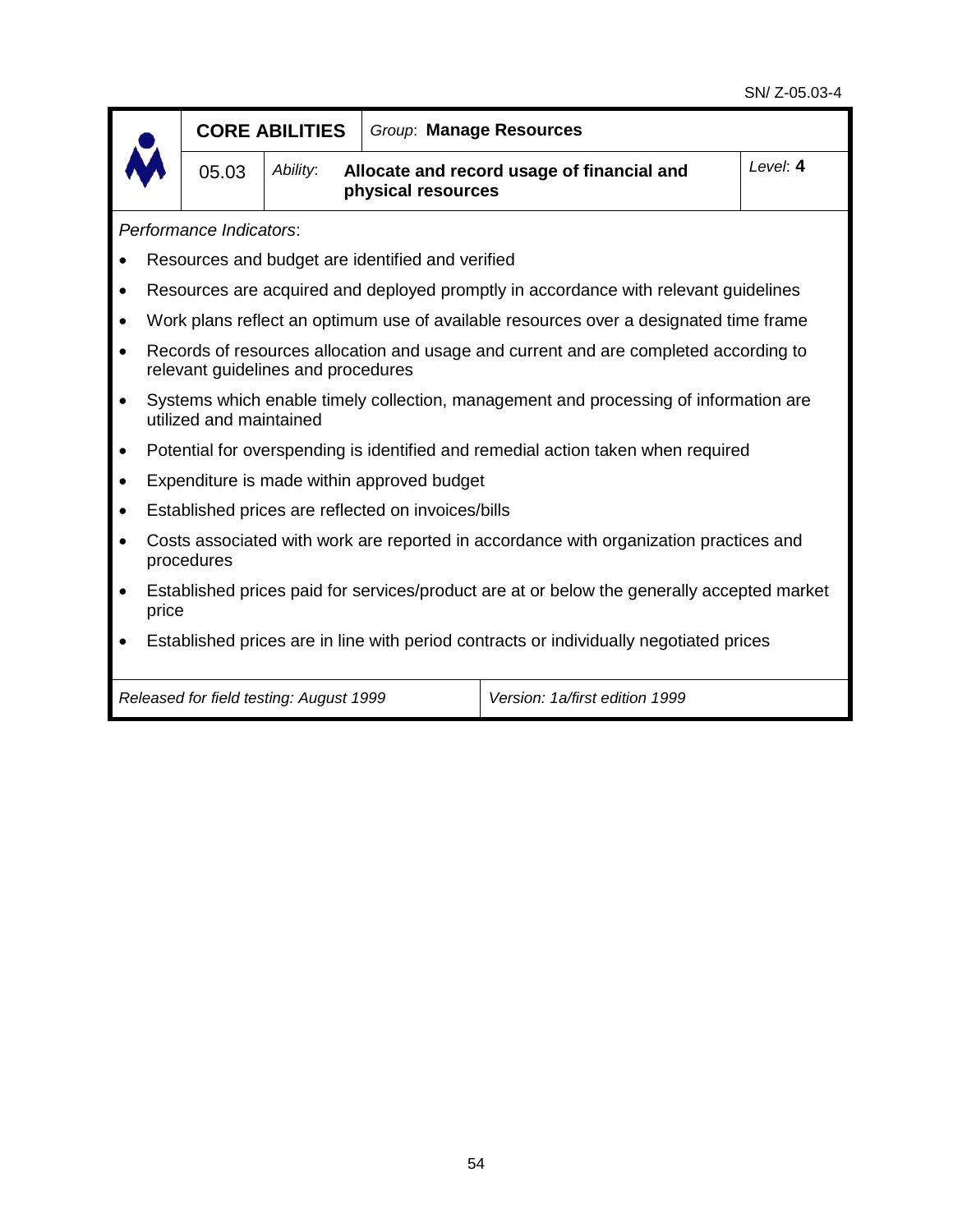SN/ Z-05.03-4

| CORE ABILITIES | | Group: **Manage Resources** | |
|---|---|---|---|
| 05.03 | *Ability*: | **Allocate and record usage of financial and physical resources** | *Level*: **4** |

*Performance Indicators*:

- Resources and budget are identified and verified
- Resources are acquired and deployed promptly in accordance with relevant guidelines
- Work plans reflect an optimum use of available resources over a designated time frame
- Records of resources allocation and usage and current and are completed according to relevant guidelines and procedures
- Systems which enable timely collection, management and processing of information are utilized and maintained
- Potential for overspending is identified and remedial action taken when required
- Expenditure is made within approved budget
- Established prices are reflected on invoices/bills
- Costs associated with work are reported in accordance with organization practices and procedures
- Established prices paid for services/product are at or below the generally accepted market price
- Established prices are in line with period contracts or individually negotiated prices

| *Released for field testing: August 1999* | *Version: 1a/first edition 1999* |
|---|---|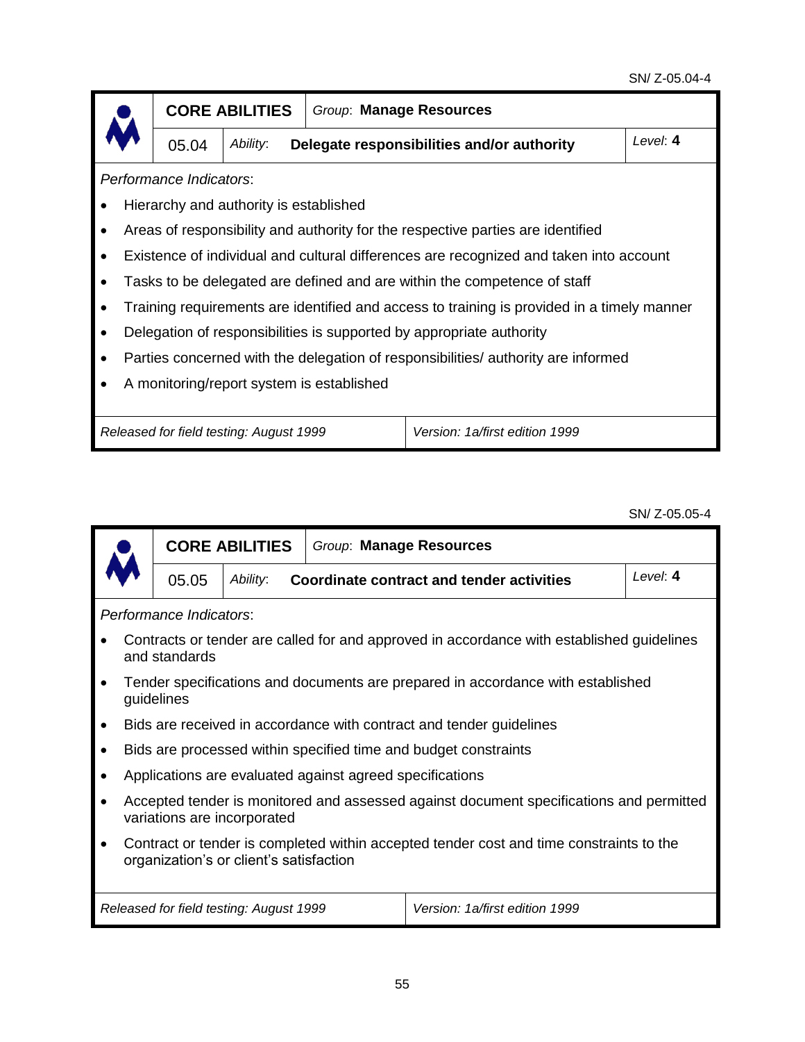SN/ Z-05.04-4

| CORE ABILITIES | Group: **Manage Resources** | |
|---|---|---|
| 05.04 | Ability: **Delegate responsibilities and/or authority** | Level: **4** |

*Performance Indicators*:

- Hierarchy and authority is established
- Areas of responsibility and authority for the respective parties are identified
- Existence of individual and cultural differences are recognized and taken into account
- Tasks to be delegated are defined and are within the competence of staff
- Training requirements are identified and access to training is provided in a timely manner
- Delegation of responsibilities is supported by appropriate authority
- Parties concerned with the delegation of responsibilities/ authority are informed
- A monitoring/report system is established

| *Released for field testing: August 1999* | *Version: 1a/first edition 1999* |
|---|---|

SN/ Z-05.05-4

| CORE ABILITIES | Group: **Manage Resources** | |
|---|---|---|
| 05.05 | Ability: **Coordinate contract and tender activities** | Level: **4** |

*Performance Indicators*:

- Contracts or tender are called for and approved in accordance with established guidelines and standards
- Tender specifications and documents are prepared in accordance with established guidelines
- Bids are received in accordance with contract and tender guidelines
- Bids are processed within specified time and budget constraints
- Applications are evaluated against agreed specifications
- Accepted tender is monitored and assessed against document specifications and permitted variations are incorporated
- Contract or tender is completed within accepted tender cost and time constraints to the organization's or client's satisfaction

| *Released for field testing: August 1999* | *Version: 1a/first edition 1999* |
|---|---|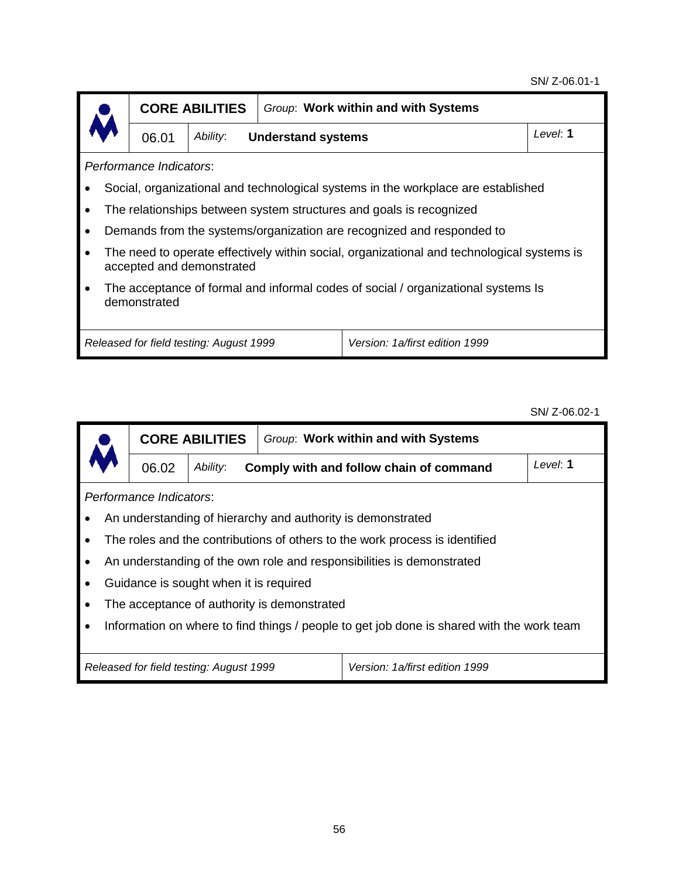SN/ Z-06.01-1

| CORE ABILITIES | Group: **Work within and with Systems** | |
|---|---|---|
| 06.01 | *Ability*: **Understand systems** | *Level*: **1** |

*Performance Indicators*:

- Social, organizational and technological systems in the workplace are established
- The relationships between system structures and goals is recognized
- Demands from the systems/organization are recognized and responded to
- The need to operate effectively within social, organizational and technological systems is accepted and demonstrated
- The acceptance of formal and informal codes of social / organizational systems Is demonstrated

| *Released for field testing: August 1999* | *Version: 1a/first edition 1999* |
|---|---|

SN/ Z-06.02-1

| CORE ABILITIES | Group: **Work within and with Systems** | |
|---|---|---|
| 06.02 | *Ability*: **Comply with and follow chain of command** | *Level*: **1** |

*Performance Indicators*:

- An understanding of hierarchy and authority is demonstrated
- The roles and the contributions of others to the work process is identified
- An understanding of the own role and responsibilities is demonstrated
- Guidance is sought when it is required
- The acceptance of authority is demonstrated
- Information on where to find things / people to get job done is shared with the work team

| *Released for field testing: August 1999* | *Version: 1a/first edition 1999* |
|---|---|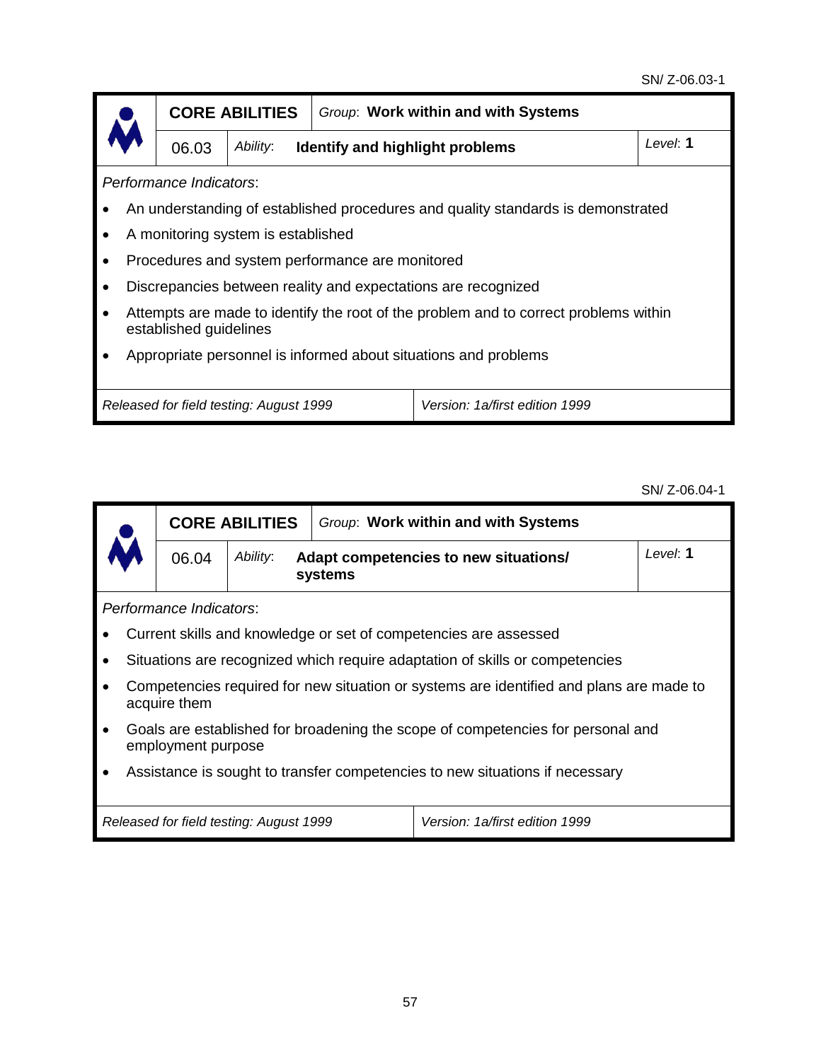SN/ Z-06.03-1

| CORE ABILITIES | | *Group*: **Work within and with Systems** | |
|---|---|---|---|
| 06.03 | *Ability*: | **Identify and highlight problems** | *Level*: **1** |

*Performance Indicators*:

- An understanding of established procedures and quality standards is demonstrated
- A monitoring system is established
- Procedures and system performance are monitored
- Discrepancies between reality and expectations are recognized
- Attempts are made to identify the root of the problem and to correct problems within established guidelines
- Appropriate personnel is informed about situations and problems

| *Released for field testing: August 1999* | *Version: 1a/first edition 1999* |
|---|---|

SN/ Z-06.04-1

| CORE ABILITIES | | *Group*: **Work within and with Systems** | |
|---|---|---|---|
| 06.04 | *Ability*: | **Adapt competencies to new situations/ systems** | *Level*: **1** |

*Performance Indicators*:

- Current skills and knowledge or set of competencies are assessed
- Situations are recognized which require adaptation of skills or competencies
- Competencies required for new situation or systems are identified and plans are made to acquire them
- Goals are established for broadening the scope of competencies for personal and employment purpose
- Assistance is sought to transfer competencies to new situations if necessary

| *Released for field testing: August 1999* | *Version: 1a/first edition 1999* |
|---|---|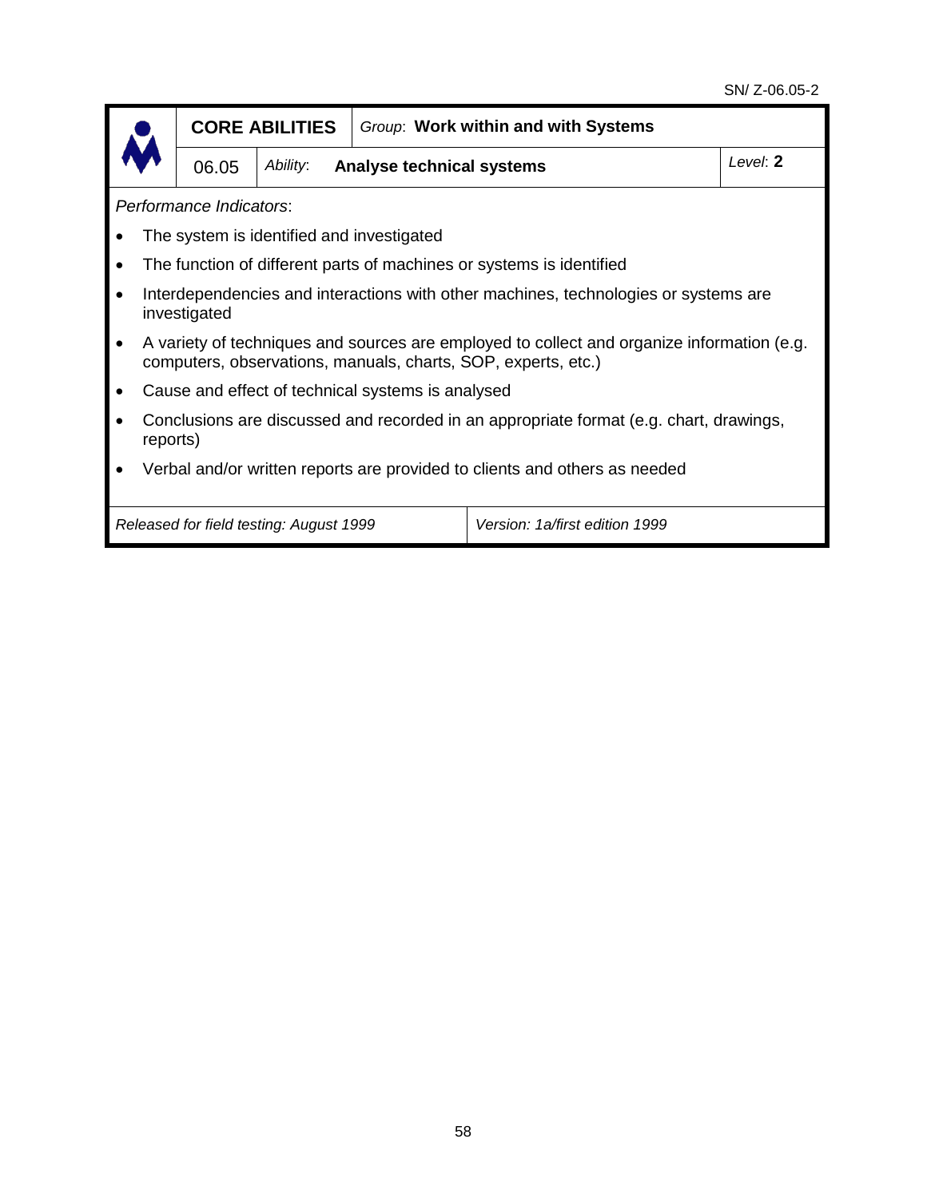SN/ Z-06.05-2

| CORE ABILITIES | | *Group*: **Work within and with Systems** | |
|---|---|---|---|
| 06.05 | *Ability*: | **Analyse technical systems** | *Level*: **2** |

*Performance Indicators*:

- The system is identified and investigated
- The function of different parts of machines or systems is identified
- Interdependencies and interactions with other machines, technologies or systems are investigated
- A variety of techniques and sources are employed to collect and organize information (e.g. computers, observations, manuals, charts, SOP, experts, etc.)
- Cause and effect of technical systems is analysed
- Conclusions are discussed and recorded in an appropriate format (e.g. chart, drawings, reports)
- Verbal and/or written reports are provided to clients and others as needed

| *Released for field testing: August 1999* | *Version: 1a/first edition 1999* |
|---|---|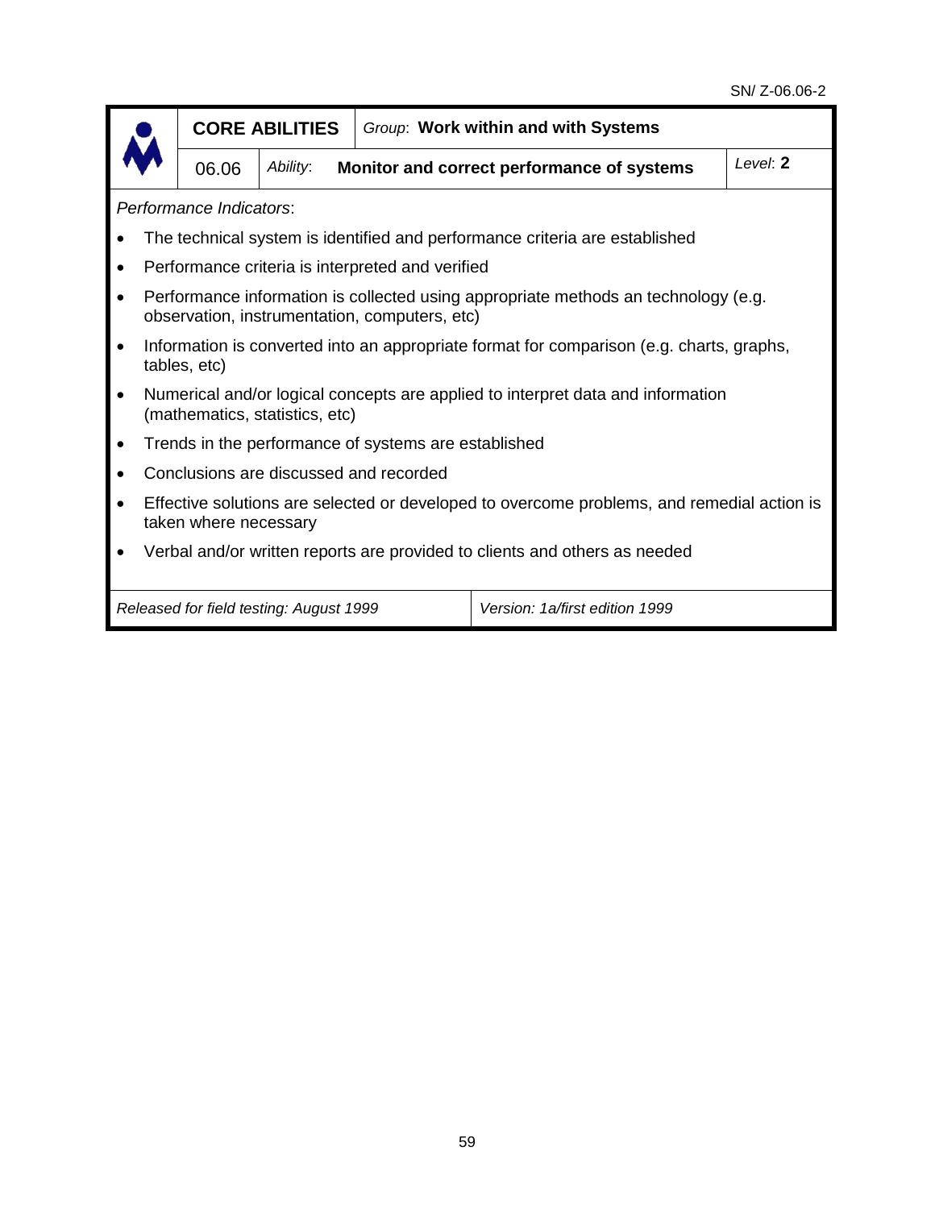SN/ Z-06.06-2

| CORE ABILITIES | | *Group*: **Work within and with Systems** | |
|---|---|---|---|
| 06.06 | *Ability*: | **Monitor and correct performance of systems** | *Level*: **2** |

*Performance Indicators*:

- The technical system is identified and performance criteria are established
- Performance criteria is interpreted and verified
- Performance information is collected using appropriate methods an technology (e.g. observation, instrumentation, computers, etc)
- Information is converted into an appropriate format for comparison (e.g. charts, graphs, tables, etc)
- Numerical and/or logical concepts are applied to interpret data and information (mathematics, statistics, etc)
- Trends in the performance of systems are established
- Conclusions are discussed and recorded
- Effective solutions are selected or developed to overcome problems, and remedial action is taken where necessary
- Verbal and/or written reports are provided to clients and others as needed

| *Released for field testing: August 1999* | *Version: 1a/first edition 1999* |
|---|---|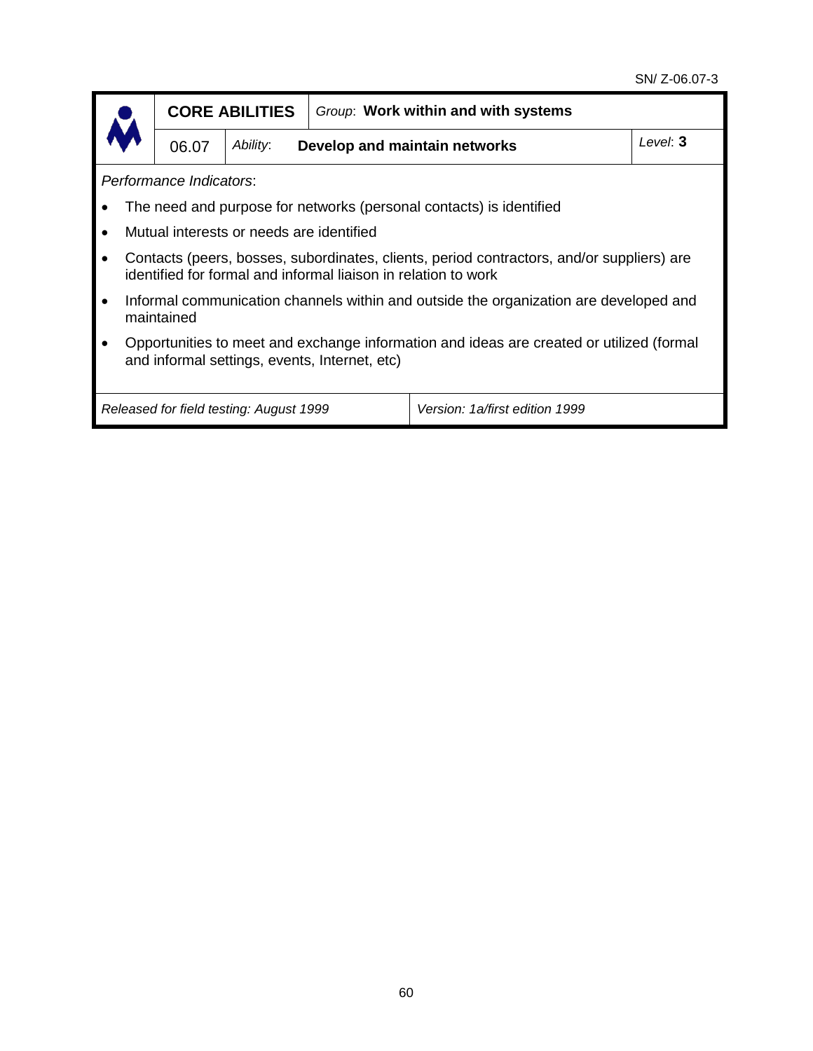SN/ Z-06.07-3

| | **CORE ABILITIES** | | *Group*: **Work within and with systems** | |
|---|---|---|---|---|
| | 06.07 | *Ability*: | **Develop and maintain networks** | *Level*: **3** |

*Performance Indicators*:

- The need and purpose for networks (personal contacts) is identified
- Mutual interests or needs are identified
- Contacts (peers, bosses, subordinates, clients, period contractors, and/or suppliers) are identified for formal and informal liaison in relation to work
- Informal communication channels within and outside the organization are developed and maintained
- Opportunities to meet and exchange information and ideas are created or utilized (formal and informal settings, events, Internet, etc)

| *Released for field testing: August 1999* | *Version: 1a/first edition 1999* |
|---|---|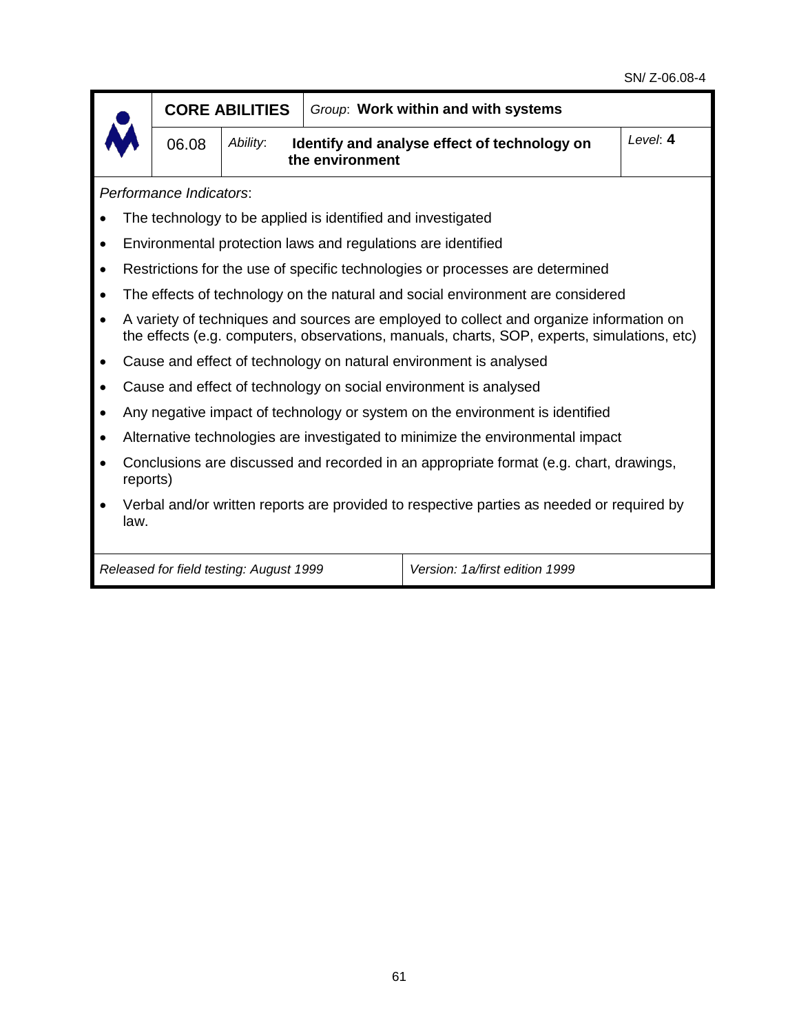SN/ Z-06.08-4

| **CORE ABILITIES** | | *Group*: **Work within and with systems** | |
|---|---|---|---|
| 06.08 | *Ability*: | **Identify and analyse effect of technology on the environment** | *Level*: **4** |

*Performance Indicators*:

- The technology to be applied is identified and investigated
- Environmental protection laws and regulations are identified
- Restrictions for the use of specific technologies or processes are determined
- The effects of technology on the natural and social environment are considered
- A variety of techniques and sources are employed to collect and organize information on the effects (e.g. computers, observations, manuals, charts, SOP, experts, simulations, etc)
- Cause and effect of technology on natural environment is analysed
- Cause and effect of technology on social environment is analysed
- Any negative impact of technology or system on the environment is identified
- Alternative technologies are investigated to minimize the environmental impact
- Conclusions are discussed and recorded in an appropriate format (e.g. chart, drawings, reports)
- Verbal and/or written reports are provided to respective parties as needed or required by law.

| *Released for field testing: August 1999* | *Version: 1a/first edition 1999* |
|---|---|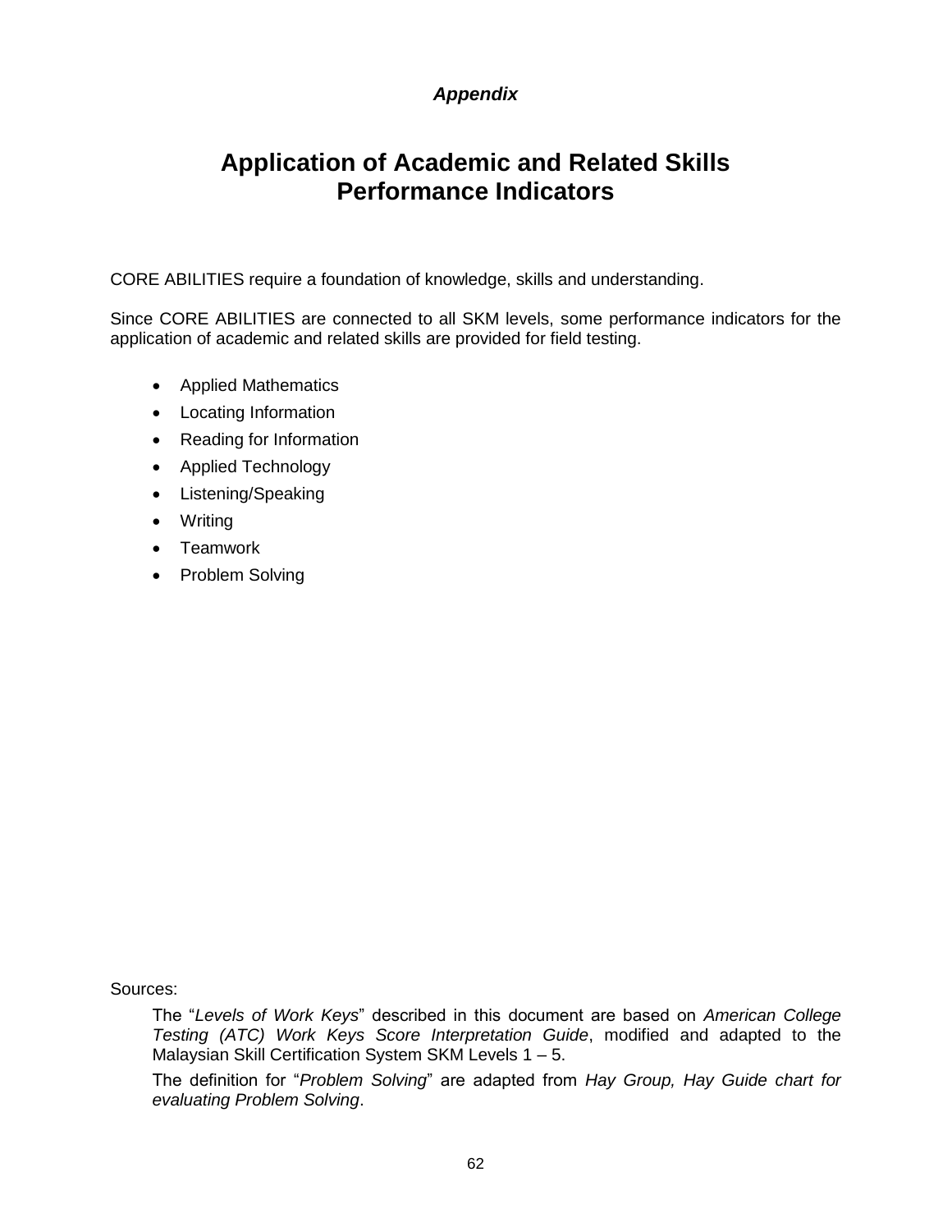*Appendix*

# Application of Academic and Related Skills Performance Indicators

CORE ABILITIES require a foundation of knowledge, skills and understanding.

Since CORE ABILITIES are connected to all SKM levels, some performance indicators for the application of academic and related skills are provided for field testing.

- Applied Mathematics
- Locating Information
- Reading for Information
- Applied Technology
- Listening/Speaking
- Writing
- Teamwork
- Problem Solving

Sources:

The "*Levels of Work Keys*" described in this document are based on *American College Testing (ATC) Work Keys Score Interpretation Guide*, modified and adapted to the Malaysian Skill Certification System SKM Levels 1 – 5.

The definition for "*Problem Solving*" are adapted from *Hay Group, Hay Guide chart for evaluating Problem Solving*.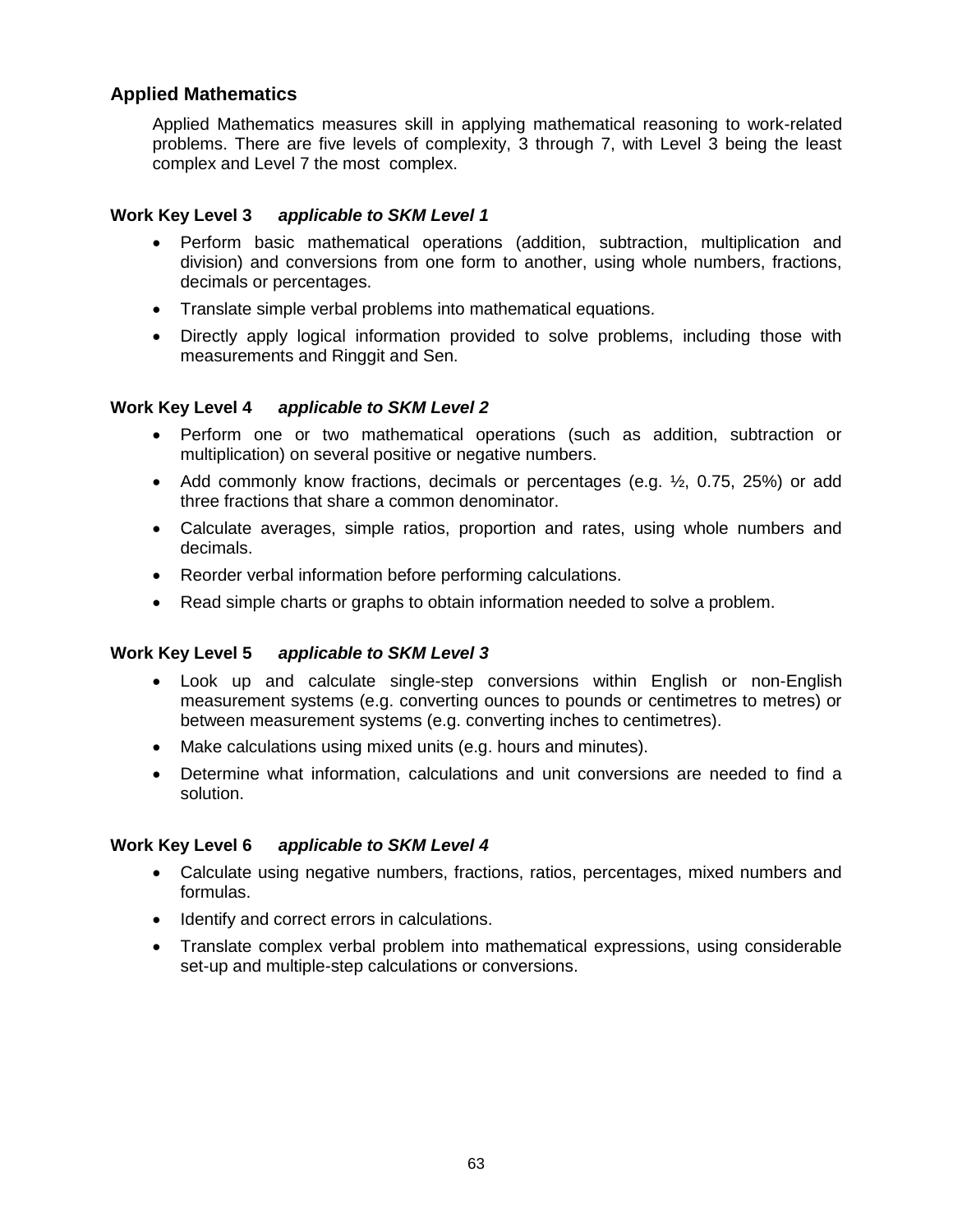## Applied Mathematics

Applied Mathematics measures skill in applying mathematical reasoning to work-related problems. There are five levels of complexity, 3 through 7, with Level 3 being the least complex and Level 7 the most complex.

### Work Key Level 3 *applicable to SKM Level 1*

- Perform basic mathematical operations (addition, subtraction, multiplication and division) and conversions from one form to another, using whole numbers, fractions, decimals or percentages.
- Translate simple verbal problems into mathematical equations.
- Directly apply logical information provided to solve problems, including those with measurements and Ringgit and Sen.

### Work Key Level 4 *applicable to SKM Level 2*

- Perform one or two mathematical operations (such as addition, subtraction or multiplication) on several positive or negative numbers.
- Add commonly know fractions, decimals or percentages (e.g. ½, 0.75, 25%) or add three fractions that share a common denominator.
- Calculate averages, simple ratios, proportion and rates, using whole numbers and decimals.
- Reorder verbal information before performing calculations.
- Read simple charts or graphs to obtain information needed to solve a problem.

### Work Key Level 5 *applicable to SKM Level 3*

- Look up and calculate single-step conversions within English or non-English measurement systems (e.g. converting ounces to pounds or centimetres to metres) or between measurement systems (e.g. converting inches to centimetres).
- Make calculations using mixed units (e.g. hours and minutes).
- Determine what information, calculations and unit conversions are needed to find a solution.

### Work Key Level 6 *applicable to SKM Level 4*

- Calculate using negative numbers, fractions, ratios, percentages, mixed numbers and formulas.
- Identify and correct errors in calculations.
- Translate complex verbal problem into mathematical expressions, using considerable set-up and multiple-step calculations or conversions.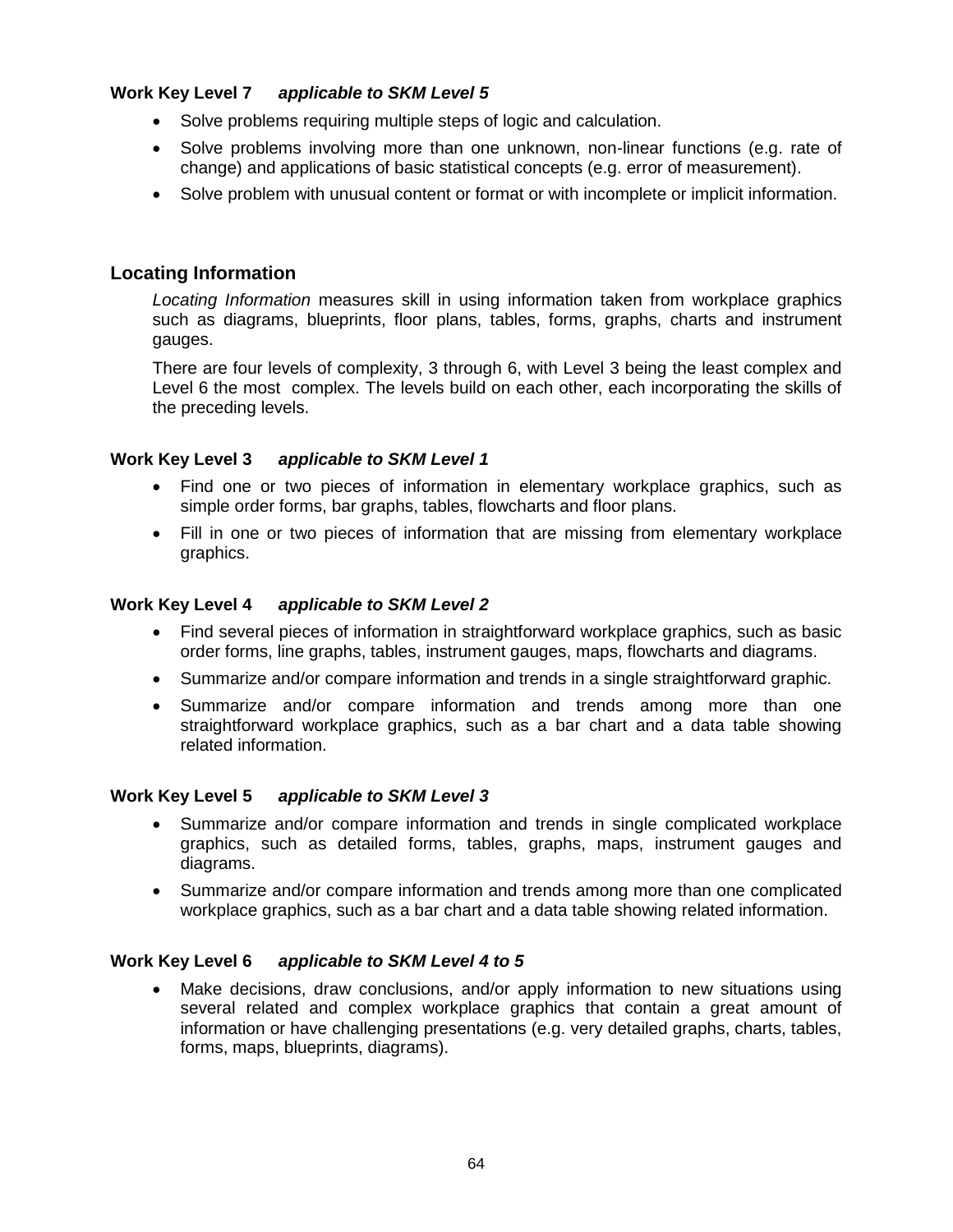**Work Key Level 7** ***applicable to SKM Level 5***

- Solve problems requiring multiple steps of logic and calculation.
- Solve problems involving more than one unknown, non-linear functions (e.g. rate of change) and applications of basic statistical concepts (e.g. error of measurement).
- Solve problem with unusual content or format or with incomplete or implicit information.

## Locating Information

*Locating Information* measures skill in using information taken from workplace graphics such as diagrams, blueprints, floor plans, tables, forms, graphs, charts and instrument gauges.

There are four levels of complexity, 3 through 6, with Level 3 being the least complex and Level 6 the most complex. The levels build on each other, each incorporating the skills of the preceding levels.

**Work Key Level 3** ***applicable to SKM Level 1***

- Find one or two pieces of information in elementary workplace graphics, such as simple order forms, bar graphs, tables, flowcharts and floor plans.
- Fill in one or two pieces of information that are missing from elementary workplace graphics.

**Work Key Level 4** ***applicable to SKM Level 2***

- Find several pieces of information in straightforward workplace graphics, such as basic order forms, line graphs, tables, instrument gauges, maps, flowcharts and diagrams.
- Summarize and/or compare information and trends in a single straightforward graphic.
- Summarize and/or compare information and trends among more than one straightforward workplace graphics, such as a bar chart and a data table showing related information.

**Work Key Level 5** ***applicable to SKM Level 3***

- Summarize and/or compare information and trends in single complicated workplace graphics, such as detailed forms, tables, graphs, maps, instrument gauges and diagrams.
- Summarize and/or compare information and trends among more than one complicated workplace graphics, such as a bar chart and a data table showing related information.

**Work Key Level 6** ***applicable to SKM Level 4 to 5***

- Make decisions, draw conclusions, and/or apply information to new situations using several related and complex workplace graphics that contain a great amount of information or have challenging presentations (e.g. very detailed graphs, charts, tables, forms, maps, blueprints, diagrams).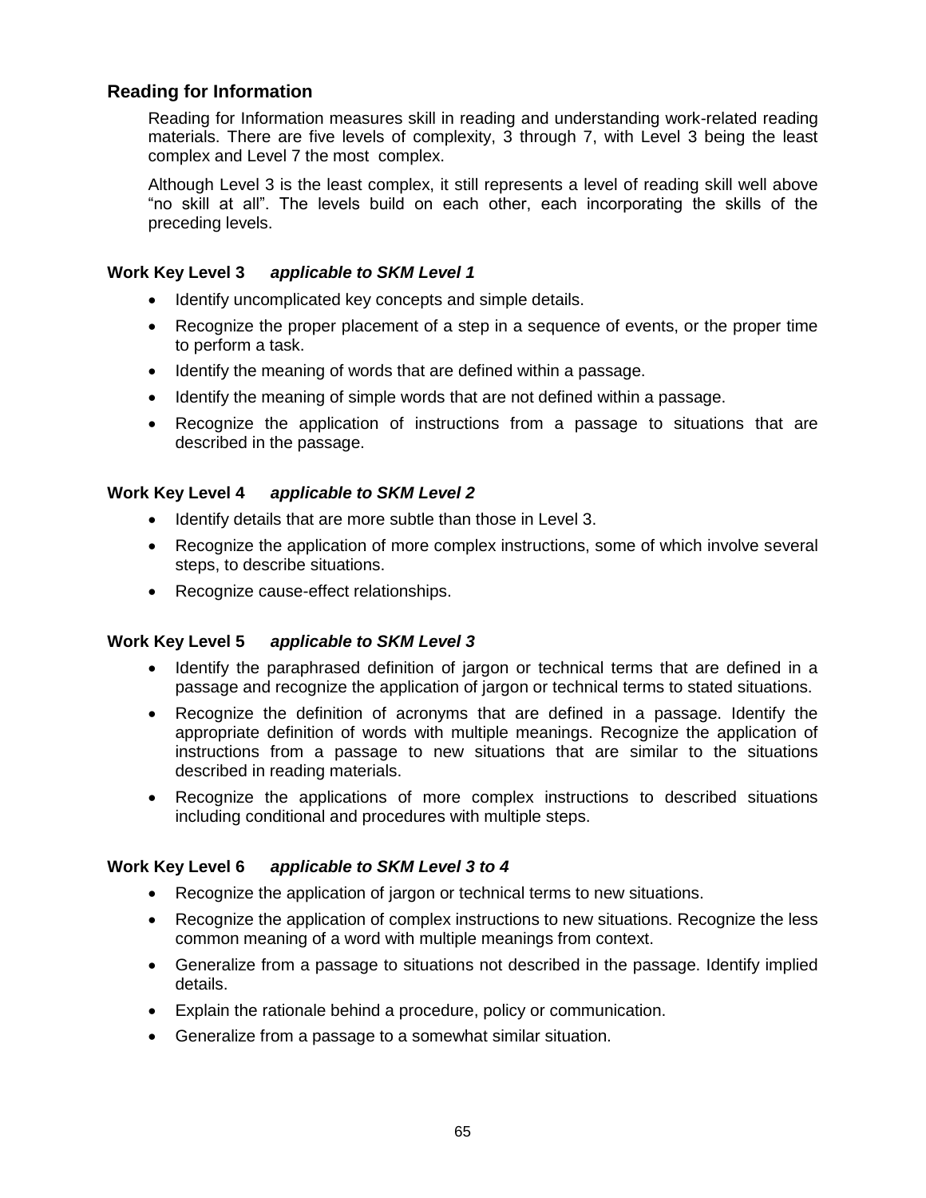## Reading for Information

Reading for Information measures skill in reading and understanding work-related reading materials. There are five levels of complexity, 3 through 7, with Level 3 being the least complex and Level 7 the most complex.

Although Level 3 is the least complex, it still represents a level of reading skill well above "no skill at all". The levels build on each other, each incorporating the skills of the preceding levels.

### Work Key Level 3 *applicable to SKM Level 1*

- Identify uncomplicated key concepts and simple details.
- Recognize the proper placement of a step in a sequence of events, or the proper time to perform a task.
- Identify the meaning of words that are defined within a passage.
- Identify the meaning of simple words that are not defined within a passage.
- Recognize the application of instructions from a passage to situations that are described in the passage.

### Work Key Level 4 *applicable to SKM Level 2*

- Identify details that are more subtle than those in Level 3.
- Recognize the application of more complex instructions, some of which involve several steps, to describe situations.
- Recognize cause-effect relationships.

### Work Key Level 5 *applicable to SKM Level 3*

- Identify the paraphrased definition of jargon or technical terms that are defined in a passage and recognize the application of jargon or technical terms to stated situations.
- Recognize the definition of acronyms that are defined in a passage. Identify the appropriate definition of words with multiple meanings. Recognize the application of instructions from a passage to new situations that are similar to the situations described in reading materials.
- Recognize the applications of more complex instructions to described situations including conditional and procedures with multiple steps.

### Work Key Level 6 *applicable to SKM Level 3 to 4*

- Recognize the application of jargon or technical terms to new situations.
- Recognize the application of complex instructions to new situations. Recognize the less common meaning of a word with multiple meanings from context.
- Generalize from a passage to situations not described in the passage. Identify implied details.
- Explain the rationale behind a procedure, policy or communication.
- Generalize from a passage to a somewhat similar situation.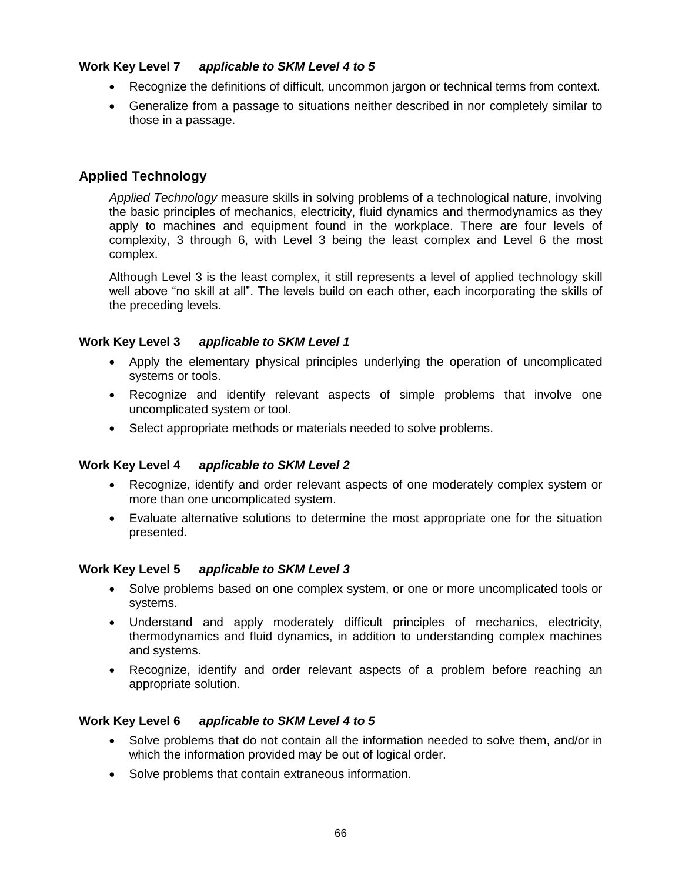**Work Key Level 7** ***applicable to SKM Level 4 to 5***

- Recognize the definitions of difficult, uncommon jargon or technical terms from context.
- Generalize from a passage to situations neither described in nor completely similar to those in a passage.

## Applied Technology

*Applied Technology* measure skills in solving problems of a technological nature, involving the basic principles of mechanics, electricity, fluid dynamics and thermodynamics as they apply to machines and equipment found in the workplace. There are four levels of complexity, 3 through 6, with Level 3 being the least complex and Level 6 the most complex.

Although Level 3 is the least complex, it still represents a level of applied technology skill well above "no skill at all". The levels build on each other, each incorporating the skills of the preceding levels.

**Work Key Level 3** ***applicable to SKM Level 1***

- Apply the elementary physical principles underlying the operation of uncomplicated systems or tools.
- Recognize and identify relevant aspects of simple problems that involve one uncomplicated system or tool.
- Select appropriate methods or materials needed to solve problems.

**Work Key Level 4** ***applicable to SKM Level 2***

- Recognize, identify and order relevant aspects of one moderately complex system or more than one uncomplicated system.
- Evaluate alternative solutions to determine the most appropriate one for the situation presented.

**Work Key Level 5** ***applicable to SKM Level 3***

- Solve problems based on one complex system, or one or more uncomplicated tools or systems.
- Understand and apply moderately difficult principles of mechanics, electricity, thermodynamics and fluid dynamics, in addition to understanding complex machines and systems.
- Recognize, identify and order relevant aspects of a problem before reaching an appropriate solution.

**Work Key Level 6** ***applicable to SKM Level 4 to 5***

- Solve problems that do not contain all the information needed to solve them, and/or in which the information provided may be out of logical order.
- Solve problems that contain extraneous information.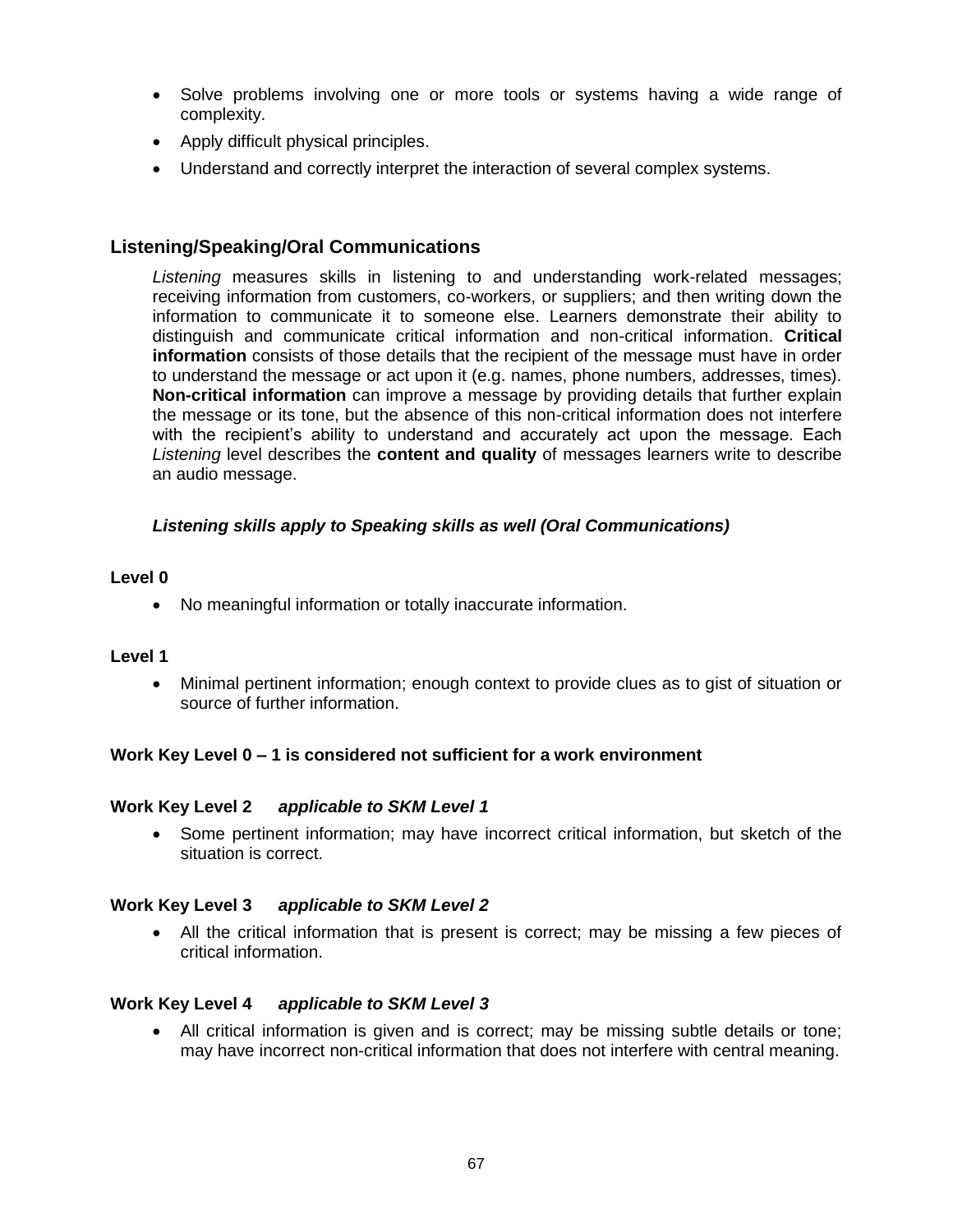- Solve problems involving one or more tools or systems having a wide range of complexity.
- Apply difficult physical principles.
- Understand and correctly interpret the interaction of several complex systems.

## Listening/Speaking/Oral Communications

*Listening* measures skills in listening to and understanding work-related messages; receiving information from customers, co-workers, or suppliers; and then writing down the information to communicate it to someone else. Learners demonstrate their ability to distinguish and communicate critical information and non-critical information. **Critical information** consists of those details that the recipient of the message must have in order to understand the message or act upon it (e.g. names, phone numbers, addresses, times). **Non-critical information** can improve a message by providing details that further explain the message or its tone, but the absence of this non-critical information does not interfere with the recipient's ability to understand and accurately act upon the message. Each *Listening* level describes the **content and quality** of messages learners write to describe an audio message.

***Listening skills apply to Speaking skills as well (Oral Communications)***

**Level 0**

- No meaningful information or totally inaccurate information.

**Level 1**

- Minimal pertinent information; enough context to provide clues as to gist of situation or source of further information.

**Work Key Level 0 – 1 is considered not sufficient for a work environment**

**Work Key Level 2** ***applicable to SKM Level 1***

- Some pertinent information; may have incorrect critical information, but sketch of the situation is correct.

**Work Key Level 3** ***applicable to SKM Level 2***

- All the critical information that is present is correct; may be missing a few pieces of critical information.

**Work Key Level 4** ***applicable to SKM Level 3***

- All critical information is given and is correct; may be missing subtle details or tone; may have incorrect non-critical information that does not interfere with central meaning.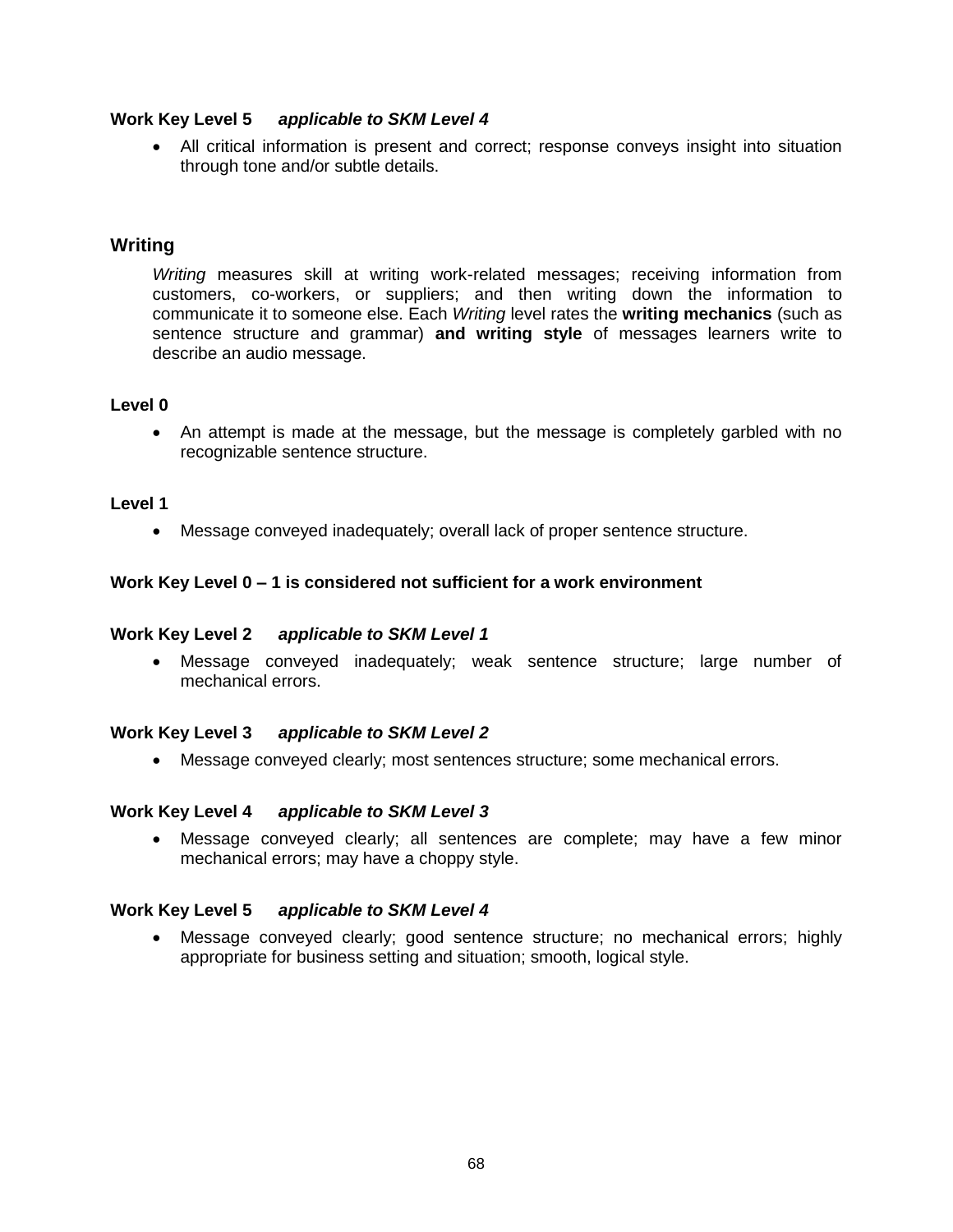**Work Key Level 5** ***applicable to SKM Level 4***

- All critical information is present and correct; response conveys insight into situation through tone and/or subtle details.

## Writing

*Writing* measures skill at writing work-related messages; receiving information from customers, co-workers, or suppliers; and then writing down the information to communicate it to someone else. Each *Writing* level rates the **writing mechanics** (such as sentence structure and grammar) **and writing style** of messages learners write to describe an audio message.

**Level 0**

- An attempt is made at the message, but the message is completely garbled with no recognizable sentence structure.

**Level 1**

- Message conveyed inadequately; overall lack of proper sentence structure.

**Work Key Level 0 – 1 is considered not sufficient for a work environment**

**Work Key Level 2** ***applicable to SKM Level 1***

- Message conveyed inadequately; weak sentence structure; large number of mechanical errors.

**Work Key Level 3** ***applicable to SKM Level 2***

- Message conveyed clearly; most sentences structure; some mechanical errors.

**Work Key Level 4** ***applicable to SKM Level 3***

- Message conveyed clearly; all sentences are complete; may have a few minor mechanical errors; may have a choppy style.

**Work Key Level 5** ***applicable to SKM Level 4***

- Message conveyed clearly; good sentence structure; no mechanical errors; highly appropriate for business setting and situation; smooth, logical style.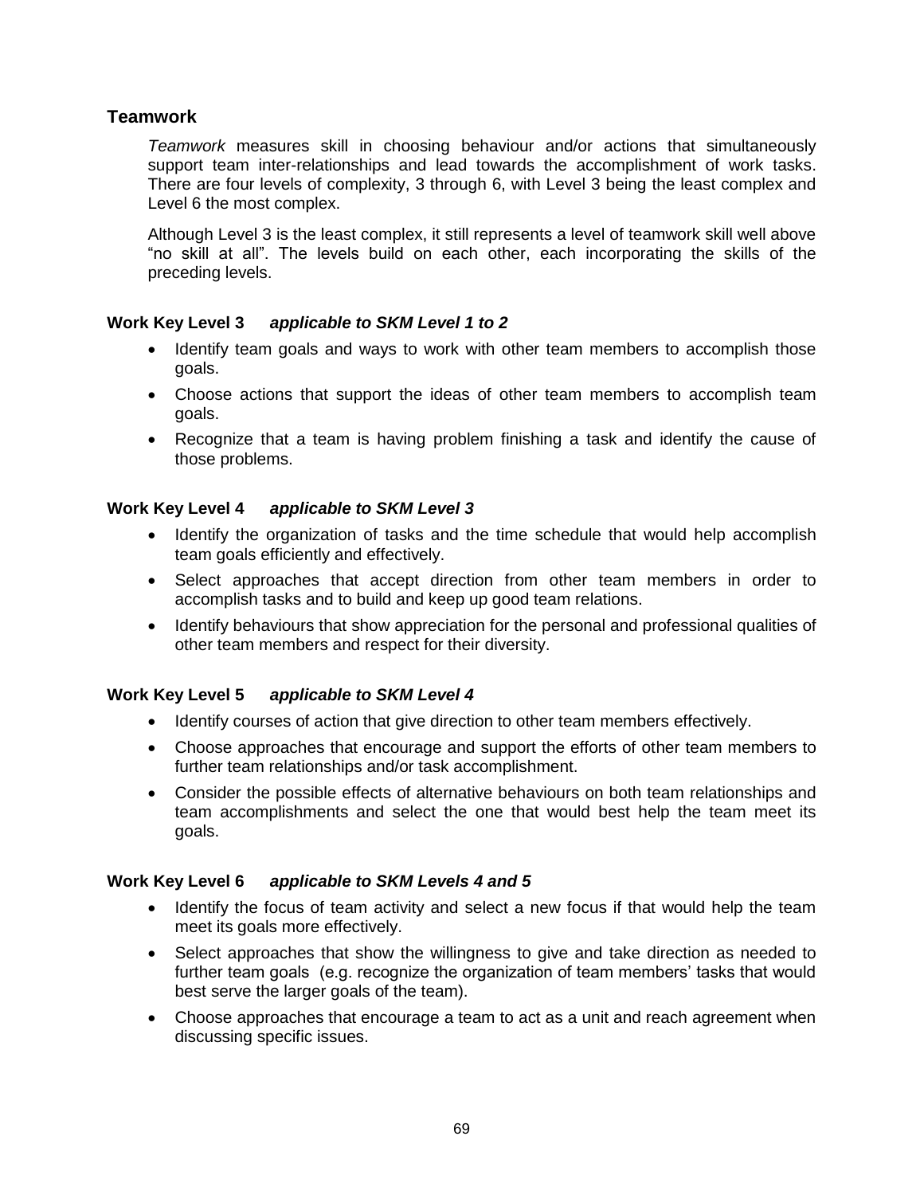## Teamwork

*Teamwork* measures skill in choosing behaviour and/or actions that simultaneously support team inter-relationships and lead towards the accomplishment of work tasks. There are four levels of complexity, 3 through 6, with Level 3 being the least complex and Level 6 the most complex.

Although Level 3 is the least complex, it still represents a level of teamwork skill well above "no skill at all". The levels build on each other, each incorporating the skills of the preceding levels.

### Work Key Level 3 *applicable to SKM Level 1 to 2*

- Identify team goals and ways to work with other team members to accomplish those goals.
- Choose actions that support the ideas of other team members to accomplish team goals.
- Recognize that a team is having problem finishing a task and identify the cause of those problems.

### Work Key Level 4 *applicable to SKM Level 3*

- Identify the organization of tasks and the time schedule that would help accomplish team goals efficiently and effectively.
- Select approaches that accept direction from other team members in order to accomplish tasks and to build and keep up good team relations.
- Identify behaviours that show appreciation for the personal and professional qualities of other team members and respect for their diversity.

### Work Key Level 5 *applicable to SKM Level 4*

- Identify courses of action that give direction to other team members effectively.
- Choose approaches that encourage and support the efforts of other team members to further team relationships and/or task accomplishment.
- Consider the possible effects of alternative behaviours on both team relationships and team accomplishments and select the one that would best help the team meet its goals.

### Work Key Level 6 *applicable to SKM Levels 4 and 5*

- Identify the focus of team activity and select a new focus if that would help the team meet its goals more effectively.
- Select approaches that show the willingness to give and take direction as needed to further team goals (e.g. recognize the organization of team members' tasks that would best serve the larger goals of the team).
- Choose approaches that encourage a team to act as a unit and reach agreement when discussing specific issues.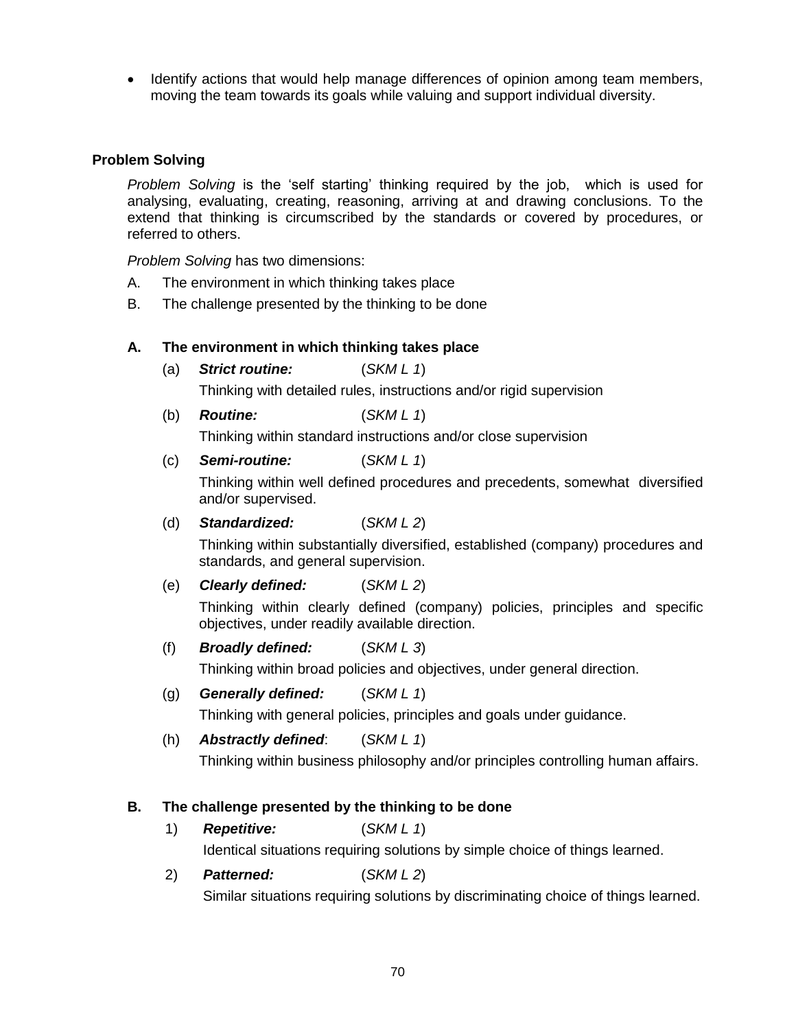- Identify actions that would help manage differences of opinion among team members, moving the team towards its goals while valuing and support individual diversity.

## Problem Solving

*Problem Solving* is the 'self starting' thinking required by the job, which is used for analysing, evaluating, creating, reasoning, arriving at and drawing conclusions. To the extend that thinking is circumscribed by the standards or covered by procedures, or referred to others.

*Problem Solving* has two dimensions:

A. The environment in which thinking takes place

B. The challenge presented by the thinking to be done

### A. The environment in which thinking takes place

(a) ***Strict routine:*** (*SKM L 1*)

Thinking with detailed rules, instructions and/or rigid supervision

(b) ***Routine:*** (*SKM L 1*)

Thinking within standard instructions and/or close supervision

(c) ***Semi-routine:*** (*SKM L 1*)

Thinking within well defined procedures and precedents, somewhat diversified and/or supervised.

(d) ***Standardized:*** (*SKM L 2*)

Thinking within substantially diversified, established (company) procedures and standards, and general supervision.

(e) ***Clearly defined:*** (*SKM L 2*)

Thinking within clearly defined (company) policies, principles and specific objectives, under readily available direction.

(f) ***Broadly defined:*** (*SKM L 3*)

Thinking within broad policies and objectives, under general direction.

(g) ***Generally defined:*** (*SKM L 1*)

Thinking with general policies, principles and goals under guidance.

(h) ***Abstractly defined***: (*SKM L 1*)

Thinking within business philosophy and/or principles controlling human affairs.

### B. The challenge presented by the thinking to be done

1) ***Repetitive:*** (*SKM L 1*)

Identical situations requiring solutions by simple choice of things learned.

2) ***Patterned:*** (*SKM L 2*)

Similar situations requiring solutions by discriminating choice of things learned.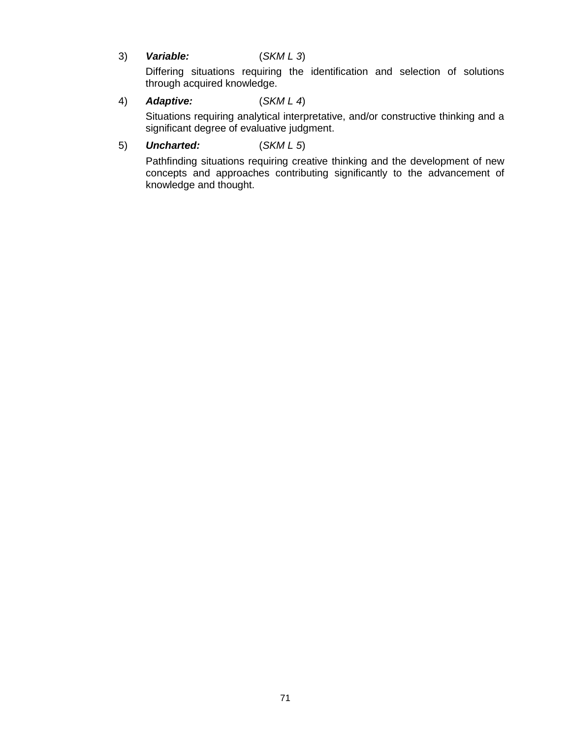3) ***Variable:*** (*SKM L 3*)

   Differing situations requiring the identification and selection of solutions through acquired knowledge.

4) ***Adaptive:*** (*SKM L 4*)

   Situations requiring analytical interpretative, and/or constructive thinking and a significant degree of evaluative judgment.

5) ***Uncharted:*** (*SKM L 5*)

   Pathfinding situations requiring creative thinking and the development of new concepts and approaches contributing significantly to the advancement of knowledge and thought.